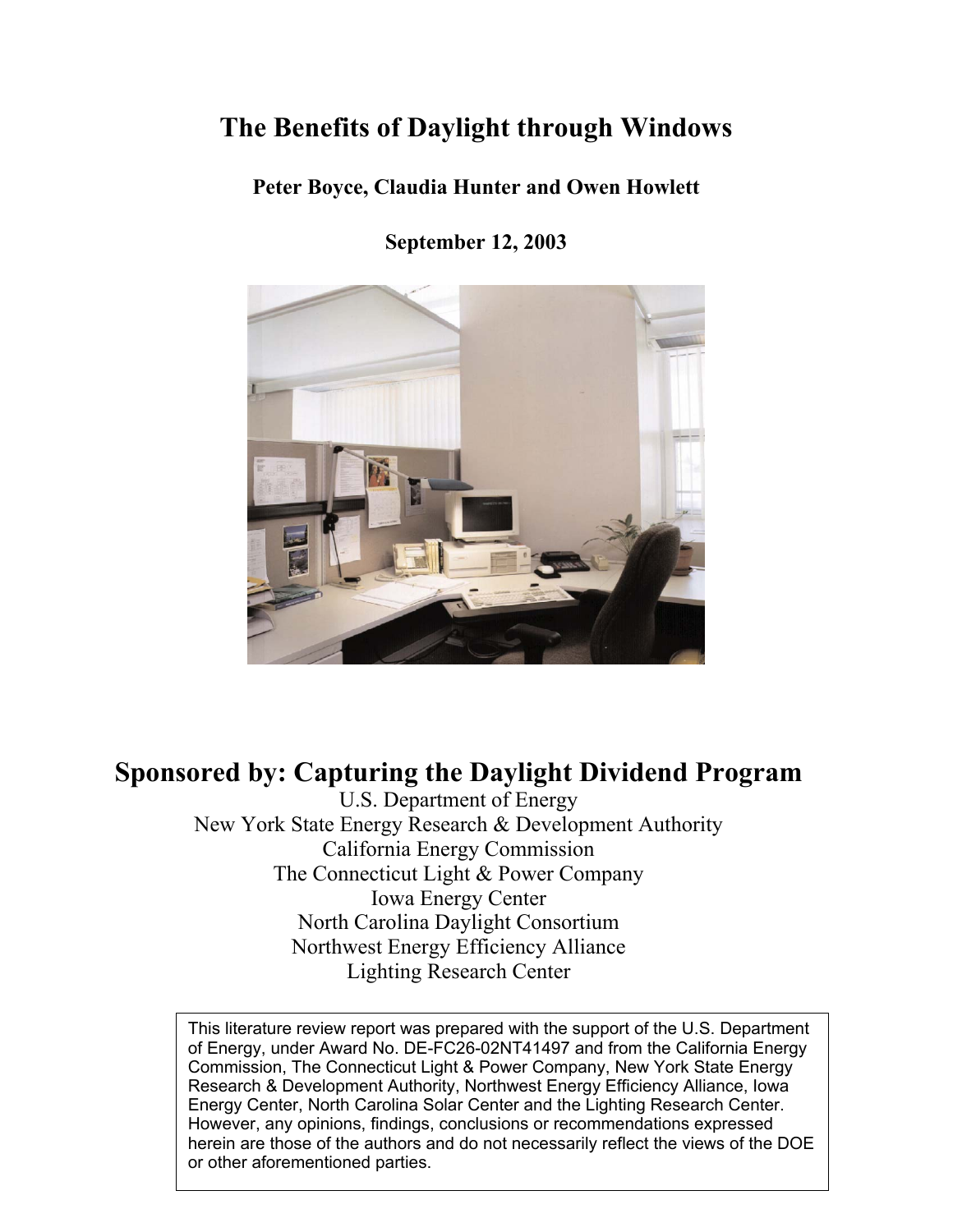# The Benefits of Daylight through Windows

**Peter Boyce, Claudia Hunter and Owen Howlett**

**September 12, 2003**

## Sponsored by: Capturing the Daylight Dividend Program

U.S. Department of Energy
New York State Energy Research & Development Authority
California Energy Commission
The Connecticut Light & Power Company
Iowa Energy Center
North Carolina Daylight Consortium
Northwest Energy Efficiency Alliance
Lighting Research Center

This literature review report was prepared with the support of the U.S. Department of Energy, under Award No. DE-FC26-02NT41497 and from the California Energy Commission, The Connecticut Light & Power Company, New York State Energy Research & Development Authority, Northwest Energy Efficiency Alliance, Iowa Energy Center, North Carolina Solar Center and the Lighting Research Center. However, any opinions, findings, conclusions or recommendations expressed herein are those of the authors and do not necessarily reflect the views of the DOE or other aforementioned parties.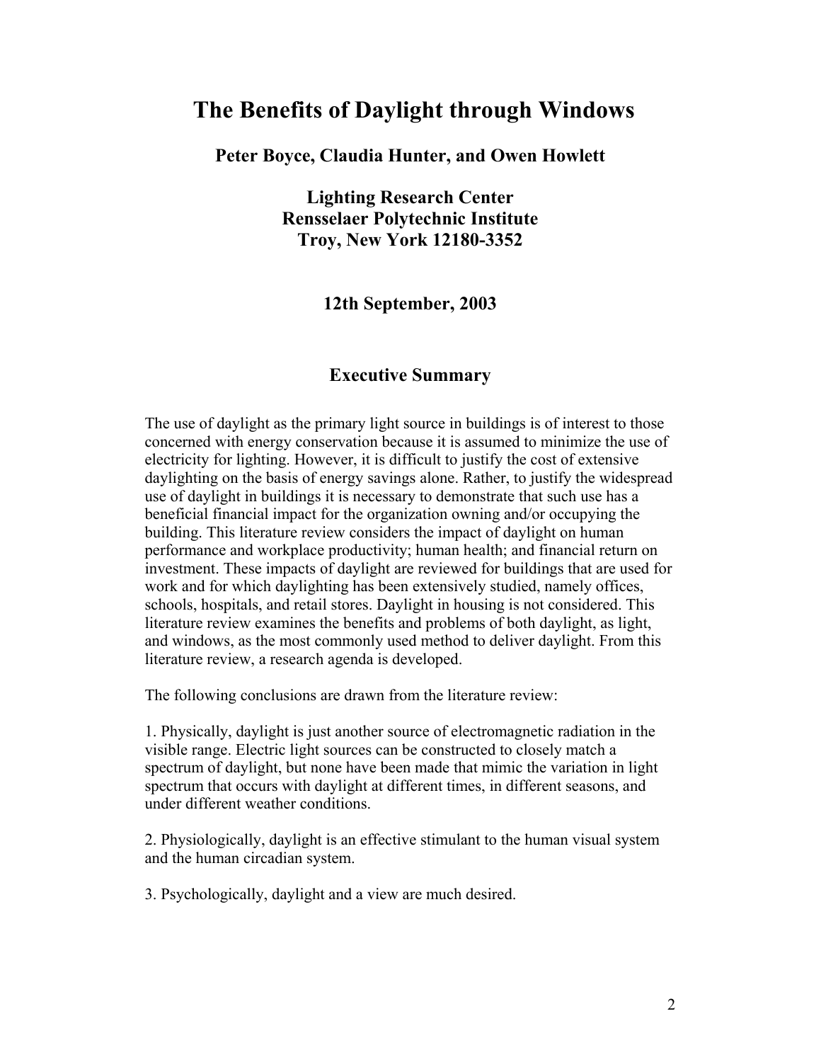# The Benefits of Daylight through Windows

**Peter Boyce, Claudia Hunter, and Owen Howlett**

**Lighting Research Center**
**Rensselaer Polytechnic Institute**
**Troy, New York 12180-3352**

**12th September, 2003**

## Executive Summary

The use of daylight as the primary light source in buildings is of interest to those concerned with energy conservation because it is assumed to minimize the use of electricity for lighting. However, it is difficult to justify the cost of extensive daylighting on the basis of energy savings alone. Rather, to justify the widespread use of daylight in buildings it is necessary to demonstrate that such use has a beneficial financial impact for the organization owning and/or occupying the building. This literature review considers the impact of daylight on human performance and workplace productivity; human health; and financial return on investment. These impacts of daylight are reviewed for buildings that are used for work and for which daylighting has been extensively studied, namely offices, schools, hospitals, and retail stores. Daylight in housing is not considered. This literature review examines the benefits and problems of both daylight, as light, and windows, as the most commonly used method to deliver daylight. From this literature review, a research agenda is developed.

The following conclusions are drawn from the literature review:

1. Physically, daylight is just another source of electromagnetic radiation in the visible range. Electric light sources can be constructed to closely match a spectrum of daylight, but none have been made that mimic the variation in light spectrum that occurs with daylight at different times, in different seasons, and under different weather conditions.

2. Physiologically, daylight is an effective stimulant to the human visual system and the human circadian system.

3. Psychologically, daylight and a view are much desired.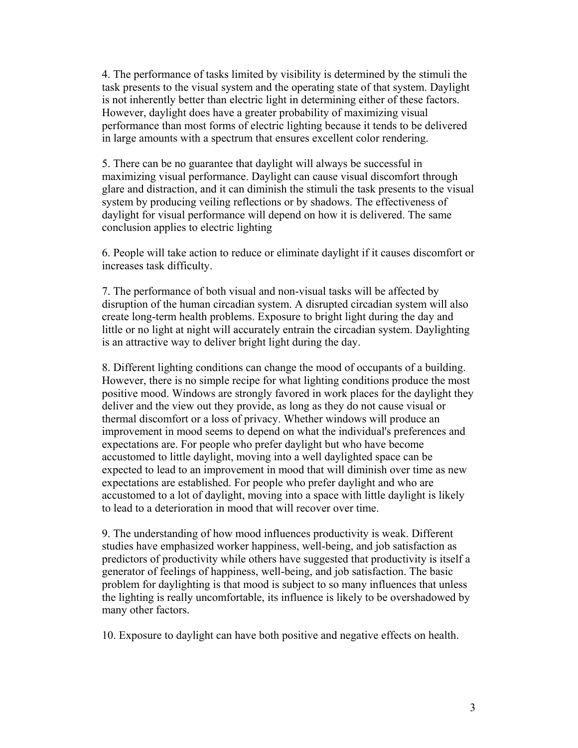4. The performance of tasks limited by visibility is determined by the stimuli the task presents to the visual system and the operating state of that system. Daylight is not inherently better than electric light in determining either of these factors. However, daylight does have a greater probability of maximizing visual performance than most forms of electric lighting because it tends to be delivered in large amounts with a spectrum that ensures excellent color rendering.

5. There can be no guarantee that daylight will always be successful in maximizing visual performance. Daylight can cause visual discomfort through glare and distraction, and it can diminish the stimuli the task presents to the visual system by producing veiling reflections or by shadows. The effectiveness of daylight for visual performance will depend on how it is delivered. The same conclusion applies to electric lighting

6. People will take action to reduce or eliminate daylight if it causes discomfort or increases task difficulty.

7. The performance of both visual and non-visual tasks will be affected by disruption of the human circadian system. A disrupted circadian system will also create long-term health problems. Exposure to bright light during the day and little or no light at night will accurately entrain the circadian system. Daylighting is an attractive way to deliver bright light during the day.

8. Different lighting conditions can change the mood of occupants of a building. However, there is no simple recipe for what lighting conditions produce the most positive mood. Windows are strongly favored in work places for the daylight they deliver and the view out they provide, as long as they do not cause visual or thermal discomfort or a loss of privacy. Whether windows will produce an improvement in mood seems to depend on what the individual's preferences and expectations are. For people who prefer daylight but who have become accustomed to little daylight, moving into a well daylighted space can be expected to lead to an improvement in mood that will diminish over time as new expectations are established. For people who prefer daylight and who are accustomed to a lot of daylight, moving into a space with little daylight is likely to lead to a deterioration in mood that will recover over time.

9. The understanding of how mood influences productivity is weak. Different studies have emphasized worker happiness, well-being, and job satisfaction as predictors of productivity while others have suggested that productivity is itself a generator of feelings of happiness, well-being, and job satisfaction. The basic problem for daylighting is that mood is subject to so many influences that unless the lighting is really uncomfortable, its influence is likely to be overshadowed by many other factors.

10. Exposure to daylight can have both positive and negative effects on health.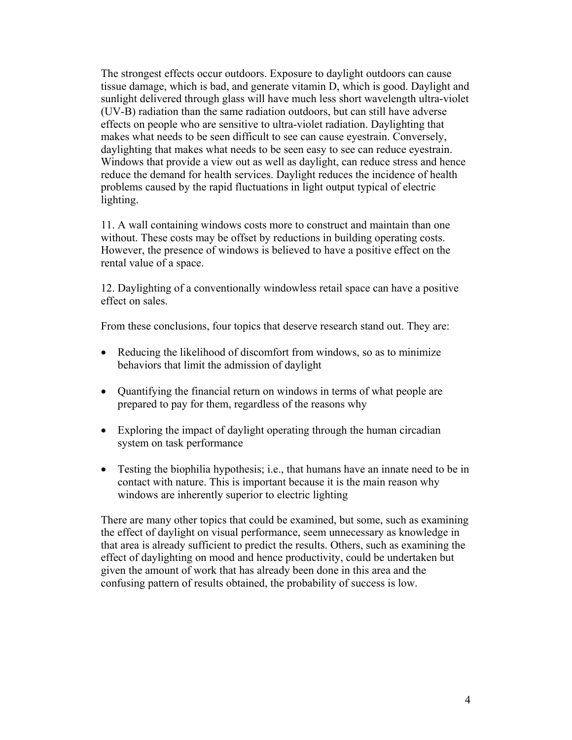The strongest effects occur outdoors. Exposure to daylight outdoors can cause tissue damage, which is bad, and generate vitamin D, which is good. Daylight and sunlight delivered through glass will have much less short wavelength ultra-violet (UV-B) radiation than the same radiation outdoors, but can still have adverse effects on people who are sensitive to ultra-violet radiation. Daylighting that makes what needs to be seen difficult to see can cause eyestrain. Conversely, daylighting that makes what needs to be seen easy to see can reduce eyestrain. Windows that provide a view out as well as daylight, can reduce stress and hence reduce the demand for health services. Daylight reduces the incidence of health problems caused by the rapid fluctuations in light output typical of electric lighting.

11. A wall containing windows costs more to construct and maintain than one without. These costs may be offset by reductions in building operating costs. However, the presence of windows is believed to have a positive effect on the rental value of a space.

12. Daylighting of a conventionally windowless retail space can have a positive effect on sales.

From these conclusions, four topics that deserve research stand out. They are:

- Reducing the likelihood of discomfort from windows, so as to minimize behaviors that limit the admission of daylight
- Quantifying the financial return on windows in terms of what people are prepared to pay for them, regardless of the reasons why
- Exploring the impact of daylight operating through the human circadian system on task performance
- Testing the biophilia hypothesis; i.e., that humans have an innate need to be in contact with nature. This is important because it is the main reason why windows are inherently superior to electric lighting

There are many other topics that could be examined, but some, such as examining the effect of daylight on visual performance, seem unnecessary as knowledge in that area is already sufficient to predict the results. Others, such as examining the effect of daylighting on mood and hence productivity, could be undertaken but given the amount of work that has already been done in this area and the confusing pattern of results obtained, the probability of success is low.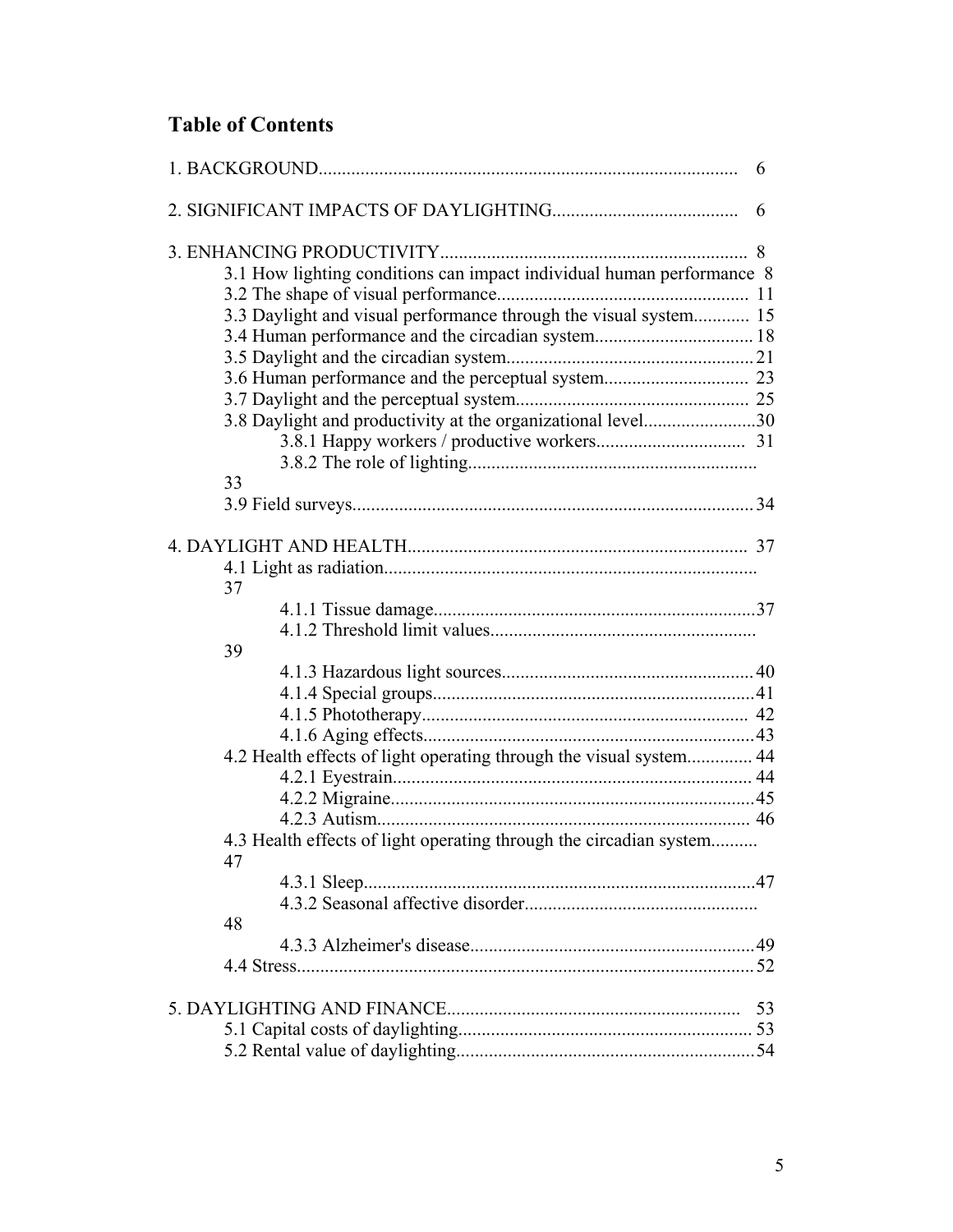# Table of Contents

1. BACKGROUND ........ 6

2. SIGNIFICANT IMPACTS OF DAYLIGHTING ........ 6

3. ENHANCING PRODUCTIVITY ........ 8
    - 3.1 How lighting conditions can impact individual human performance ........ 8
    - 3.2 The shape of visual performance ........ 11
    - 3.3 Daylight and visual performance through the visual system ........ 15
    - 3.4 Human performance and the circadian system ........ 18
    - 3.5 Daylight and the circadian system ........ 21
    - 3.6 Human performance and the perceptual system ........ 23
    - 3.7 Daylight and the perceptual system ........ 25
    - 3.8 Daylight and productivity at the organizational level ........ 30
        - 3.8.1 Happy workers / productive workers ........ 31
        - 3.8.2 The role of lighting ........ 33
    - 3.9 Field surveys ........ 34

4. DAYLIGHT AND HEALTH ........ 37
    - 4.1 Light as radiation ........ 37
        - 4.1.1 Tissue damage ........ 37
        - 4.1.2 Threshold limit values ........ 39
        - 4.1.3 Hazardous light sources ........ 40
        - 4.1.4 Special groups ........ 41
        - 4.1.5 Phototherapy ........ 42
        - 4.1.6 Aging effects ........ 43
    - 4.2 Health effects of light operating through the visual system ........ 44
        - 4.2.1 Eyestrain ........ 44
        - 4.2.2 Migraine ........ 45
        - 4.2.3 Autism ........ 46
    - 4.3 Health effects of light operating through the circadian system ........ 47
        - 4.3.1 Sleep ........ 47
        - 4.3.2 Seasonal affective disorder ........ 48
        - 4.3.3 Alzheimer's disease ........ 49
    - 4.4 Stress ........ 52

5. DAYLIGHTING AND FINANCE ........ 53
    - 5.1 Capital costs of daylighting ........ 53
    - 5.2 Rental value of daylighting ........ 54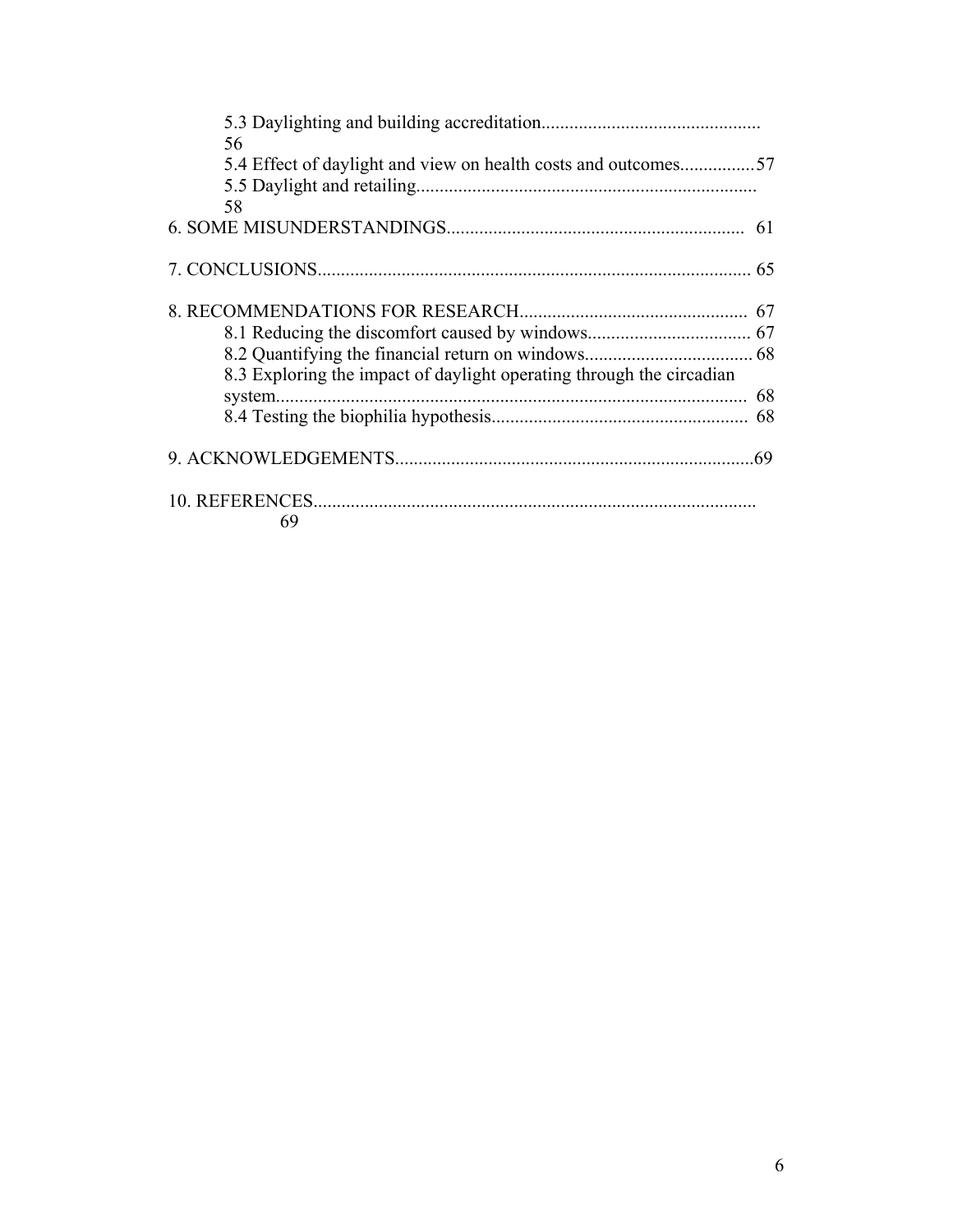5.3 Daylighting and building accreditation.............................................. 56

5.4 Effect of daylight and view on health costs and outcomes................57

5.5 Daylight and retailing........................................................................ 58

6. SOME MISUNDERSTANDINGS................................................................ 61

7. CONCLUSIONS............................................................................................ 65

8. RECOMMENDATIONS FOR RESEARCH................................................ 67

8.1 Reducing the discomfort caused by windows................................... 67

8.2 Quantifying the financial return on windows.................................... 68

8.3 Exploring the impact of daylight operating through the circadian system..................................................................................................... 68

8.4 Testing the biophilia hypothesis....................................................... 68

9. ACKNOWLEDGEMENTS.............................................................................69

10. REFERENCES.............................................................................................. 69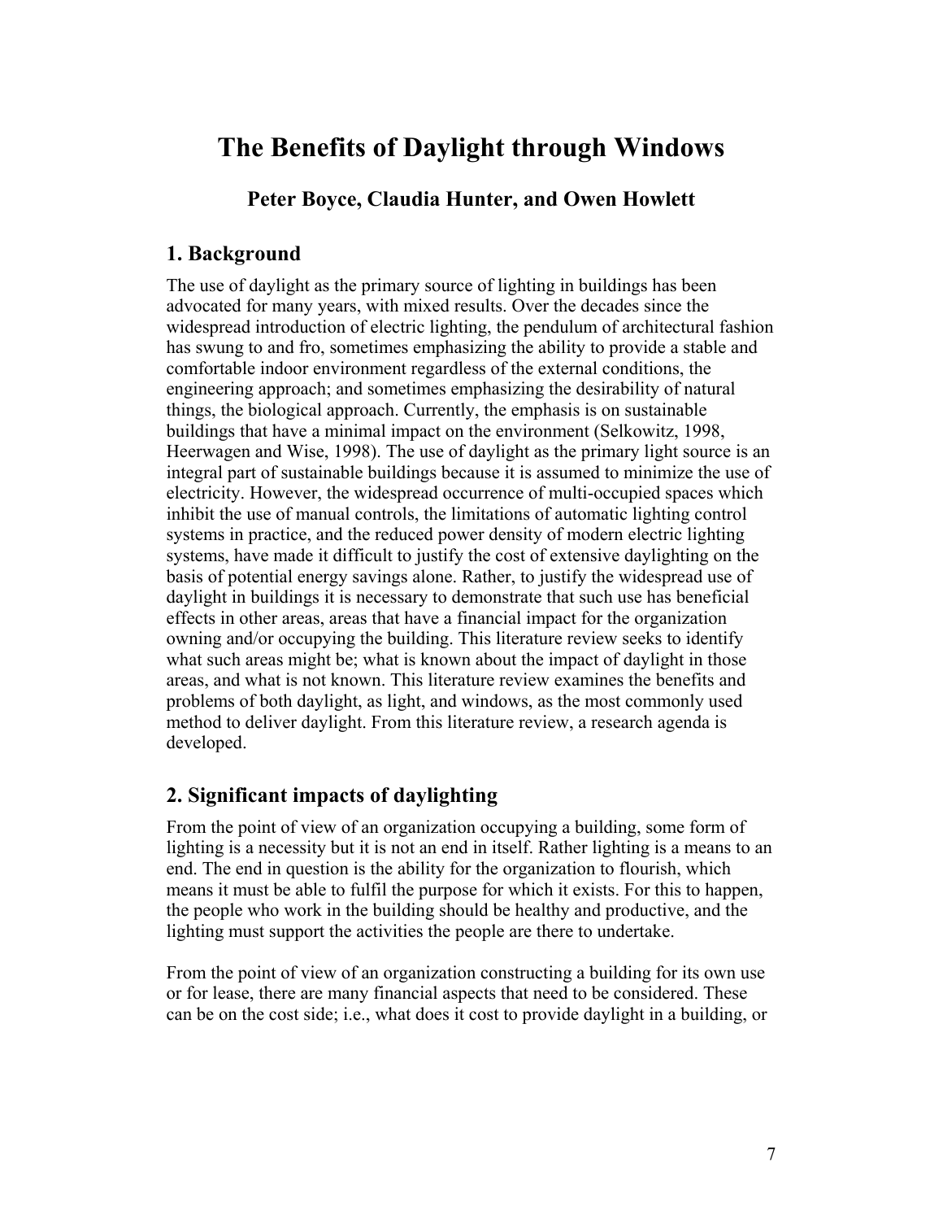# The Benefits of Daylight through Windows

**Peter Boyce, Claudia Hunter, and Owen Howlett**

## 1. Background

The use of daylight as the primary source of lighting in buildings has been advocated for many years, with mixed results. Over the decades since the widespread introduction of electric lighting, the pendulum of architectural fashion has swung to and fro, sometimes emphasizing the ability to provide a stable and comfortable indoor environment regardless of the external conditions, the engineering approach; and sometimes emphasizing the desirability of natural things, the biological approach. Currently, the emphasis is on sustainable buildings that have a minimal impact on the environment (Selkowitz, 1998, Heerwagen and Wise, 1998). The use of daylight as the primary light source is an integral part of sustainable buildings because it is assumed to minimize the use of electricity. However, the widespread occurrence of multi-occupied spaces which inhibit the use of manual controls, the limitations of automatic lighting control systems in practice, and the reduced power density of modern electric lighting systems, have made it difficult to justify the cost of extensive daylighting on the basis of potential energy savings alone. Rather, to justify the widespread use of daylight in buildings it is necessary to demonstrate that such use has beneficial effects in other areas, areas that have a financial impact for the organization owning and/or occupying the building. This literature review seeks to identify what such areas might be; what is known about the impact of daylight in those areas, and what is not known. This literature review examines the benefits and problems of both daylight, as light, and windows, as the most commonly used method to deliver daylight. From this literature review, a research agenda is developed.

## 2. Significant impacts of daylighting

From the point of view of an organization occupying a building, some form of lighting is a necessity but it is not an end in itself. Rather lighting is a means to an end. The end in question is the ability for the organization to flourish, which means it must be able to fulfil the purpose for which it exists. For this to happen, the people who work in the building should be healthy and productive, and the lighting must support the activities the people are there to undertake.

From the point of view of an organization constructing a building for its own use or for lease, there are many financial aspects that need to be considered. These can be on the cost side; i.e., what does it cost to provide daylight in a building, or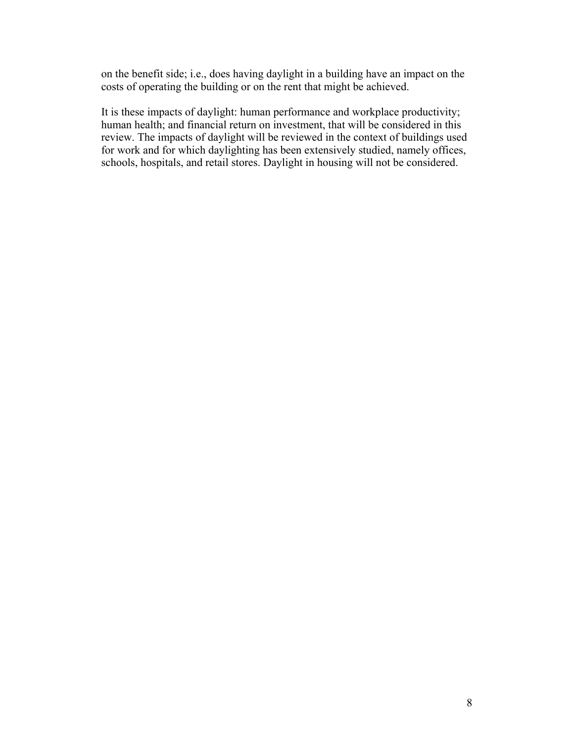on the benefit side; i.e., does having daylight in a building have an impact on the costs of operating the building or on the rent that might be achieved.

It is these impacts of daylight: human performance and workplace productivity; human health; and financial return on investment, that will be considered in this review. The impacts of daylight will be reviewed in the context of buildings used for work and for which daylighting has been extensively studied, namely offices, schools, hospitals, and retail stores. Daylight in housing will not be considered.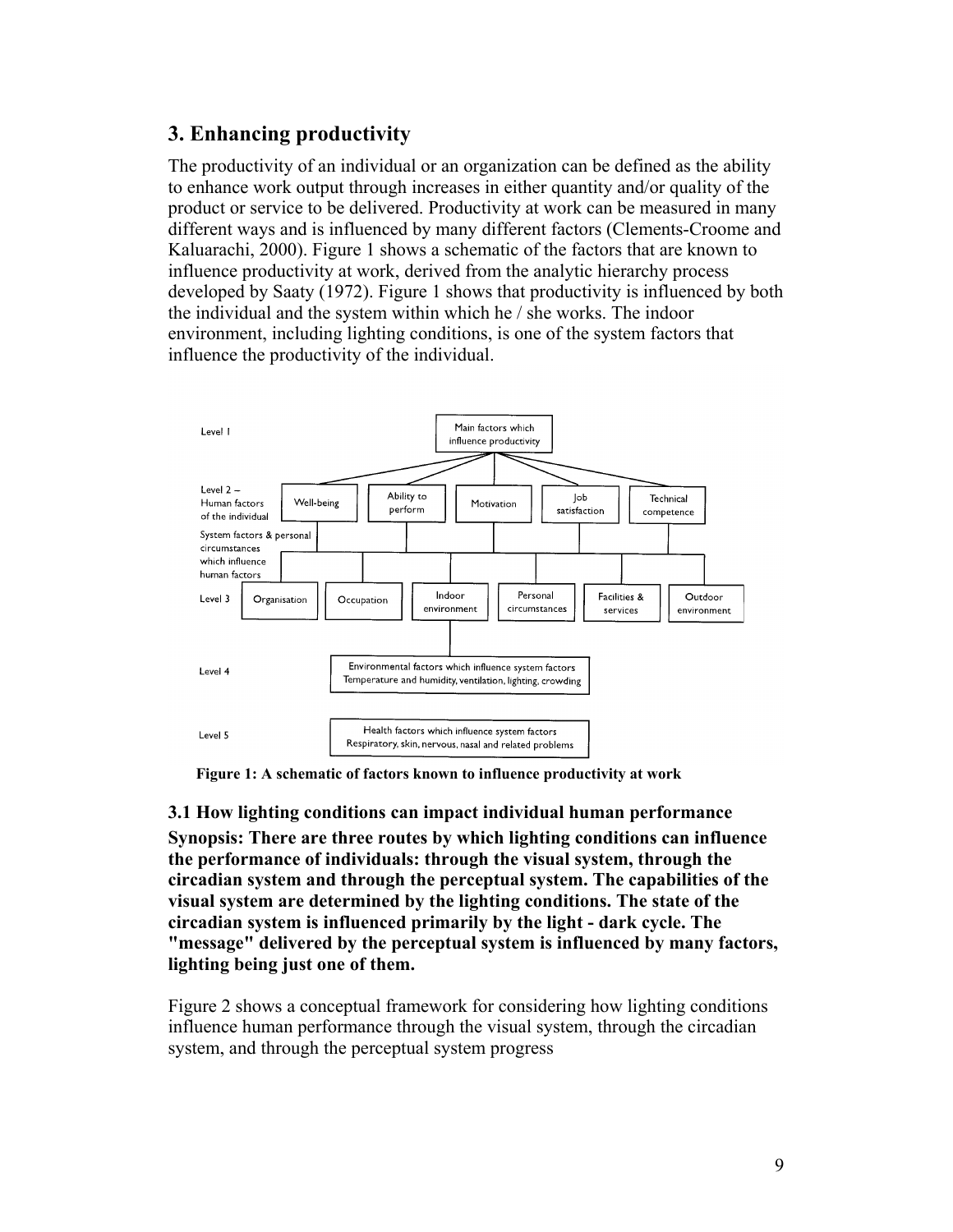## 3. Enhancing productivity

The productivity of an individual or an organization can be defined as the ability to enhance work output through increases in either quantity and/or quality of the product or service to be delivered. Productivity at work can be measured in many different ways and is influenced by many different factors (Clements-Croome and Kaluarachi, 2000). Figure 1 shows a schematic of the factors that are known to influence productivity at work, derived from the analytic hierarchy process developed by Saaty (1972). Figure 1 shows that productivity is influenced by both the individual and the system within which he / she works. The indoor environment, including lighting conditions, is one of the system factors that influence the productivity of the individual.

**Figure 1: A schematic of factors known to influence productivity at work**

### 3.1 How lighting conditions can impact individual human performance

**Synopsis: There are three routes by which lighting conditions can influence the performance of individuals: through the visual system, through the circadian system and through the perceptual system. The capabilities of the visual system are determined by the lighting conditions. The state of the circadian system is influenced primarily by the light - dark cycle. The "message" delivered by the perceptual system is influenced by many factors, lighting being just one of them.**

Figure 2 shows a conceptual framework for considering how lighting conditions influence human performance through the visual system, through the circadian system, and through the perceptual system progress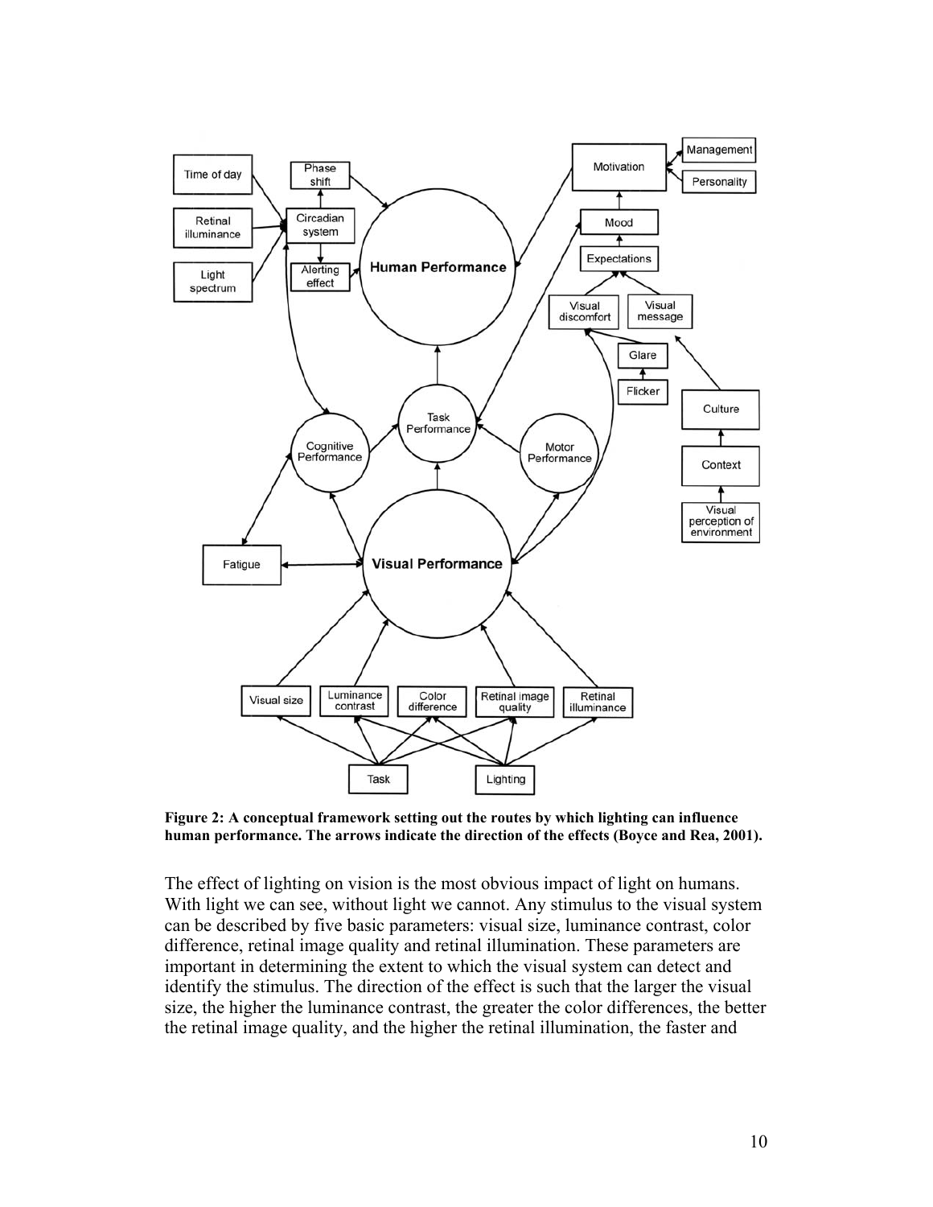**Figure 2: A conceptual framework setting out the routes by which lighting can influence human performance. The arrows indicate the direction of the effects (Boyce and Rea, 2001).**

The effect of lighting on vision is the most obvious impact of light on humans. With light we can see, without light we cannot. Any stimulus to the visual system can be described by five basic parameters: visual size, luminance contrast, color difference, retinal image quality and retinal illumination. These parameters are important in determining the extent to which the visual system can detect and identify the stimulus. The direction of the effect is such that the larger the visual size, the higher the luminance contrast, the greater the color differences, the better the retinal image quality, and the higher the retinal illumination, the faster and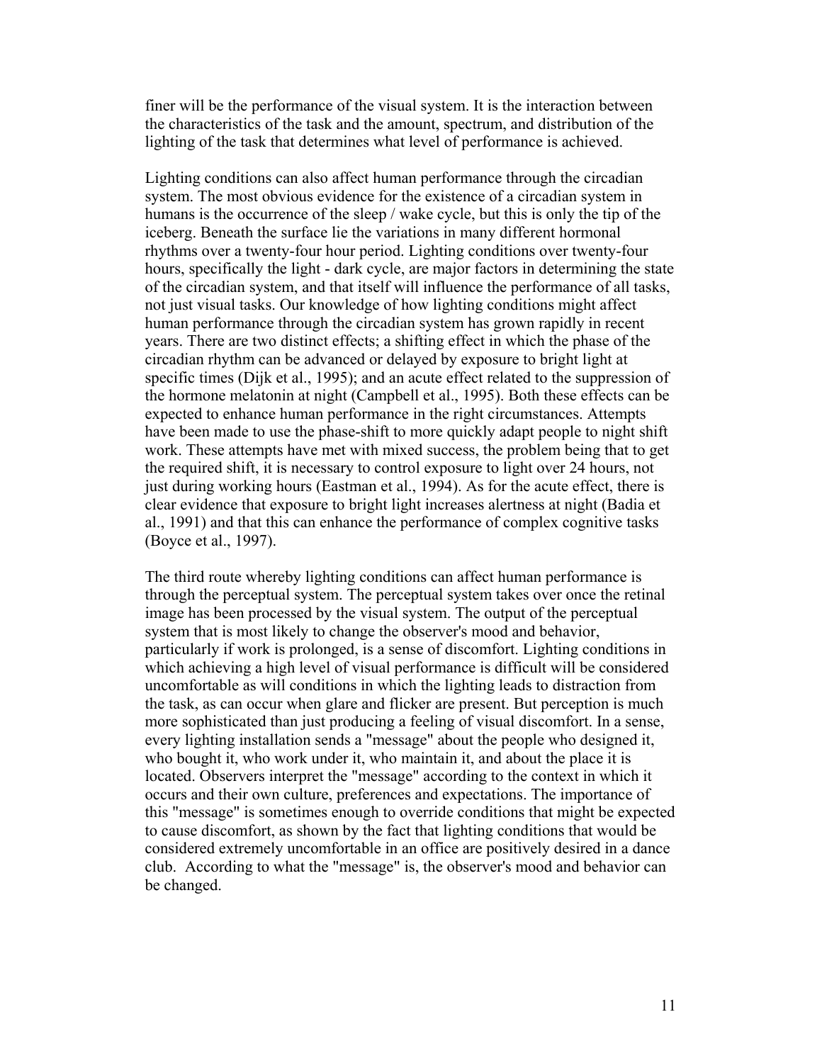finer will be the performance of the visual system. It is the interaction between the characteristics of the task and the amount, spectrum, and distribution of the lighting of the task that determines what level of performance is achieved.

Lighting conditions can also affect human performance through the circadian system. The most obvious evidence for the existence of a circadian system in humans is the occurrence of the sleep / wake cycle, but this is only the tip of the iceberg. Beneath the surface lie the variations in many different hormonal rhythms over a twenty-four hour period. Lighting conditions over twenty-four hours, specifically the light - dark cycle, are major factors in determining the state of the circadian system, and that itself will influence the performance of all tasks, not just visual tasks. Our knowledge of how lighting conditions might affect human performance through the circadian system has grown rapidly in recent years. There are two distinct effects; a shifting effect in which the phase of the circadian rhythm can be advanced or delayed by exposure to bright light at specific times (Dijk et al., 1995); and an acute effect related to the suppression of the hormone melatonin at night (Campbell et al., 1995). Both these effects can be expected to enhance human performance in the right circumstances. Attempts have been made to use the phase-shift to more quickly adapt people to night shift work. These attempts have met with mixed success, the problem being that to get the required shift, it is necessary to control exposure to light over 24 hours, not just during working hours (Eastman et al., 1994). As for the acute effect, there is clear evidence that exposure to bright light increases alertness at night (Badia et al., 1991) and that this can enhance the performance of complex cognitive tasks (Boyce et al., 1997).

The third route whereby lighting conditions can affect human performance is through the perceptual system. The perceptual system takes over once the retinal image has been processed by the visual system. The output of the perceptual system that is most likely to change the observer's mood and behavior, particularly if work is prolonged, is a sense of discomfort. Lighting conditions in which achieving a high level of visual performance is difficult will be considered uncomfortable as will conditions in which the lighting leads to distraction from the task, as can occur when glare and flicker are present. But perception is much more sophisticated than just producing a feeling of visual discomfort. In a sense, every lighting installation sends a "message" about the people who designed it, who bought it, who work under it, who maintain it, and about the place it is located. Observers interpret the "message" according to the context in which it occurs and their own culture, preferences and expectations. The importance of this "message" is sometimes enough to override conditions that might be expected to cause discomfort, as shown by the fact that lighting conditions that would be considered extremely uncomfortable in an office are positively desired in a dance club. According to what the "message" is, the observer's mood and behavior can be changed.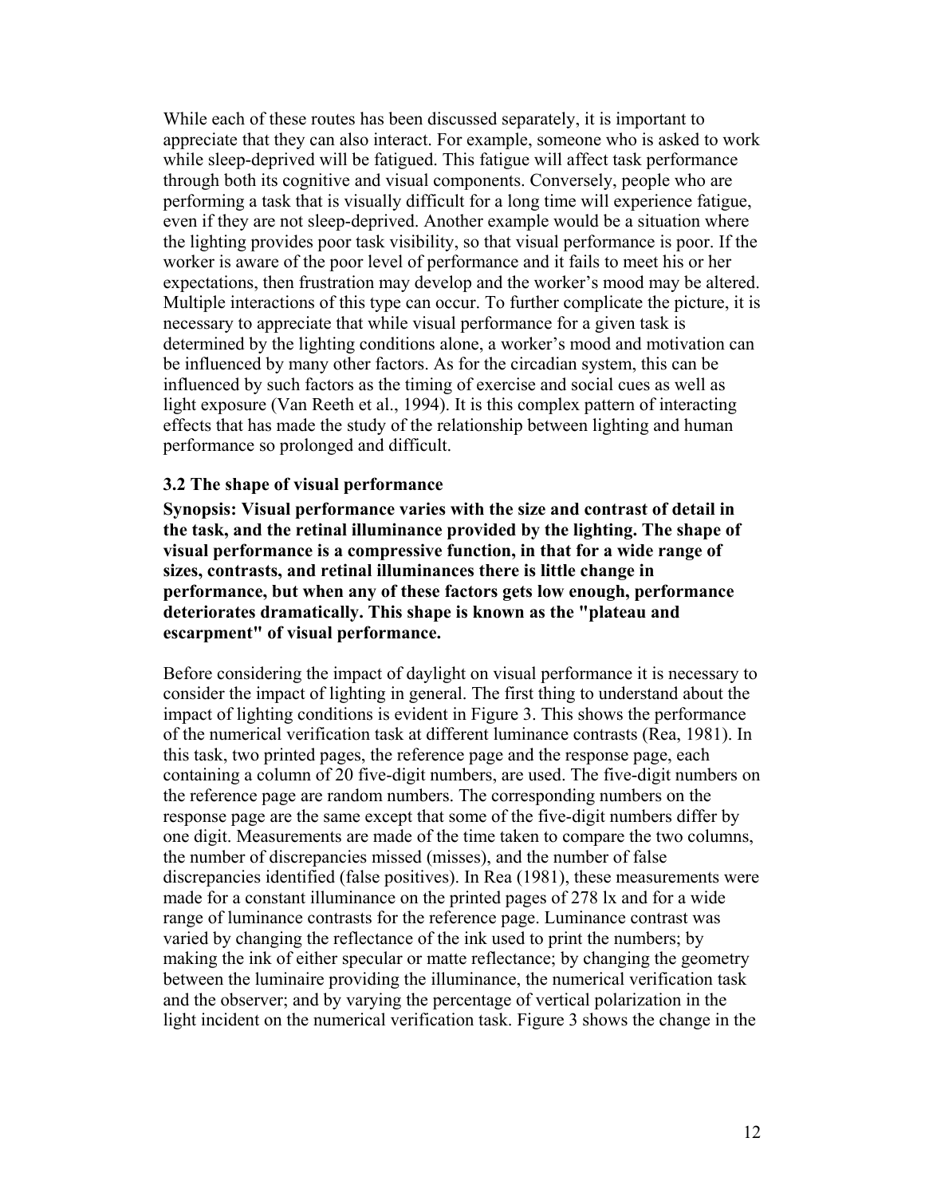While each of these routes has been discussed separately, it is important to appreciate that they can also interact. For example, someone who is asked to work while sleep-deprived will be fatigued. This fatigue will affect task performance through both its cognitive and visual components. Conversely, people who are performing a task that is visually difficult for a long time will experience fatigue, even if they are not sleep-deprived. Another example would be a situation where the lighting provides poor task visibility, so that visual performance is poor. If the worker is aware of the poor level of performance and it fails to meet his or her expectations, then frustration may develop and the worker's mood may be altered. Multiple interactions of this type can occur. To further complicate the picture, it is necessary to appreciate that while visual performance for a given task is determined by the lighting conditions alone, a worker's mood and motivation can be influenced by many other factors. As for the circadian system, this can be influenced by such factors as the timing of exercise and social cues as well as light exposure (Van Reeth et al., 1994). It is this complex pattern of interacting effects that has made the study of the relationship between lighting and human performance so prolonged and difficult.

### 3.2 The shape of visual performance

**Synopsis: Visual performance varies with the size and contrast of detail in the task, and the retinal illuminance provided by the lighting. The shape of visual performance is a compressive function, in that for a wide range of sizes, contrasts, and retinal illuminances there is little change in performance, but when any of these factors gets low enough, performance deteriorates dramatically. This shape is known as the "plateau and escarpment" of visual performance.**

Before considering the impact of daylight on visual performance it is necessary to consider the impact of lighting in general. The first thing to understand about the impact of lighting conditions is evident in Figure 3. This shows the performance of the numerical verification task at different luminance contrasts (Rea, 1981). In this task, two printed pages, the reference page and the response page, each containing a column of 20 five-digit numbers, are used. The five-digit numbers on the reference page are random numbers. The corresponding numbers on the response page are the same except that some of the five-digit numbers differ by one digit. Measurements are made of the time taken to compare the two columns, the number of discrepancies missed (misses), and the number of false discrepancies identified (false positives). In Rea (1981), these measurements were made for a constant illuminance on the printed pages of 278 lx and for a wide range of luminance contrasts for the reference page. Luminance contrast was varied by changing the reflectance of the ink used to print the numbers; by making the ink of either specular or matte reflectance; by changing the geometry between the luminaire providing the illuminance, the numerical verification task and the observer; and by varying the percentage of vertical polarization in the light incident on the numerical verification task. Figure 3 shows the change in the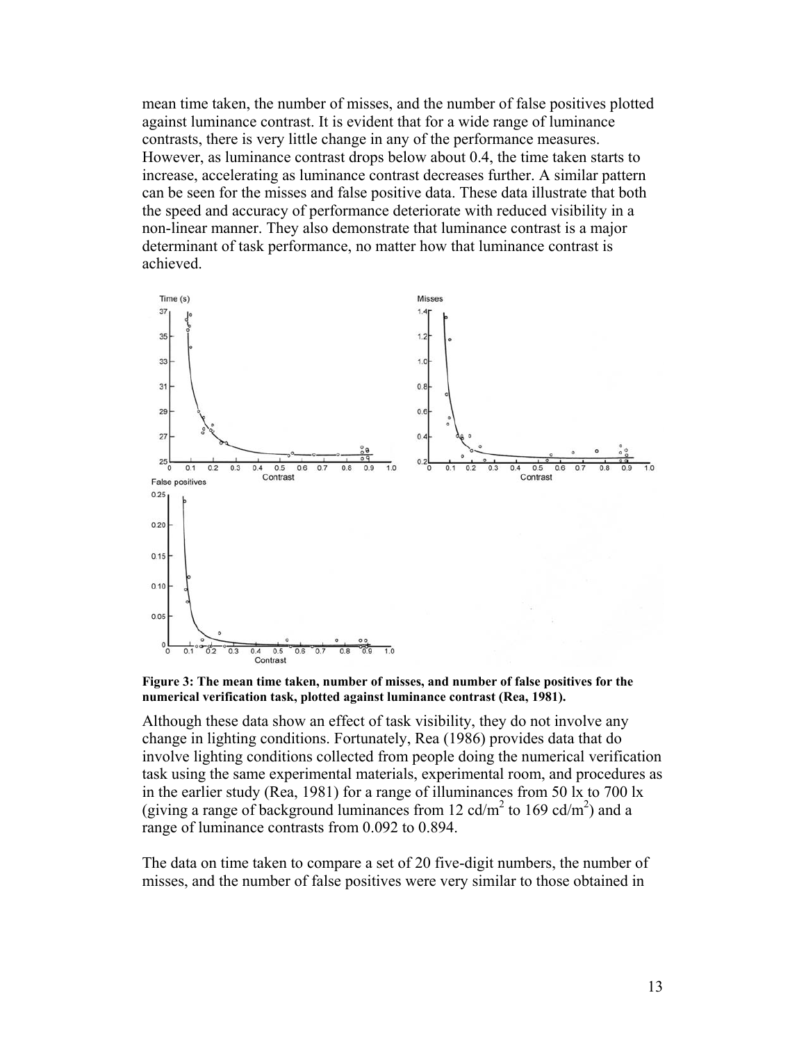mean time taken, the number of misses, and the number of false positives plotted against luminance contrast. It is evident that for a wide range of luminance contrasts, there is very little change in any of the performance measures. However, as luminance contrast drops below about 0.4, the time taken starts to increase, accelerating as luminance contrast decreases further. A similar pattern can be seen for the misses and false positive data. These data illustrate that both the speed and accuracy of performance deteriorate with reduced visibility in a non-linear manner. They also demonstrate that luminance contrast is a major determinant of task performance, no matter how that luminance contrast is achieved.

**Figure 3: The mean time taken, number of misses, and number of false positives for the numerical verification task, plotted against luminance contrast (Rea, 1981).**

Although these data show an effect of task visibility, they do not involve any change in lighting conditions. Fortunately, Rea (1986) provides data that do involve lighting conditions collected from people doing the numerical verification task using the same experimental materials, experimental room, and procedures as in the earlier study (Rea, 1981) for a range of illuminances from 50 lx to 700 lx (giving a range of background luminances from 12 $cd/m^2$ to 169 $cd/m^2$) and a range of luminance contrasts from 0.092 to 0.894.

The data on time taken to compare a set of 20 five-digit numbers, the number of misses, and the number of false positives were very similar to those obtained in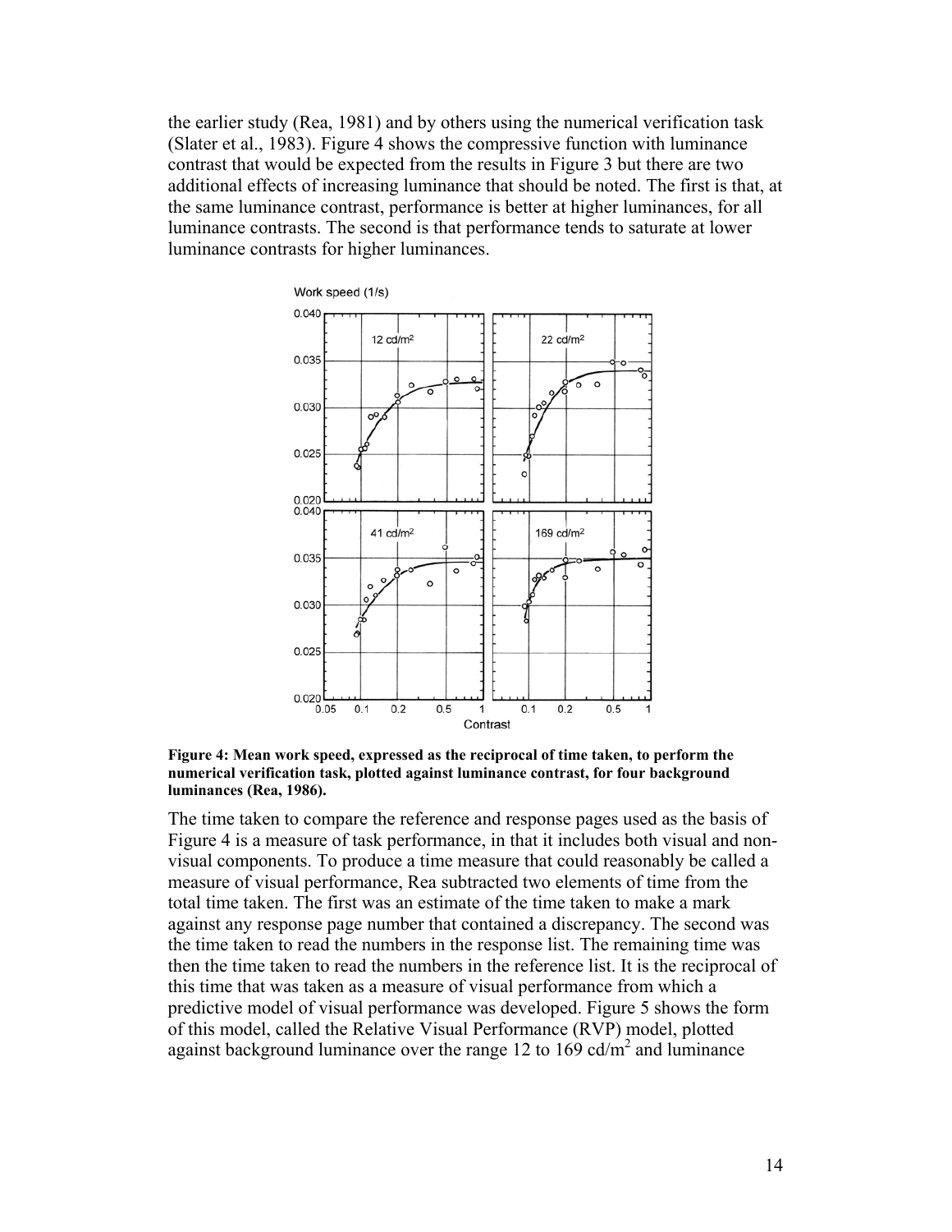the earlier study (Rea, 1981) and by others using the numerical verification task (Slater et al., 1983). Figure 4 shows the compressive function with luminance contrast that would be expected from the results in Figure 3 but there are two additional effects of increasing luminance that should be noted. The first is that, at the same luminance contrast, performance is better at higher luminances, for all luminance contrasts. The second is that performance tends to saturate at lower luminance contrasts for higher luminances.

**Figure 4: Mean work speed, expressed as the reciprocal of time taken, to perform the numerical verification task, plotted against luminance contrast, for four background luminances (Rea, 1986).**

The time taken to compare the reference and response pages used as the basis of Figure 4 is a measure of task performance, in that it includes both visual and non-visual components. To produce a time measure that could reasonably be called a measure of visual performance, Rea subtracted two elements of time from the total time taken. The first was an estimate of the time taken to make a mark against any response page number that contained a discrepancy. The second was the time taken to read the numbers in the response list. The remaining time was then the time taken to read the numbers in the reference list. It is the reciprocal of this time that was taken as a measure of visual performance from which a predictive model of visual performance was developed. Figure 5 shows the form of this model, called the Relative Visual Performance (RVP) model, plotted against background luminance over the range 12 to 169 cd/m$^2$ and luminance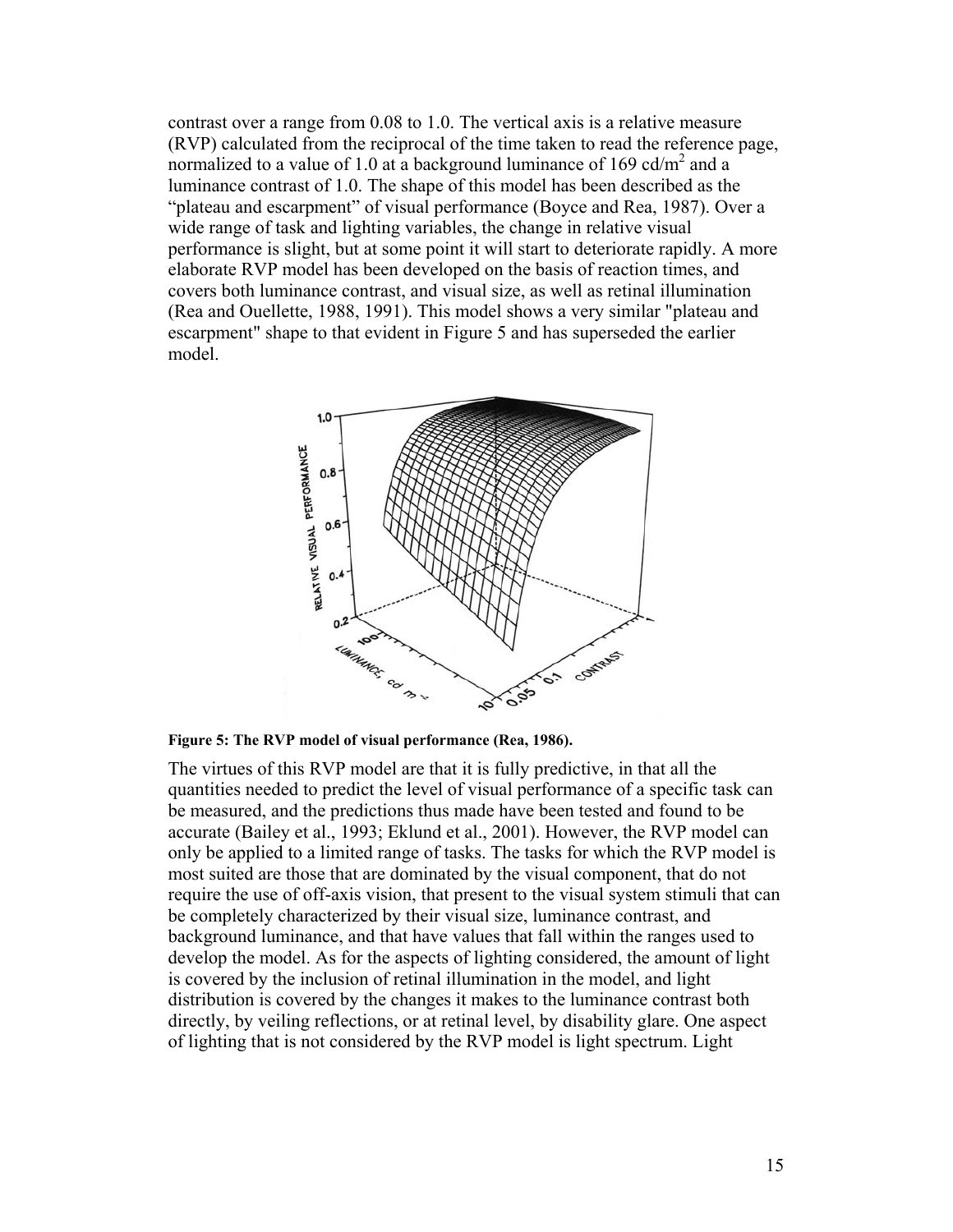contrast over a range from 0.08 to 1.0. The vertical axis is a relative measure (RVP) calculated from the reciprocal of the time taken to read the reference page, normalized to a value of 1.0 at a background luminance of 169 cd/m$^2$ and a luminance contrast of 1.0. The shape of this model has been described as the "plateau and escarpment" of visual performance (Boyce and Rea, 1987). Over a wide range of task and lighting variables, the change in relative visual performance is slight, but at some point it will start to deteriorate rapidly. A more elaborate RVP model has been developed on the basis of reaction times, and covers both luminance contrast, and visual size, as well as retinal illumination (Rea and Ouellette, 1988, 1991). This model shows a very similar "plateau and escarpment" shape to that evident in Figure 5 and has superseded the earlier model.

**Figure 5: The RVP model of visual performance (Rea, 1986).**

The virtues of this RVP model are that it is fully predictive, in that all the quantities needed to predict the level of visual performance of a specific task can be measured, and the predictions thus made have been tested and found to be accurate (Bailey et al., 1993; Eklund et al., 2001). However, the RVP model can only be applied to a limited range of tasks. The tasks for which the RVP model is most suited are those that are dominated by the visual component, that do not require the use of off-axis vision, that present to the visual system stimuli that can be completely characterized by their visual size, luminance contrast, and background luminance, and that have values that fall within the ranges used to develop the model. As for the aspects of lighting considered, the amount of light is covered by the inclusion of retinal illumination in the model, and light distribution is covered by the changes it makes to the luminance contrast both directly, by veiling reflections, or at retinal level, by disability glare. One aspect of lighting that is not considered by the RVP model is light spectrum. Light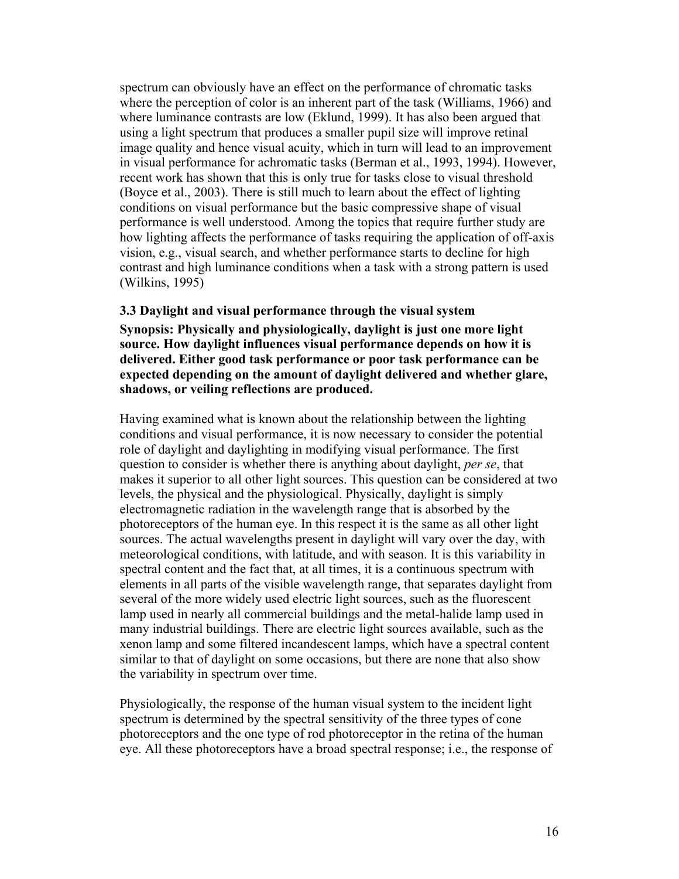spectrum can obviously have an effect on the performance of chromatic tasks where the perception of color is an inherent part of the task (Williams, 1966) and where luminance contrasts are low (Eklund, 1999). It has also been argued that using a light spectrum that produces a smaller pupil size will improve retinal image quality and hence visual acuity, which in turn will lead to an improvement in visual performance for achromatic tasks (Berman et al., 1993, 1994). However, recent work has shown that this is only true for tasks close to visual threshold (Boyce et al., 2003). There is still much to learn about the effect of lighting conditions on visual performance but the basic compressive shape of visual performance is well understood. Among the topics that require further study are how lighting affects the performance of tasks requiring the application of off-axis vision, e.g., visual search, and whether performance starts to decline for high contrast and high luminance conditions when a task with a strong pattern is used (Wilkins, 1995)

### 3.3 Daylight and visual performance through the visual system

**Synopsis: Physically and physiologically, daylight is just one more light source. How daylight influences visual performance depends on how it is delivered. Either good task performance or poor task performance can be expected depending on the amount of daylight delivered and whether glare, shadows, or veiling reflections are produced.**

Having examined what is known about the relationship between the lighting conditions and visual performance, it is now necessary to consider the potential role of daylight and daylighting in modifying visual performance. The first question to consider is whether there is anything about daylight, *per se*, that makes it superior to all other light sources. This question can be considered at two levels, the physical and the physiological. Physically, daylight is simply electromagnetic radiation in the wavelength range that is absorbed by the photoreceptors of the human eye. In this respect it is the same as all other light sources. The actual wavelengths present in daylight will vary over the day, with meteorological conditions, with latitude, and with season. It is this variability in spectral content and the fact that, at all times, it is a continuous spectrum with elements in all parts of the visible wavelength range, that separates daylight from several of the more widely used electric light sources, such as the fluorescent lamp used in nearly all commercial buildings and the metal-halide lamp used in many industrial buildings. There are electric light sources available, such as the xenon lamp and some filtered incandescent lamps, which have a spectral content similar to that of daylight on some occasions, but there are none that also show the variability in spectrum over time.

Physiologically, the response of the human visual system to the incident light spectrum is determined by the spectral sensitivity of the three types of cone photoreceptors and the one type of rod photoreceptor in the retina of the human eye. All these photoreceptors have a broad spectral response; i.e., the response of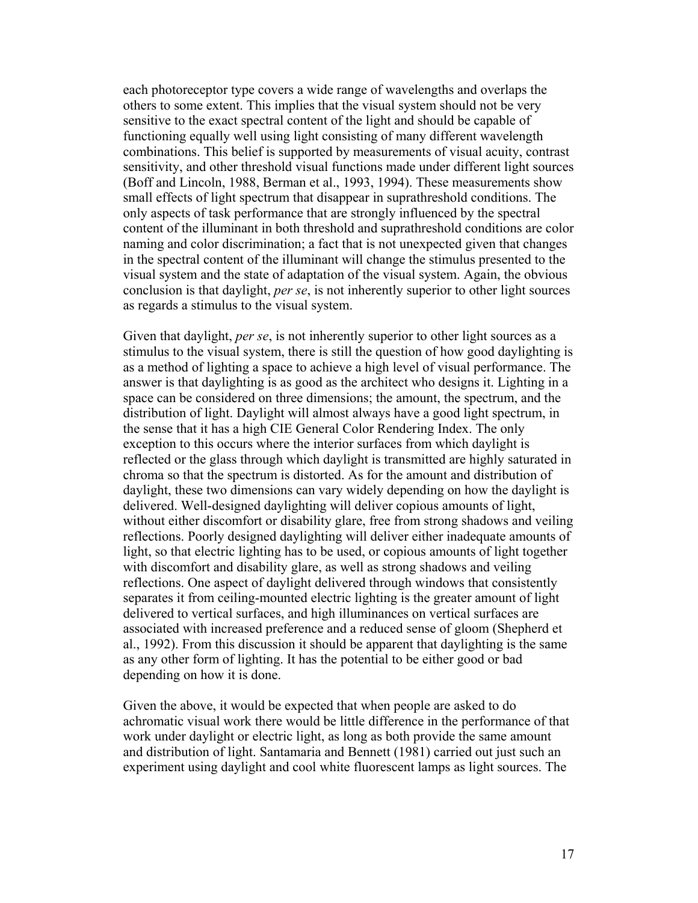each photoreceptor type covers a wide range of wavelengths and overlaps the others to some extent. This implies that the visual system should not be very sensitive to the exact spectral content of the light and should be capable of functioning equally well using light consisting of many different wavelength combinations. This belief is supported by measurements of visual acuity, contrast sensitivity, and other threshold visual functions made under different light sources (Boff and Lincoln, 1988, Berman et al., 1993, 1994). These measurements show small effects of light spectrum that disappear in suprathreshold conditions. The only aspects of task performance that are strongly influenced by the spectral content of the illuminant in both threshold and suprathreshold conditions are color naming and color discrimination; a fact that is not unexpected given that changes in the spectral content of the illuminant will change the stimulus presented to the visual system and the state of adaptation of the visual system. Again, the obvious conclusion is that daylight, *per se*, is not inherently superior to other light sources as regards a stimulus to the visual system.

Given that daylight, *per se*, is not inherently superior to other light sources as a stimulus to the visual system, there is still the question of how good daylighting is as a method of lighting a space to achieve a high level of visual performance. The answer is that daylighting is as good as the architect who designs it. Lighting in a space can be considered on three dimensions; the amount, the spectrum, and the distribution of light. Daylight will almost always have a good light spectrum, in the sense that it has a high CIE General Color Rendering Index. The only exception to this occurs where the interior surfaces from which daylight is reflected or the glass through which daylight is transmitted are highly saturated in chroma so that the spectrum is distorted. As for the amount and distribution of daylight, these two dimensions can vary widely depending on how the daylight is delivered. Well-designed daylighting will deliver copious amounts of light, without either discomfort or disability glare, free from strong shadows and veiling reflections. Poorly designed daylighting will deliver either inadequate amounts of light, so that electric lighting has to be used, or copious amounts of light together with discomfort and disability glare, as well as strong shadows and veiling reflections. One aspect of daylight delivered through windows that consistently separates it from ceiling-mounted electric lighting is the greater amount of light delivered to vertical surfaces, and high illuminances on vertical surfaces are associated with increased preference and a reduced sense of gloom (Shepherd et al., 1992). From this discussion it should be apparent that daylighting is the same as any other form of lighting. It has the potential to be either good or bad depending on how it is done.

Given the above, it would be expected that when people are asked to do achromatic visual work there would be little difference in the performance of that work under daylight or electric light, as long as both provide the same amount and distribution of light. Santamaria and Bennett (1981) carried out just such an experiment using daylight and cool white fluorescent lamps as light sources. The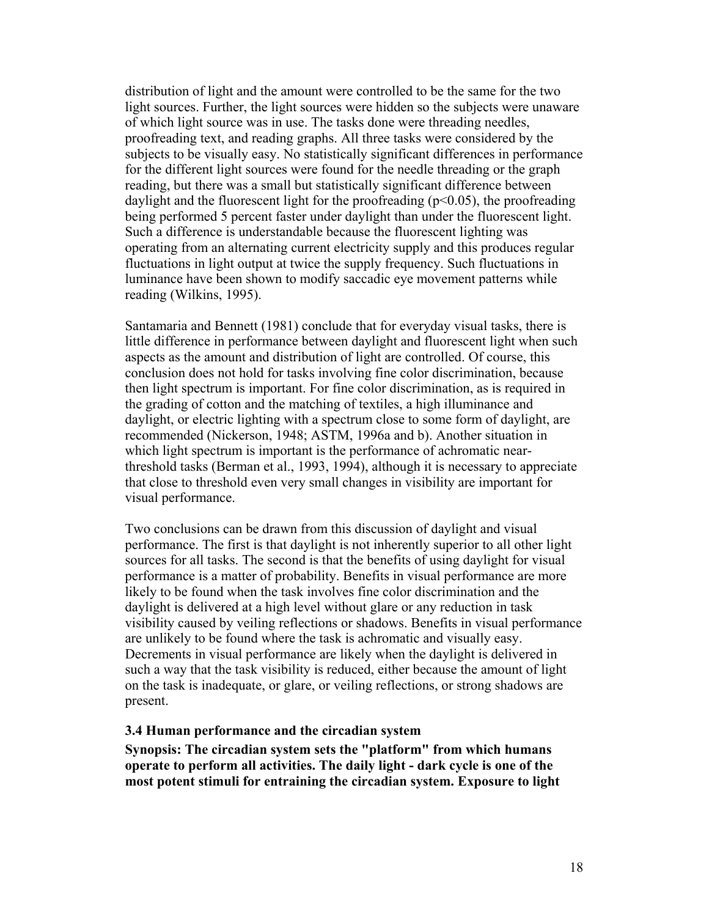distribution of light and the amount were controlled to be the same for the two light sources. Further, the light sources were hidden so the subjects were unaware of which light source was in use. The tasks done were threading needles, proofreading text, and reading graphs. All three tasks were considered by the subjects to be visually easy. No statistically significant differences in performance for the different light sources were found for the needle threading or the graph reading, but there was a small but statistically significant difference between daylight and the fluorescent light for the proofreading ($p<0.05$), the proofreading being performed 5 percent faster under daylight than under the fluorescent light. Such a difference is understandable because the fluorescent lighting was operating from an alternating current electricity supply and this produces regular fluctuations in light output at twice the supply frequency. Such fluctuations in luminance have been shown to modify saccadic eye movement patterns while reading (Wilkins, 1995).

Santamaria and Bennett (1981) conclude that for everyday visual tasks, there is little difference in performance between daylight and fluorescent light when such aspects as the amount and distribution of light are controlled. Of course, this conclusion does not hold for tasks involving fine color discrimination, because then light spectrum is important. For fine color discrimination, as is required in the grading of cotton and the matching of textiles, a high illuminance and daylight, or electric lighting with a spectrum close to some form of daylight, are recommended (Nickerson, 1948; ASTM, 1996a and b). Another situation in which light spectrum is important is the performance of achromatic near-threshold tasks (Berman et al., 1993, 1994), although it is necessary to appreciate that close to threshold even very small changes in visibility are important for visual performance.

Two conclusions can be drawn from this discussion of daylight and visual performance. The first is that daylight is not inherently superior to all other light sources for all tasks. The second is that the benefits of using daylight for visual performance is a matter of probability. Benefits in visual performance are more likely to be found when the task involves fine color discrimination and the daylight is delivered at a high level without glare or any reduction in task visibility caused by veiling reflections or shadows. Benefits in visual performance are unlikely to be found where the task is achromatic and visually easy. Decrements in visual performance are likely when the daylight is delivered in such a way that the task visibility is reduced, either because the amount of light on the task is inadequate, or glare, or veiling reflections, or strong shadows are present.

### 3.4 Human performance and the circadian system

**Synopsis: The circadian system sets the "platform" from which humans operate to perform all activities. The daily light - dark cycle is one of the most potent stimuli for entraining the circadian system. Exposure to light**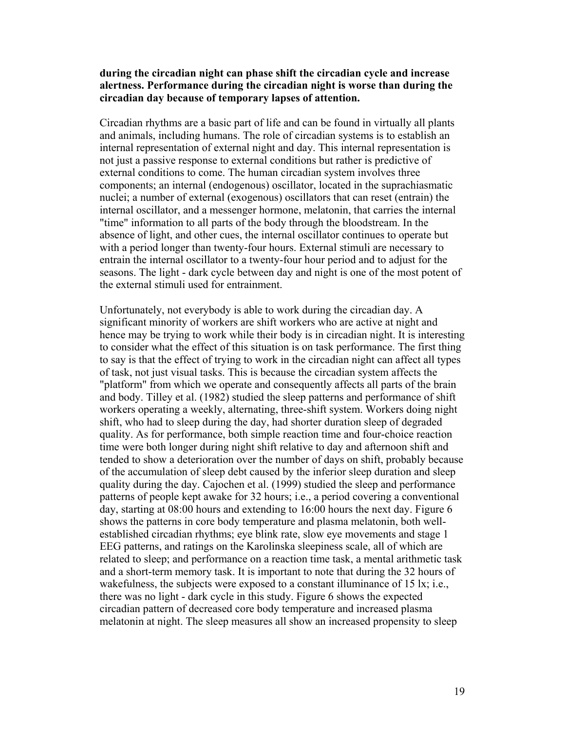**during the circadian night can phase shift the circadian cycle and increase alertness. Performance during the circadian night is worse than during the circadian day because of temporary lapses of attention.**

Circadian rhythms are a basic part of life and can be found in virtually all plants and animals, including humans. The role of circadian systems is to establish an internal representation of external night and day. This internal representation is not just a passive response to external conditions but rather is predictive of external conditions to come. The human circadian system involves three components; an internal (endogenous) oscillator, located in the suprachiasmatic nuclei; a number of external (exogenous) oscillators that can reset (entrain) the internal oscillator, and a messenger hormone, melatonin, that carries the internal "time" information to all parts of the body through the bloodstream. In the absence of light, and other cues, the internal oscillator continues to operate but with a period longer than twenty-four hours. External stimuli are necessary to entrain the internal oscillator to a twenty-four hour period and to adjust for the seasons. The light - dark cycle between day and night is one of the most potent of the external stimuli used for entrainment.

Unfortunately, not everybody is able to work during the circadian day. A significant minority of workers are shift workers who are active at night and hence may be trying to work while their body is in circadian night. It is interesting to consider what the effect of this situation is on task performance. The first thing to say is that the effect of trying to work in the circadian night can affect all types of task, not just visual tasks. This is because the circadian system affects the "platform" from which we operate and consequently affects all parts of the brain and body. Tilley et al. (1982) studied the sleep patterns and performance of shift workers operating a weekly, alternating, three-shift system. Workers doing night shift, who had to sleep during the day, had shorter duration sleep of degraded quality. As for performance, both simple reaction time and four-choice reaction time were both longer during night shift relative to day and afternoon shift and tended to show a deterioration over the number of days on shift, probably because of the accumulation of sleep debt caused by the inferior sleep duration and sleep quality during the day. Cajochen et al. (1999) studied the sleep and performance patterns of people kept awake for 32 hours; i.e., a period covering a conventional day, starting at 08:00 hours and extending to 16:00 hours the next day. Figure 6 shows the patterns in core body temperature and plasma melatonin, both well-established circadian rhythms; eye blink rate, slow eye movements and stage 1 EEG patterns, and ratings on the Karolinska sleepiness scale, all of which are related to sleep; and performance on a reaction time task, a mental arithmetic task and a short-term memory task. It is important to note that during the 32 hours of wakefulness, the subjects were exposed to a constant illuminance of 15 lx; i.e., there was no light - dark cycle in this study. Figure 6 shows the expected circadian pattern of decreased core body temperature and increased plasma melatonin at night. The sleep measures all show an increased propensity to sleep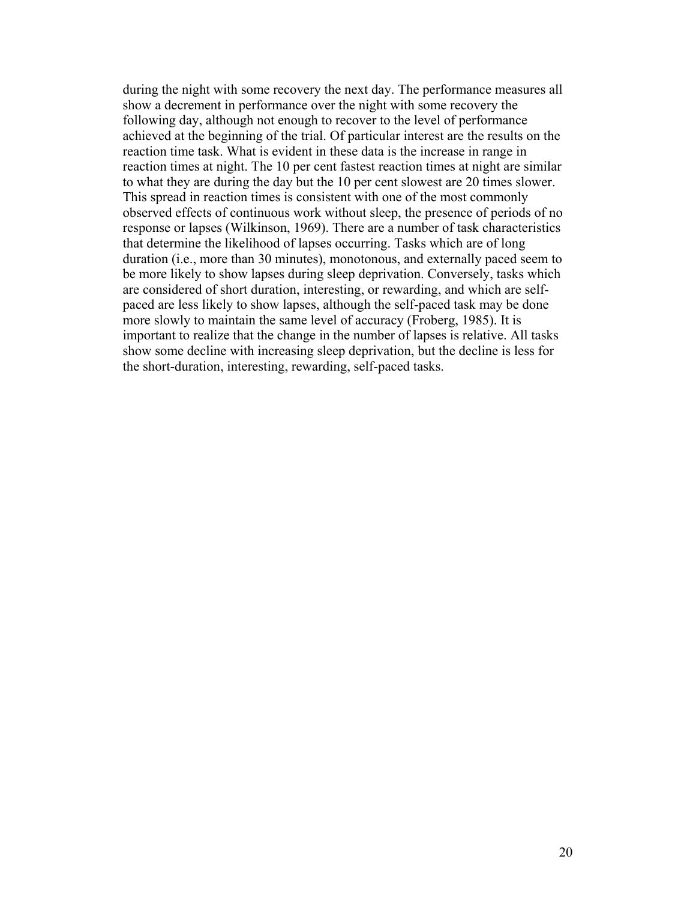during the night with some recovery the next day. The performance measures all show a decrement in performance over the night with some recovery the following day, although not enough to recover to the level of performance achieved at the beginning of the trial. Of particular interest are the results on the reaction time task. What is evident in these data is the increase in range in reaction times at night. The 10 per cent fastest reaction times at night are similar to what they are during the day but the 10 per cent slowest are 20 times slower. This spread in reaction times is consistent with one of the most commonly observed effects of continuous work without sleep, the presence of periods of no response or lapses (Wilkinson, 1969). There are a number of task characteristics that determine the likelihood of lapses occurring. Tasks which are of long duration (i.e., more than 30 minutes), monotonous, and externally paced seem to be more likely to show lapses during sleep deprivation. Conversely, tasks which are considered of short duration, interesting, or rewarding, and which are self-paced are less likely to show lapses, although the self-paced task may be done more slowly to maintain the same level of accuracy (Froberg, 1985). It is important to realize that the change in the number of lapses is relative. All tasks show some decline with increasing sleep deprivation, but the decline is less for the short-duration, interesting, rewarding, self-paced tasks.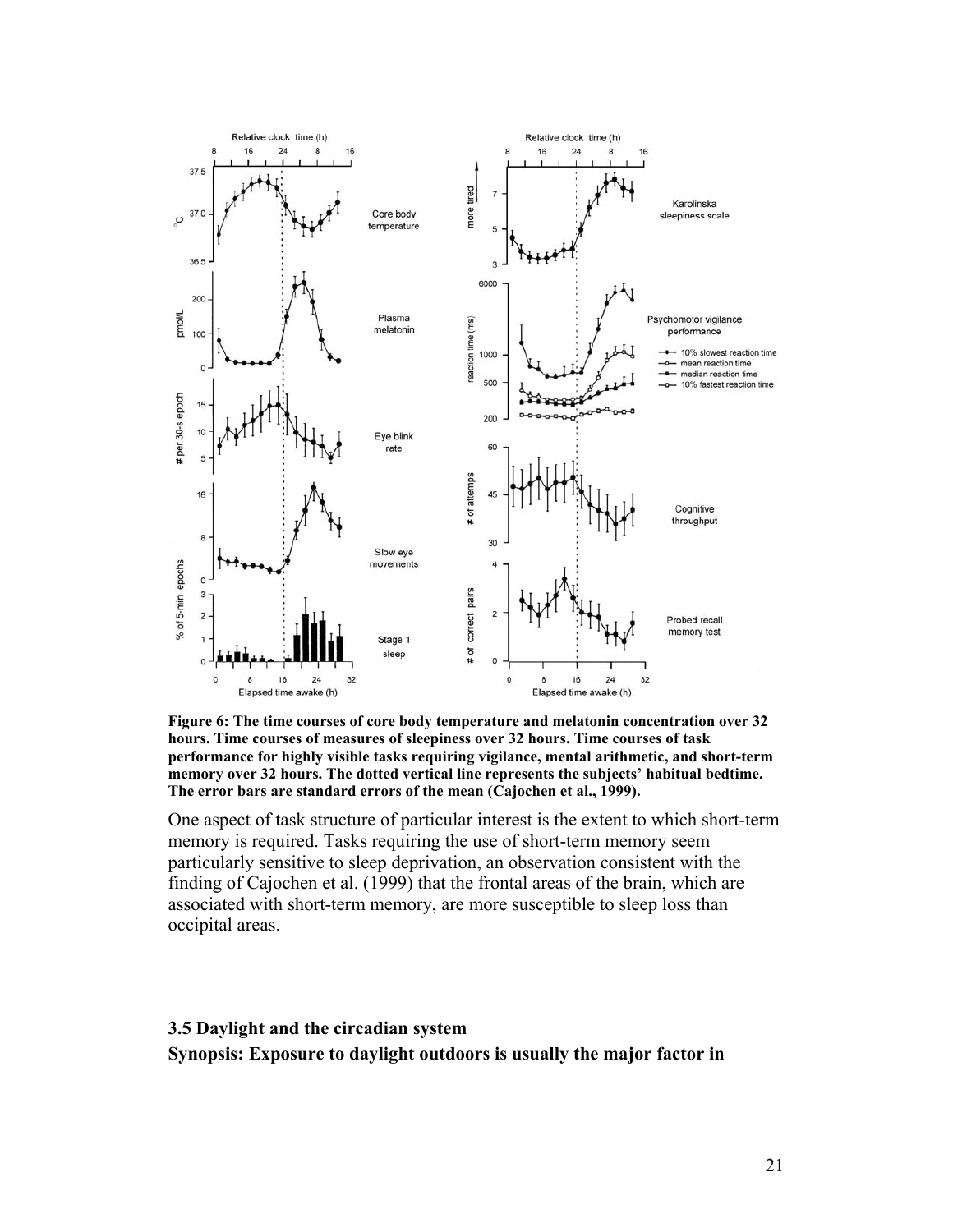**Figure 6: The time courses of core body temperature and melatonin concentration over 32 hours. Time courses of measures of sleepiness over 32 hours. Time courses of task performance for highly visible tasks requiring vigilance, mental arithmetic, and short-term memory over 32 hours. The dotted vertical line represents the subjects' habitual bedtime. The error bars are standard errors of the mean (Cajochen et al., 1999).**

One aspect of task structure of particular interest is the extent to which short-term memory is required. Tasks requiring the use of short-term memory seem particularly sensitive to sleep deprivation, an observation consistent with the finding of Cajochen et al. (1999) that the frontal areas of the brain, which are associated with short-term memory, are more susceptible to sleep loss than occipital areas.

### 3.5 Daylight and the circadian system

**Synopsis: Exposure to daylight outdoors is usually the major factor in**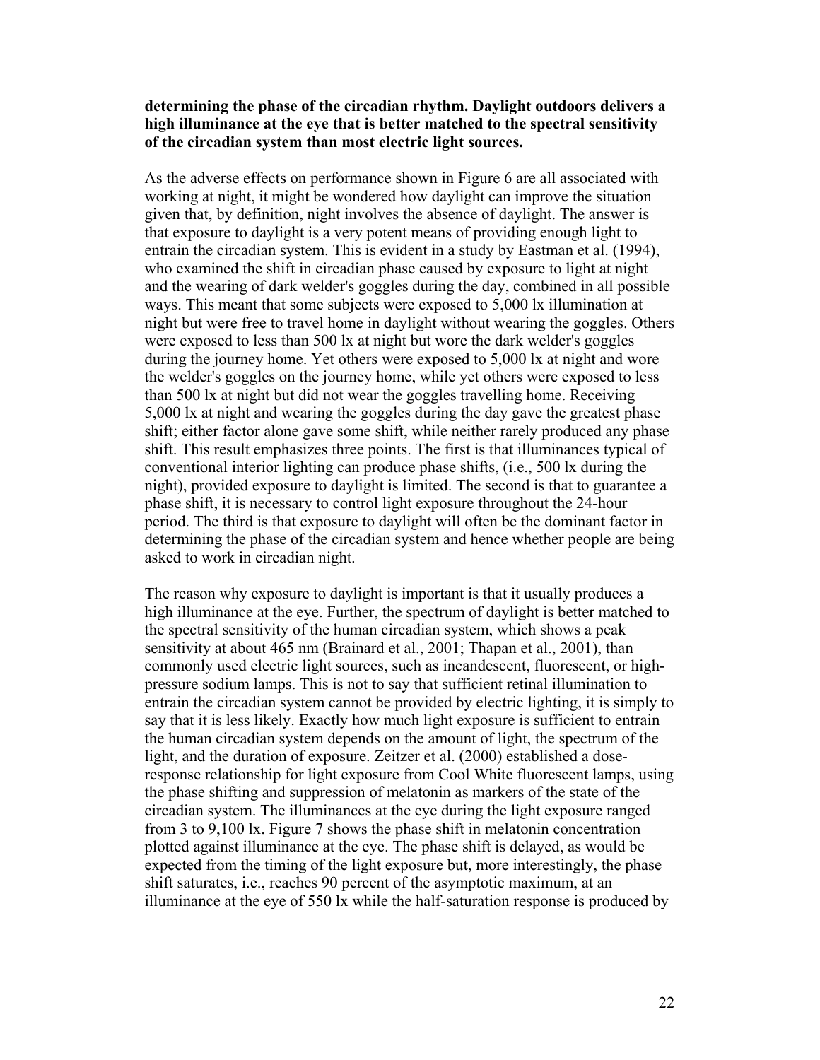**determining the phase of the circadian rhythm. Daylight outdoors delivers a high illuminance at the eye that is better matched to the spectral sensitivity of the circadian system than most electric light sources.**

As the adverse effects on performance shown in Figure 6 are all associated with working at night, it might be wondered how daylight can improve the situation given that, by definition, night involves the absence of daylight. The answer is that exposure to daylight is a very potent means of providing enough light to entrain the circadian system. This is evident in a study by Eastman et al. (1994), who examined the shift in circadian phase caused by exposure to light at night and the wearing of dark welder's goggles during the day, combined in all possible ways. This meant that some subjects were exposed to 5,000 lx illumination at night but were free to travel home in daylight without wearing the goggles. Others were exposed to less than 500 lx at night but wore the dark welder's goggles during the journey home. Yet others were exposed to 5,000 lx at night and wore the welder's goggles on the journey home, while yet others were exposed to less than 500 lx at night but did not wear the goggles travelling home. Receiving 5,000 lx at night and wearing the goggles during the day gave the greatest phase shift; either factor alone gave some shift, while neither rarely produced any phase shift. This result emphasizes three points. The first is that illuminances typical of conventional interior lighting can produce phase shifts, (i.e., 500 lx during the night), provided exposure to daylight is limited. The second is that to guarantee a phase shift, it is necessary to control light exposure throughout the 24-hour period. The third is that exposure to daylight will often be the dominant factor in determining the phase of the circadian system and hence whether people are being asked to work in circadian night.

The reason why exposure to daylight is important is that it usually produces a high illuminance at the eye. Further, the spectrum of daylight is better matched to the spectral sensitivity of the human circadian system, which shows a peak sensitivity at about 465 nm (Brainard et al., 2001; Thapan et al., 2001), than commonly used electric light sources, such as incandescent, fluorescent, or high-pressure sodium lamps. This is not to say that sufficient retinal illumination to entrain the circadian system cannot be provided by electric lighting, it is simply to say that it is less likely. Exactly how much light exposure is sufficient to entrain the human circadian system depends on the amount of light, the spectrum of the light, and the duration of exposure. Zeitzer et al. (2000) established a dose-response relationship for light exposure from Cool White fluorescent lamps, using the phase shifting and suppression of melatonin as markers of the state of the circadian system. The illuminances at the eye during the light exposure ranged from 3 to 9,100 lx. Figure 7 shows the phase shift in melatonin concentration plotted against illuminance at the eye. The phase shift is delayed, as would be expected from the timing of the light exposure but, more interestingly, the phase shift saturates, i.e., reaches 90 percent of the asymptotic maximum, at an illuminance at the eye of 550 lx while the half-saturation response is produced by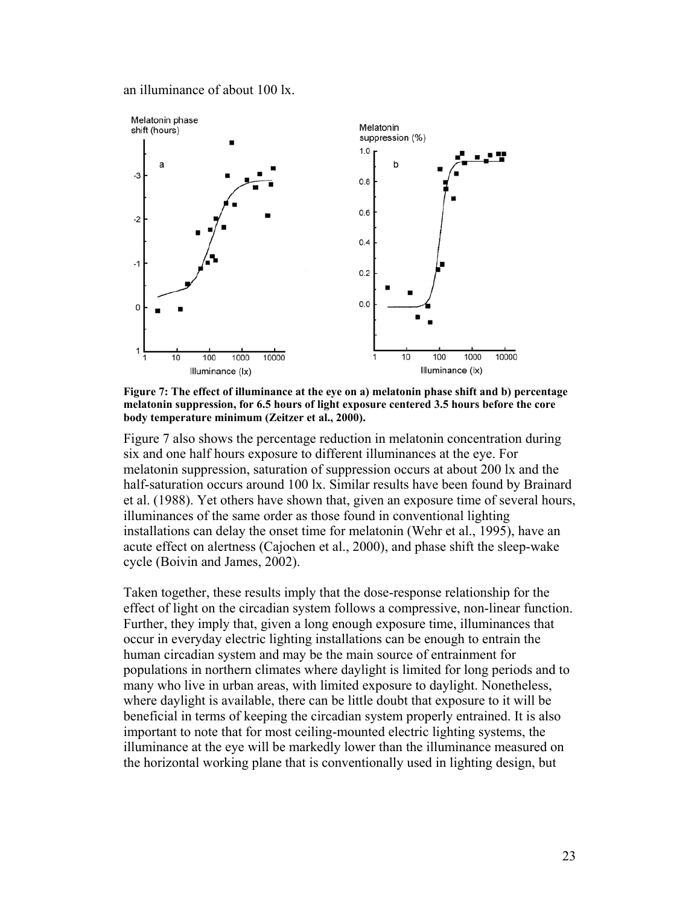an illuminance of about 100 lx.

**Figure 7: The effect of illuminance at the eye on a) melatonin phase shift and b) percentage melatonin suppression, for 6.5 hours of light exposure centered 3.5 hours before the core body temperature minimum (Zeitzer et al., 2000).**

Figure 7 also shows the percentage reduction in melatonin concentration during six and one half hours exposure to different illuminances at the eye. For melatonin suppression, saturation of suppression occurs at about 200 lx and the half-saturation occurs around 100 lx. Similar results have been found by Brainard et al. (1988). Yet others have shown that, given an exposure time of several hours, illuminances of the same order as those found in conventional lighting installations can delay the onset time for melatonin (Wehr et al., 1995), have an acute effect on alertness (Cajochen et al., 2000), and phase shift the sleep-wake cycle (Boivin and James, 2002).

Taken together, these results imply that the dose-response relationship for the effect of light on the circadian system follows a compressive, non-linear function. Further, they imply that, given a long enough exposure time, illuminances that occur in everyday electric lighting installations can be enough to entrain the human circadian system and may be the main source of entrainment for populations in northern climates where daylight is limited for long periods and to many who live in urban areas, with limited exposure to daylight. Nonetheless, where daylight is available, there can be little doubt that exposure to it will be beneficial in terms of keeping the circadian system properly entrained. It is also important to note that for most ceiling-mounted electric lighting systems, the illuminance at the eye will be markedly lower than the illuminance measured on the horizontal working plane that is conventionally used in lighting design, but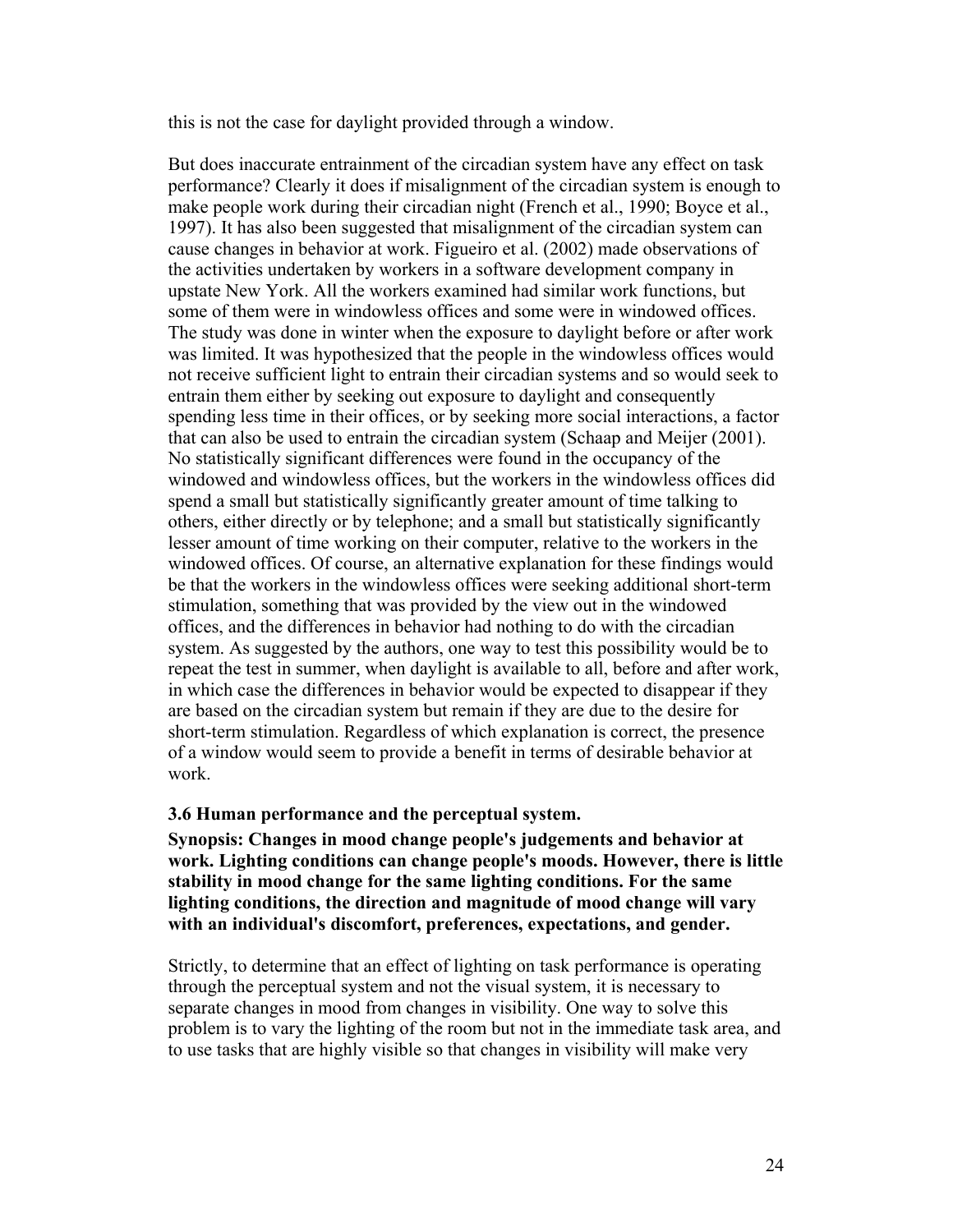this is not the case for daylight provided through a window.

But does inaccurate entrainment of the circadian system have any effect on task performance? Clearly it does if misalignment of the circadian system is enough to make people work during their circadian night (French et al., 1990; Boyce et al., 1997). It has also been suggested that misalignment of the circadian system can cause changes in behavior at work. Figueiro et al. (2002) made observations of the activities undertaken by workers in a software development company in upstate New York. All the workers examined had similar work functions, but some of them were in windowless offices and some were in windowed offices. The study was done in winter when the exposure to daylight before or after work was limited. It was hypothesized that the people in the windowless offices would not receive sufficient light to entrain their circadian systems and so would seek to entrain them either by seeking out exposure to daylight and consequently spending less time in their offices, or by seeking more social interactions, a factor that can also be used to entrain the circadian system (Schaap and Meijer (2001). No statistically significant differences were found in the occupancy of the windowed and windowless offices, but the workers in the windowless offices did spend a small but statistically significantly greater amount of time talking to others, either directly or by telephone; and a small but statistically significantly lesser amount of time working on their computer, relative to the workers in the windowed offices. Of course, an alternative explanation for these findings would be that the workers in the windowless offices were seeking additional short-term stimulation, something that was provided by the view out in the windowed offices, and the differences in behavior had nothing to do with the circadian system. As suggested by the authors, one way to test this possibility would be to repeat the test in summer, when daylight is available to all, before and after work, in which case the differences in behavior would be expected to disappear if they are based on the circadian system but remain if they are due to the desire for short-term stimulation. Regardless of which explanation is correct, the presence of a window would seem to provide a benefit in terms of desirable behavior at work.

### 3.6 Human performance and the perceptual system.

**Synopsis: Changes in mood change people's judgements and behavior at work. Lighting conditions can change people's moods. However, there is little stability in mood change for the same lighting conditions. For the same lighting conditions, the direction and magnitude of mood change will vary with an individual's discomfort, preferences, expectations, and gender.**

Strictly, to determine that an effect of lighting on task performance is operating through the perceptual system and not the visual system, it is necessary to separate changes in mood from changes in visibility. One way to solve this problem is to vary the lighting of the room but not in the immediate task area, and to use tasks that are highly visible so that changes in visibility will make very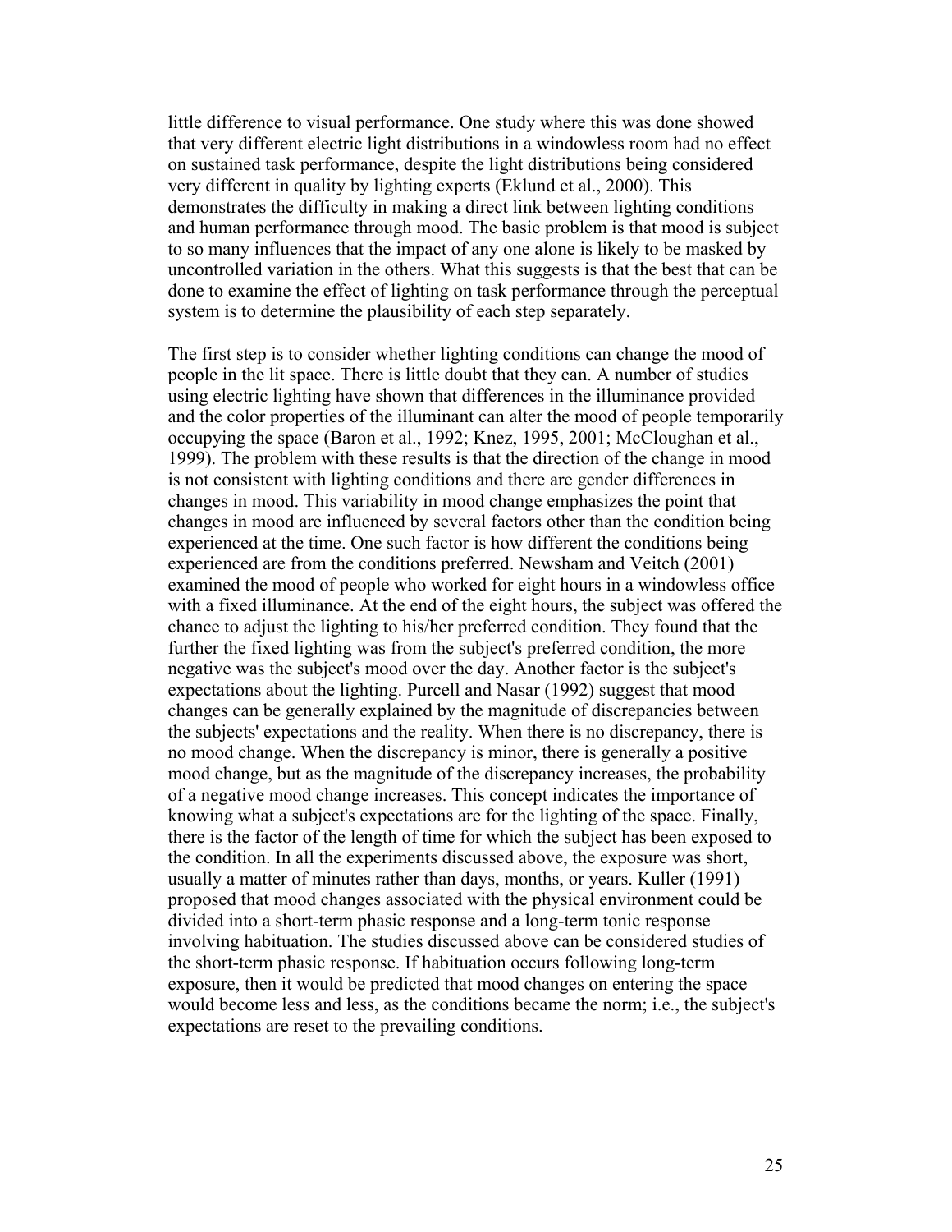little difference to visual performance. One study where this was done showed that very different electric light distributions in a windowless room had no effect on sustained task performance, despite the light distributions being considered very different in quality by lighting experts (Eklund et al., 2000). This demonstrates the difficulty in making a direct link between lighting conditions and human performance through mood. The basic problem is that mood is subject to so many influences that the impact of any one alone is likely to be masked by uncontrolled variation in the others. What this suggests is that the best that can be done to examine the effect of lighting on task performance through the perceptual system is to determine the plausibility of each step separately.

The first step is to consider whether lighting conditions can change the mood of people in the lit space. There is little doubt that they can. A number of studies using electric lighting have shown that differences in the illuminance provided and the color properties of the illuminant can alter the mood of people temporarily occupying the space (Baron et al., 1992; Knez, 1995, 2001; McCloughan et al., 1999). The problem with these results is that the direction of the change in mood is not consistent with lighting conditions and there are gender differences in changes in mood. This variability in mood change emphasizes the point that changes in mood are influenced by several factors other than the condition being experienced at the time. One such factor is how different the conditions being experienced are from the conditions preferred. Newsham and Veitch (2001) examined the mood of people who worked for eight hours in a windowless office with a fixed illuminance. At the end of the eight hours, the subject was offered the chance to adjust the lighting to his/her preferred condition. They found that the further the fixed lighting was from the subject's preferred condition, the more negative was the subject's mood over the day. Another factor is the subject's expectations about the lighting. Purcell and Nasar (1992) suggest that mood changes can be generally explained by the magnitude of discrepancies between the subjects' expectations and the reality. When there is no discrepancy, there is no mood change. When the discrepancy is minor, there is generally a positive mood change, but as the magnitude of the discrepancy increases, the probability of a negative mood change increases. This concept indicates the importance of knowing what a subject's expectations are for the lighting of the space. Finally, there is the factor of the length of time for which the subject has been exposed to the condition. In all the experiments discussed above, the exposure was short, usually a matter of minutes rather than days, months, or years. Kuller (1991) proposed that mood changes associated with the physical environment could be divided into a short-term phasic response and a long-term tonic response involving habituation. The studies discussed above can be considered studies of the short-term phasic response. If habituation occurs following long-term exposure, then it would be predicted that mood changes on entering the space would become less and less, as the conditions became the norm; i.e., the subject's expectations are reset to the prevailing conditions.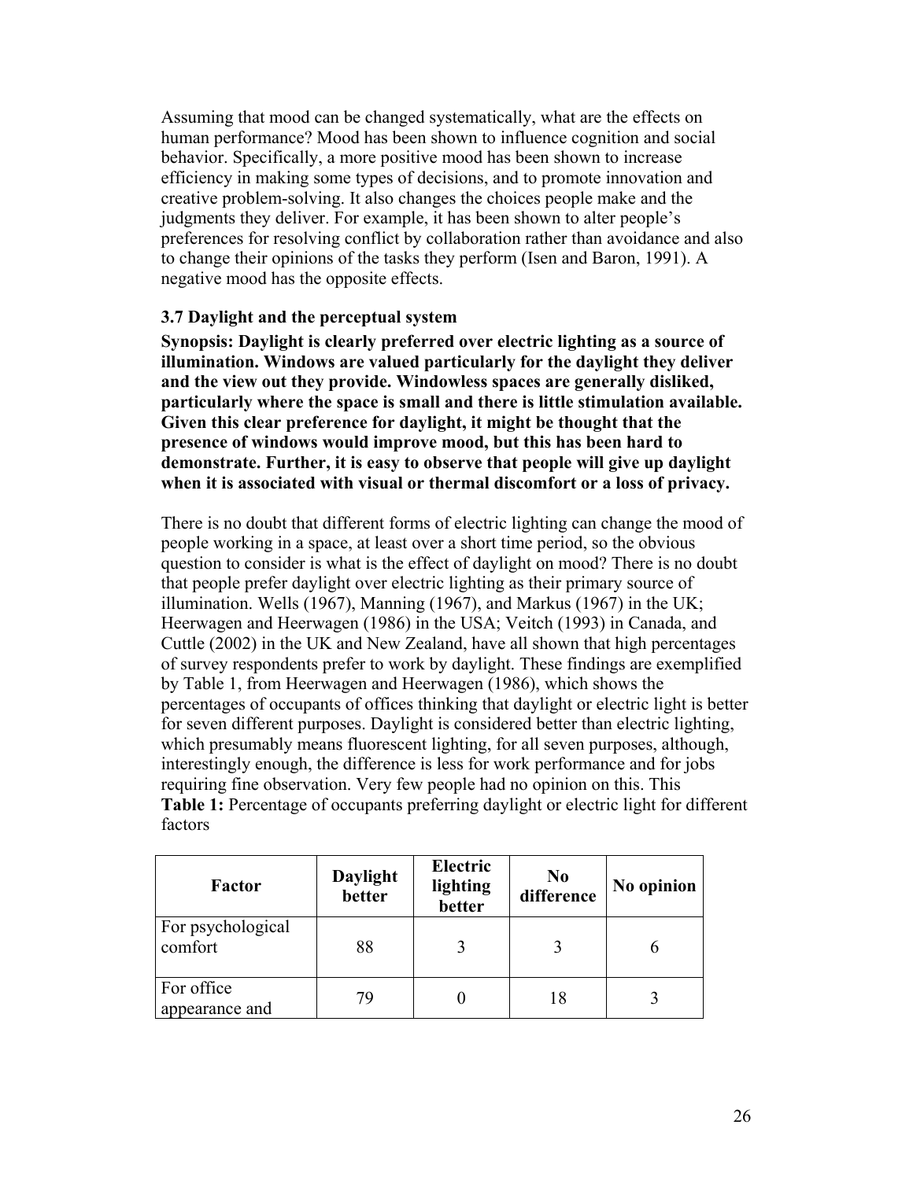Assuming that mood can be changed systematically, what are the effects on human performance? Mood has been shown to influence cognition and social behavior. Specifically, a more positive mood has been shown to increase efficiency in making some types of decisions, and to promote innovation and creative problem-solving. It also changes the choices people make and the judgments they deliver. For example, it has been shown to alter people's preferences for resolving conflict by collaboration rather than avoidance and also to change their opinions of the tasks they perform (Isen and Baron, 1991). A negative mood has the opposite effects.

### 3.7 Daylight and the perceptual system

**Synopsis: Daylight is clearly preferred over electric lighting as a source of illumination. Windows are valued particularly for the daylight they deliver and the view out they provide. Windowless spaces are generally disliked, particularly where the space is small and there is little stimulation available. Given this clear preference for daylight, it might be thought that the presence of windows would improve mood, but this has been hard to demonstrate. Further, it is easy to observe that people will give up daylight when it is associated with visual or thermal discomfort or a loss of privacy.**

There is no doubt that different forms of electric lighting can change the mood of people working in a space, at least over a short time period, so the obvious question to consider is what is the effect of daylight on mood? There is no doubt that people prefer daylight over electric lighting as their primary source of illumination. Wells (1967), Manning (1967), and Markus (1967) in the UK; Heerwagen and Heerwagen (1986) in the USA; Veitch (1993) in Canada, and Cuttle (2002) in the UK and New Zealand, have all shown that high percentages of survey respondents prefer to work by daylight. These findings are exemplified by Table 1, from Heerwagen and Heerwagen (1986), which shows the percentages of occupants of offices thinking that daylight or electric light is better for seven different purposes. Daylight is considered better than electric lighting, which presumably means fluorescent lighting, for all seven purposes, although, interestingly enough, the difference is less for work performance and for jobs requiring fine observation. Very few people had no opinion on this. This

**Table 1:** Percentage of occupants preferring daylight or electric light for different factors

| Factor | Daylight better | Electric lighting better | No difference | No opinion |
|---|---|---|---|---|
| For psychological comfort | 88 | 3 | 3 | 6 |
| For office appearance and | 79 | 0 | 18 | 3 |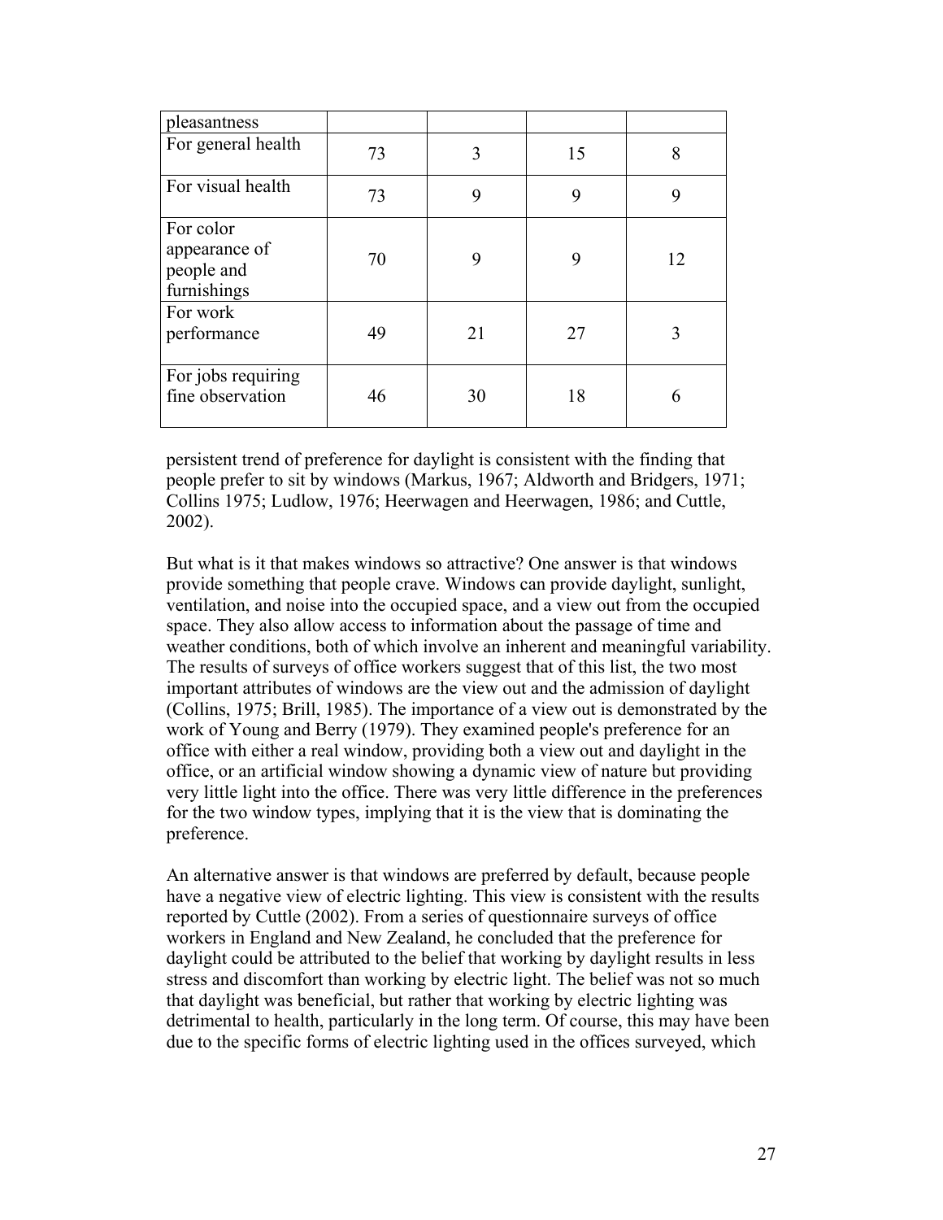| pleasantness | | | | |
|---|---|---|---|---|
| For general health | 73 | 3 | 15 | 8 |
| For visual health | 73 | 9 | 9 | 9 |
| For color appearance of people and furnishings | 70 | 9 | 9 | 12 |
| For work performance | 49 | 21 | 27 | 3 |
| For jobs requiring fine observation | 46 | 30 | 18 | 6 |

persistent trend of preference for daylight is consistent with the finding that people prefer to sit by windows (Markus, 1967; Aldworth and Bridgers, 1971; Collins 1975; Ludlow, 1976; Heerwagen and Heerwagen, 1986; and Cuttle, 2002).

But what is it that makes windows so attractive? One answer is that windows provide something that people crave. Windows can provide daylight, sunlight, ventilation, and noise into the occupied space, and a view out from the occupied space. They also allow access to information about the passage of time and weather conditions, both of which involve an inherent and meaningful variability. The results of surveys of office workers suggest that of this list, the two most important attributes of windows are the view out and the admission of daylight (Collins, 1975; Brill, 1985). The importance of a view out is demonstrated by the work of Young and Berry (1979). They examined people's preference for an office with either a real window, providing both a view out and daylight in the office, or an artificial window showing a dynamic view of nature but providing very little light into the office. There was very little difference in the preferences for the two window types, implying that it is the view that is dominating the preference.

An alternative answer is that windows are preferred by default, because people have a negative view of electric lighting. This view is consistent with the results reported by Cuttle (2002). From a series of questionnaire surveys of office workers in England and New Zealand, he concluded that the preference for daylight could be attributed to the belief that working by daylight results in less stress and discomfort than working by electric light. The belief was not so much that daylight was beneficial, but rather that working by electric lighting was detrimental to health, particularly in the long term. Of course, this may have been due to the specific forms of electric lighting used in the offices surveyed, which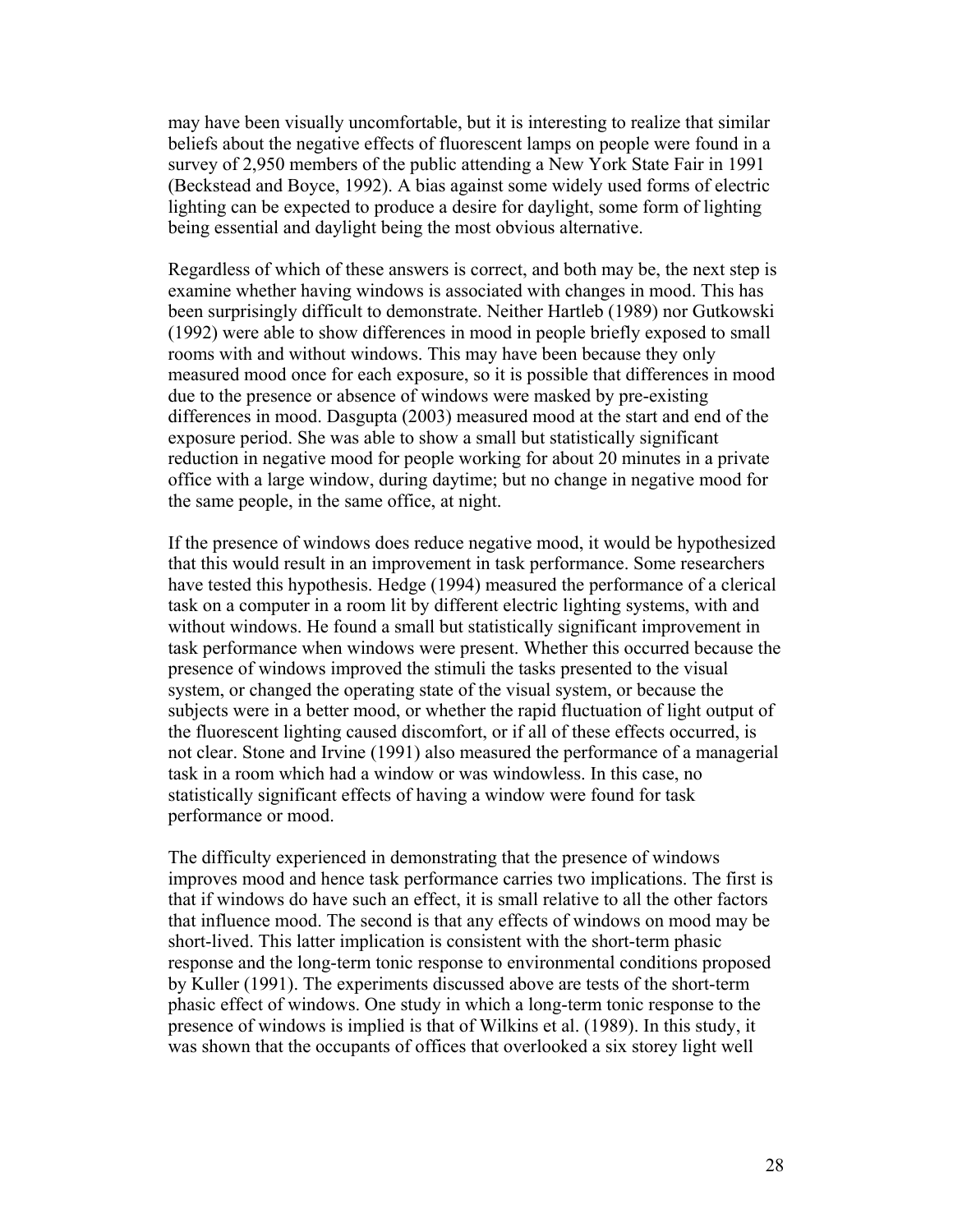may have been visually uncomfortable, but it is interesting to realize that similar beliefs about the negative effects of fluorescent lamps on people were found in a survey of 2,950 members of the public attending a New York State Fair in 1991 (Beckstead and Boyce, 1992). A bias against some widely used forms of electric lighting can be expected to produce a desire for daylight, some form of lighting being essential and daylight being the most obvious alternative.

Regardless of which of these answers is correct, and both may be, the next step is examine whether having windows is associated with changes in mood. This has been surprisingly difficult to demonstrate. Neither Hartleb (1989) nor Gutkowski (1992) were able to show differences in mood in people briefly exposed to small rooms with and without windows. This may have been because they only measured mood once for each exposure, so it is possible that differences in mood due to the presence or absence of windows were masked by pre-existing differences in mood. Dasgupta (2003) measured mood at the start and end of the exposure period. She was able to show a small but statistically significant reduction in negative mood for people working for about 20 minutes in a private office with a large window, during daytime; but no change in negative mood for the same people, in the same office, at night.

If the presence of windows does reduce negative mood, it would be hypothesized that this would result in an improvement in task performance. Some researchers have tested this hypothesis. Hedge (1994) measured the performance of a clerical task on a computer in a room lit by different electric lighting systems, with and without windows. He found a small but statistically significant improvement in task performance when windows were present. Whether this occurred because the presence of windows improved the stimuli the tasks presented to the visual system, or changed the operating state of the visual system, or because the subjects were in a better mood, or whether the rapid fluctuation of light output of the fluorescent lighting caused discomfort, or if all of these effects occurred, is not clear. Stone and Irvine (1991) also measured the performance of a managerial task in a room which had a window or was windowless. In this case, no statistically significant effects of having a window were found for task performance or mood.

The difficulty experienced in demonstrating that the presence of windows improves mood and hence task performance carries two implications. The first is that if windows do have such an effect, it is small relative to all the other factors that influence mood. The second is that any effects of windows on mood may be short-lived. This latter implication is consistent with the short-term phasic response and the long-term tonic response to environmental conditions proposed by Kuller (1991). The experiments discussed above are tests of the short-term phasic effect of windows. One study in which a long-term tonic response to the presence of windows is implied is that of Wilkins et al. (1989). In this study, it was shown that the occupants of offices that overlooked a six storey light well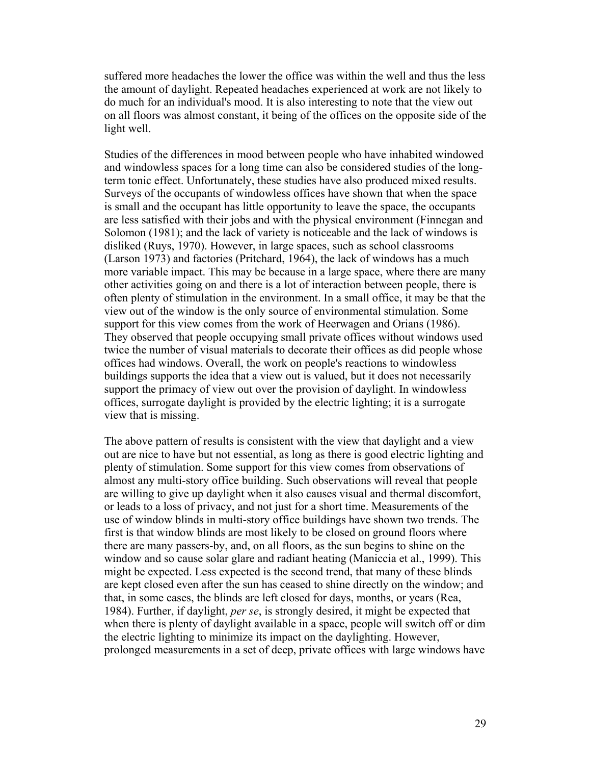suffered more headaches the lower the office was within the well and thus the less the amount of daylight. Repeated headaches experienced at work are not likely to do much for an individual's mood. It is also interesting to note that the view out on all floors was almost constant, it being of the offices on the opposite side of the light well.

Studies of the differences in mood between people who have inhabited windowed and windowless spaces for a long time can also be considered studies of the long-term tonic effect. Unfortunately, these studies have also produced mixed results. Surveys of the occupants of windowless offices have shown that when the space is small and the occupant has little opportunity to leave the space, the occupants are less satisfied with their jobs and with the physical environment (Finnegan and Solomon (1981); and the lack of variety is noticeable and the lack of windows is disliked (Ruys, 1970). However, in large spaces, such as school classrooms (Larson 1973) and factories (Pritchard, 1964), the lack of windows has a much more variable impact. This may be because in a large space, where there are many other activities going on and there is a lot of interaction between people, there is often plenty of stimulation in the environment. In a small office, it may be that the view out of the window is the only source of environmental stimulation. Some support for this view comes from the work of Heerwagen and Orians (1986). They observed that people occupying small private offices without windows used twice the number of visual materials to decorate their offices as did people whose offices had windows. Overall, the work on people's reactions to windowless buildings supports the idea that a view out is valued, but it does not necessarily support the primacy of view out over the provision of daylight. In windowless offices, surrogate daylight is provided by the electric lighting; it is a surrogate view that is missing.

The above pattern of results is consistent with the view that daylight and a view out are nice to have but not essential, as long as there is good electric lighting and plenty of stimulation. Some support for this view comes from observations of almost any multi-story office building. Such observations will reveal that people are willing to give up daylight when it also causes visual and thermal discomfort, or leads to a loss of privacy, and not just for a short time. Measurements of the use of window blinds in multi-story office buildings have shown two trends. The first is that window blinds are most likely to be closed on ground floors where there are many passers-by, and, on all floors, as the sun begins to shine on the window and so cause solar glare and radiant heating (Maniccia et al., 1999). This might be expected. Less expected is the second trend, that many of these blinds are kept closed even after the sun has ceased to shine directly on the window; and that, in some cases, the blinds are left closed for days, months, or years (Rea, 1984). Further, if daylight, *per se*, is strongly desired, it might be expected that when there is plenty of daylight available in a space, people will switch off or dim the electric lighting to minimize its impact on the daylighting. However, prolonged measurements in a set of deep, private offices with large windows have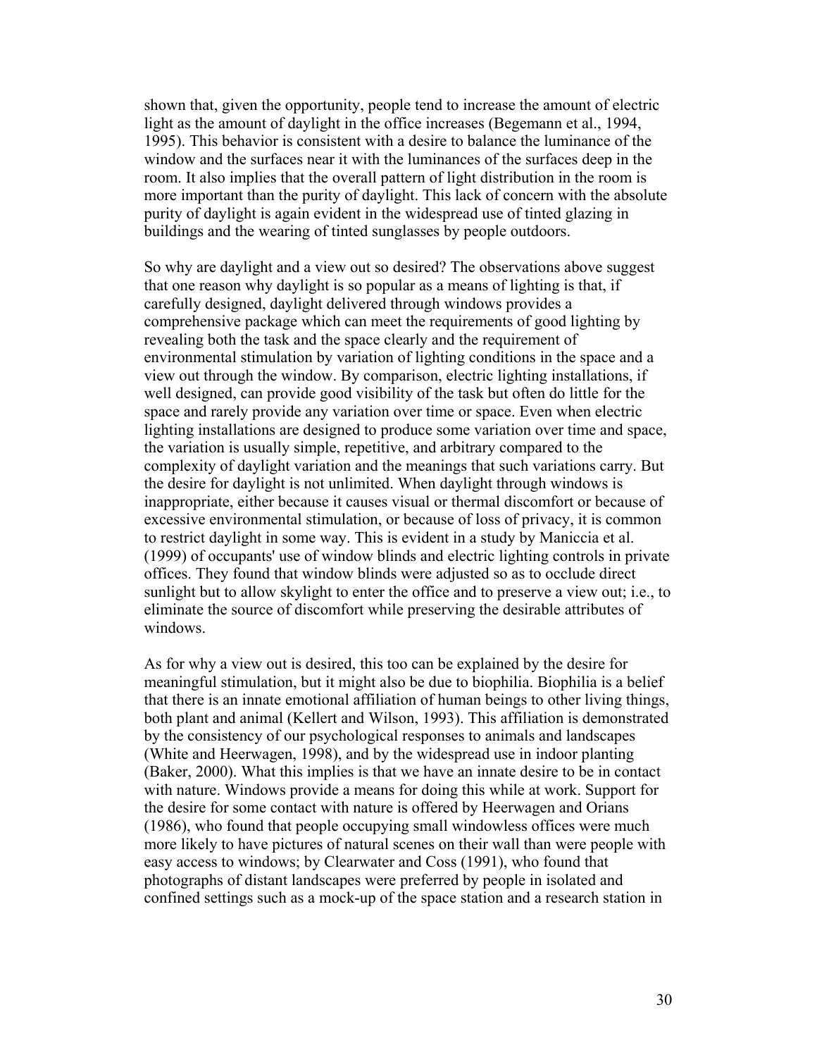shown that, given the opportunity, people tend to increase the amount of electric light as the amount of daylight in the office increases (Begemann et al., 1994, 1995). This behavior is consistent with a desire to balance the luminance of the window and the surfaces near it with the luminances of the surfaces deep in the room. It also implies that the overall pattern of light distribution in the room is more important than the purity of daylight. This lack of concern with the absolute purity of daylight is again evident in the widespread use of tinted glazing in buildings and the wearing of tinted sunglasses by people outdoors.

So why are daylight and a view out so desired? The observations above suggest that one reason why daylight is so popular as a means of lighting is that, if carefully designed, daylight delivered through windows provides a comprehensive package which can meet the requirements of good lighting by revealing both the task and the space clearly and the requirement of environmental stimulation by variation of lighting conditions in the space and a view out through the window. By comparison, electric lighting installations, if well designed, can provide good visibility of the task but often do little for the space and rarely provide any variation over time or space. Even when electric lighting installations are designed to produce some variation over time and space, the variation is usually simple, repetitive, and arbitrary compared to the complexity of daylight variation and the meanings that such variations carry. But the desire for daylight is not unlimited. When daylight through windows is inappropriate, either because it causes visual or thermal discomfort or because of excessive environmental stimulation, or because of loss of privacy, it is common to restrict daylight in some way. This is evident in a study by Maniccia et al. (1999) of occupants' use of window blinds and electric lighting controls in private offices. They found that window blinds were adjusted so as to occlude direct sunlight but to allow skylight to enter the office and to preserve a view out; i.e., to eliminate the source of discomfort while preserving the desirable attributes of windows.

As for why a view out is desired, this too can be explained by the desire for meaningful stimulation, but it might also be due to biophilia. Biophilia is a belief that there is an innate emotional affiliation of human beings to other living things, both plant and animal (Kellert and Wilson, 1993). This affiliation is demonstrated by the consistency of our psychological responses to animals and landscapes (White and Heerwagen, 1998), and by the widespread use in indoor planting (Baker, 2000). What this implies is that we have an innate desire to be in contact with nature. Windows provide a means for doing this while at work. Support for the desire for some contact with nature is offered by Heerwagen and Orians (1986), who found that people occupying small windowless offices were much more likely to have pictures of natural scenes on their wall than were people with easy access to windows; by Clearwater and Coss (1991), who found that photographs of distant landscapes were preferred by people in isolated and confined settings such as a mock-up of the space station and a research station in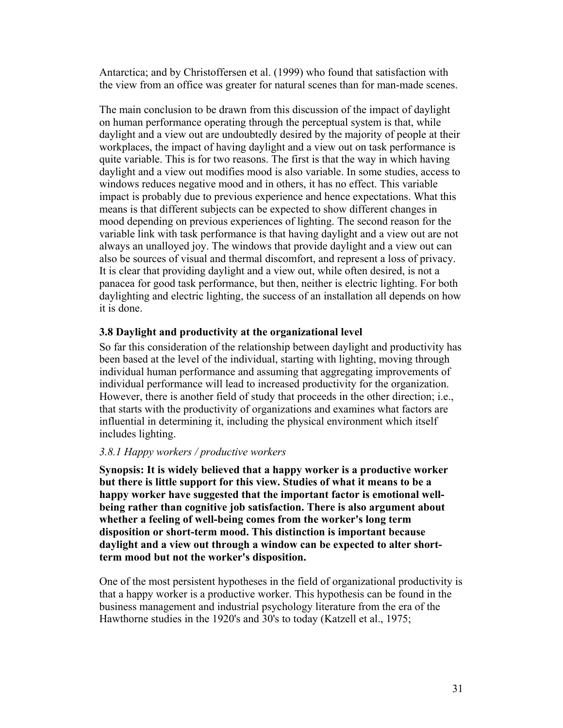Antarctica; and by Christoffersen et al. (1999) who found that satisfaction with the view from an office was greater for natural scenes than for man-made scenes.

The main conclusion to be drawn from this discussion of the impact of daylight on human performance operating through the perceptual system is that, while daylight and a view out are undoubtedly desired by the majority of people at their workplaces, the impact of having daylight and a view out on task performance is quite variable. This is for two reasons. The first is that the way in which having daylight and a view out modifies mood is also variable. In some studies, access to windows reduces negative mood and in others, it has no effect. This variable impact is probably due to previous experience and hence expectations. What this means is that different subjects can be expected to show different changes in mood depending on previous experiences of lighting. The second reason for the variable link with task performance is that having daylight and a view out are not always an unalloyed joy. The windows that provide daylight and a view out can also be sources of visual and thermal discomfort, and represent a loss of privacy. It is clear that providing daylight and a view out, while often desired, is not a panacea for good task performance, but then, neither is electric lighting. For both daylighting and electric lighting, the success of an installation all depends on how it is done.

### 3.8 Daylight and productivity at the organizational level

So far this consideration of the relationship between daylight and productivity has been based at the level of the individual, starting with lighting, moving through individual human performance and assuming that aggregating improvements of individual performance will lead to increased productivity for the organization. However, there is another field of study that proceeds in the other direction; i.e., that starts with the productivity of organizations and examines what factors are influential in determining it, including the physical environment which itself includes lighting.

#### *3.8.1 Happy workers / productive workers*

**Synopsis: It is widely believed that a happy worker is a productive worker but there is little support for this view. Studies of what it means to be a happy worker have suggested that the important factor is emotional well-being rather than cognitive job satisfaction. There is also argument about whether a feeling of well-being comes from the worker's long term disposition or short-term mood. This distinction is important because daylight and a view out through a window can be expected to alter short-term mood but not the worker's disposition.**

One of the most persistent hypotheses in the field of organizational productivity is that a happy worker is a productive worker. This hypothesis can be found in the business management and industrial psychology literature from the era of the Hawthorne studies in the 1920's and 30's to today (Katzell et al., 1975;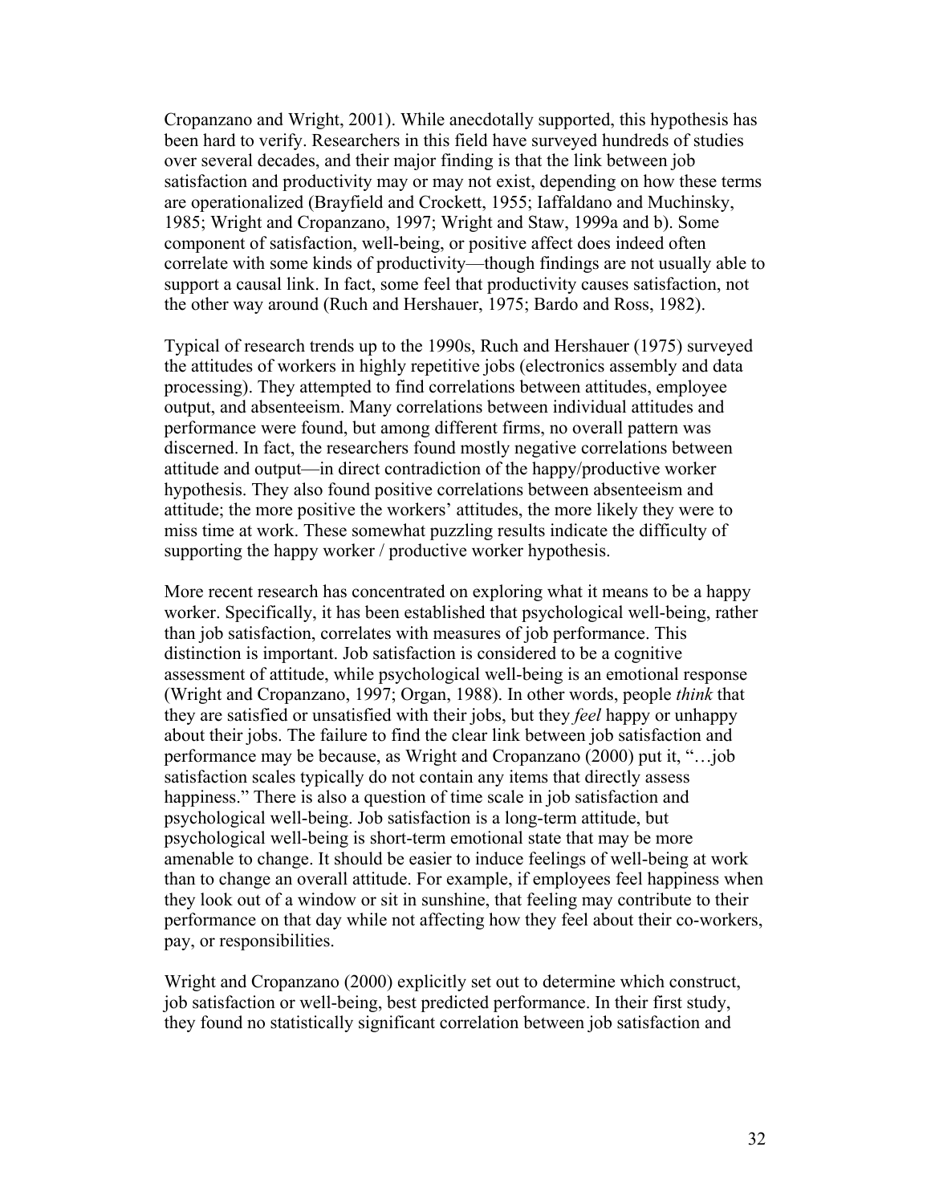Cropanzano and Wright, 2001). While anecdotally supported, this hypothesis has been hard to verify. Researchers in this field have surveyed hundreds of studies over several decades, and their major finding is that the link between job satisfaction and productivity may or may not exist, depending on how these terms are operationalized (Brayfield and Crockett, 1955; Iaffaldano and Muchinsky, 1985; Wright and Cropanzano, 1997; Wright and Staw, 1999a and b). Some component of satisfaction, well-being, or positive affect does indeed often correlate with some kinds of productivity—though findings are not usually able to support a causal link. In fact, some feel that productivity causes satisfaction, not the other way around (Ruch and Hershauer, 1975; Bardo and Ross, 1982).

Typical of research trends up to the 1990s, Ruch and Hershauer (1975) surveyed the attitudes of workers in highly repetitive jobs (electronics assembly and data processing). They attempted to find correlations between attitudes, employee output, and absenteeism. Many correlations between individual attitudes and performance were found, but among different firms, no overall pattern was discerned. In fact, the researchers found mostly negative correlations between attitude and output—in direct contradiction of the happy/productive worker hypothesis. They also found positive correlations between absenteeism and attitude; the more positive the workers' attitudes, the more likely they were to miss time at work. These somewhat puzzling results indicate the difficulty of supporting the happy worker / productive worker hypothesis.

More recent research has concentrated on exploring what it means to be a happy worker. Specifically, it has been established that psychological well-being, rather than job satisfaction, correlates with measures of job performance. This distinction is important. Job satisfaction is considered to be a cognitive assessment of attitude, while psychological well-being is an emotional response (Wright and Cropanzano, 1997; Organ, 1988). In other words, people *think* that they are satisfied or unsatisfied with their jobs, but they *feel* happy or unhappy about their jobs. The failure to find the clear link between job satisfaction and performance may be because, as Wright and Cropanzano (2000) put it, "…job satisfaction scales typically do not contain any items that directly assess happiness." There is also a question of time scale in job satisfaction and psychological well-being. Job satisfaction is a long-term attitude, but psychological well-being is short-term emotional state that may be more amenable to change. It should be easier to induce feelings of well-being at work than to change an overall attitude. For example, if employees feel happiness when they look out of a window or sit in sunshine, that feeling may contribute to their performance on that day while not affecting how they feel about their co-workers, pay, or responsibilities.

Wright and Cropanzano (2000) explicitly set out to determine which construct, job satisfaction or well-being, best predicted performance. In their first study, they found no statistically significant correlation between job satisfaction and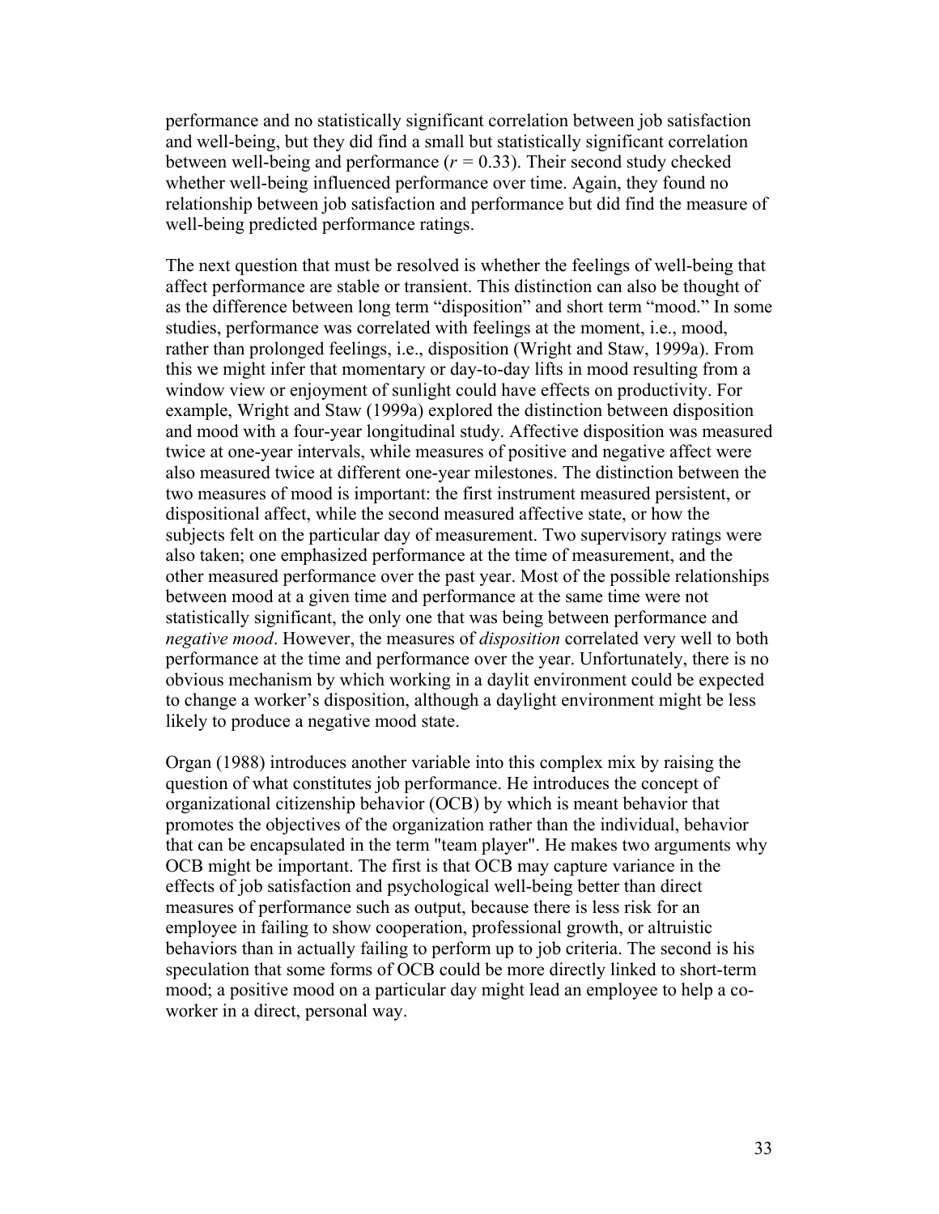performance and no statistically significant correlation between job satisfaction and well-being, but they did find a small but statistically significant correlation between well-being and performance ($r = 0.33$). Their second study checked whether well-being influenced performance over time. Again, they found no relationship between job satisfaction and performance but did find the measure of well-being predicted performance ratings.

The next question that must be resolved is whether the feelings of well-being that affect performance are stable or transient. This distinction can also be thought of as the difference between long term "disposition" and short term "mood." In some studies, performance was correlated with feelings at the moment, i.e., mood, rather than prolonged feelings, i.e., disposition (Wright and Staw, 1999a). From this we might infer that momentary or day-to-day lifts in mood resulting from a window view or enjoyment of sunlight could have effects on productivity. For example, Wright and Staw (1999a) explored the distinction between disposition and mood with a four-year longitudinal study. Affective disposition was measured twice at one-year intervals, while measures of positive and negative affect were also measured twice at different one-year milestones. The distinction between the two measures of mood is important: the first instrument measured persistent, or dispositional affect, while the second measured affective state, or how the subjects felt on the particular day of measurement. Two supervisory ratings were also taken; one emphasized performance at the time of measurement, and the other measured performance over the past year. Most of the possible relationships between mood at a given time and performance at the same time were not statistically significant, the only one that was being between performance and *negative mood*. However, the measures of *disposition* correlated very well to both performance at the time and performance over the year. Unfortunately, there is no obvious mechanism by which working in a daylit environment could be expected to change a worker's disposition, although a daylight environment might be less likely to produce a negative mood state.

Organ (1988) introduces another variable into this complex mix by raising the question of what constitutes job performance. He introduces the concept of organizational citizenship behavior (OCB) by which is meant behavior that promotes the objectives of the organization rather than the individual, behavior that can be encapsulated in the term "team player". He makes two arguments why OCB might be important. The first is that OCB may capture variance in the effects of job satisfaction and psychological well-being better than direct measures of performance such as output, because there is less risk for an employee in failing to show cooperation, professional growth, or altruistic behaviors than in actually failing to perform up to job criteria. The second is his speculation that some forms of OCB could be more directly linked to short-term mood; a positive mood on a particular day might lead an employee to help a co-worker in a direct, personal way.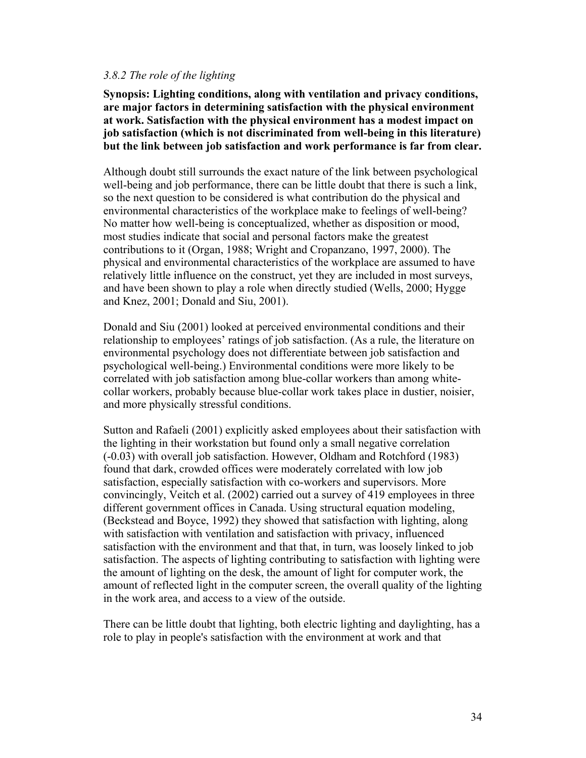### *3.8.2 The role of the lighting*

**Synopsis: Lighting conditions, along with ventilation and privacy conditions, are major factors in determining satisfaction with the physical environment at work. Satisfaction with the physical environment has a modest impact on job satisfaction (which is not discriminated from well-being in this literature) but the link between job satisfaction and work performance is far from clear.**

Although doubt still surrounds the exact nature of the link between psychological well-being and job performance, there can be little doubt that there is such a link, so the next question to be considered is what contribution do the physical and environmental characteristics of the workplace make to feelings of well-being? No matter how well-being is conceptualized, whether as disposition or mood, most studies indicate that social and personal factors make the greatest contributions to it (Organ, 1988; Wright and Cropanzano, 1997, 2000). The physical and environmental characteristics of the workplace are assumed to have relatively little influence on the construct, yet they are included in most surveys, and have been shown to play a role when directly studied (Wells, 2000; Hygge and Knez, 2001; Donald and Siu, 2001).

Donald and Siu (2001) looked at perceived environmental conditions and their relationship to employees' ratings of job satisfaction. (As a rule, the literature on environmental psychology does not differentiate between job satisfaction and psychological well-being.) Environmental conditions were more likely to be correlated with job satisfaction among blue-collar workers than among white-collar workers, probably because blue-collar work takes place in dustier, noisier, and more physically stressful conditions.

Sutton and Rafaeli (2001) explicitly asked employees about their satisfaction with the lighting in their workstation but found only a small negative correlation (-0.03) with overall job satisfaction. However, Oldham and Rotchford (1983) found that dark, crowded offices were moderately correlated with low job satisfaction, especially satisfaction with co-workers and supervisors. More convincingly, Veitch et al. (2002) carried out a survey of 419 employees in three different government offices in Canada. Using structural equation modeling, (Beckstead and Boyce, 1992) they showed that satisfaction with lighting, along with satisfaction with ventilation and satisfaction with privacy, influenced satisfaction with the environment and that that, in turn, was loosely linked to job satisfaction. The aspects of lighting contributing to satisfaction with lighting were the amount of lighting on the desk, the amount of light for computer work, the amount of reflected light in the computer screen, the overall quality of the lighting in the work area, and access to a view of the outside.

There can be little doubt that lighting, both electric lighting and daylighting, has a role to play in people's satisfaction with the environment at work and that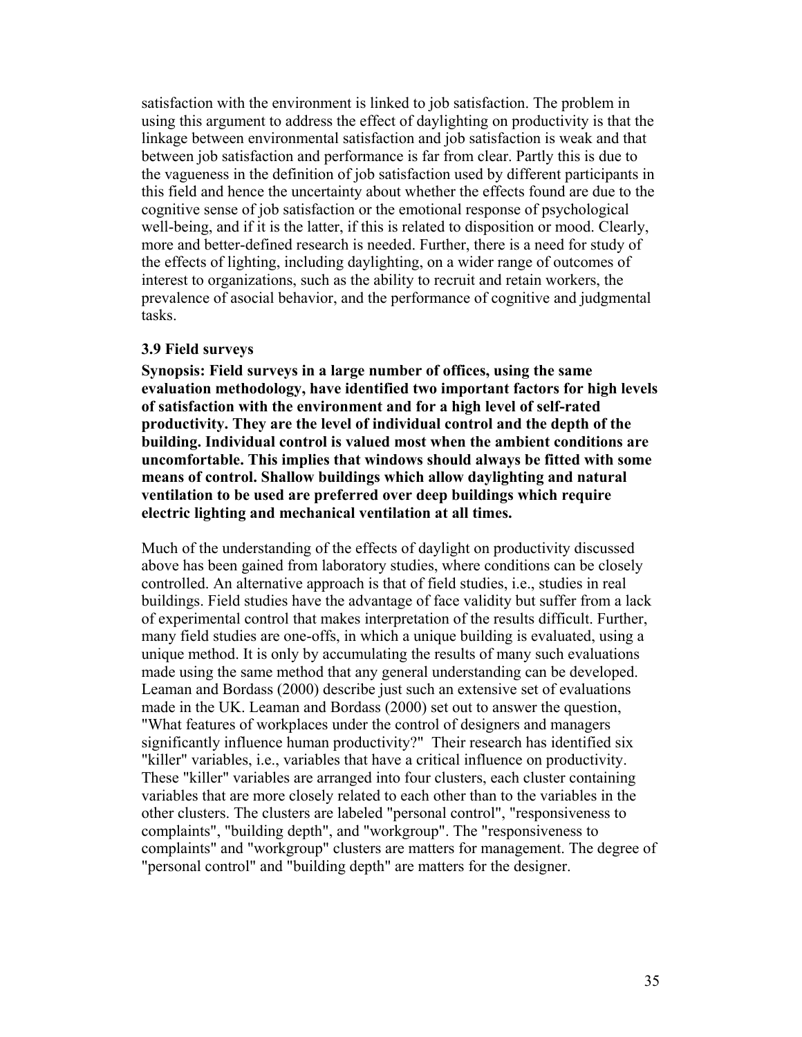satisfaction with the environment is linked to job satisfaction. The problem in using this argument to address the effect of daylighting on productivity is that the linkage between environmental satisfaction and job satisfaction is weak and that between job satisfaction and performance is far from clear. Partly this is due to the vagueness in the definition of job satisfaction used by different participants in this field and hence the uncertainty about whether the effects found are due to the cognitive sense of job satisfaction or the emotional response of psychological well-being, and if it is the latter, if this is related to disposition or mood. Clearly, more and better-defined research is needed. Further, there is a need for study of the effects of lighting, including daylighting, on a wider range of outcomes of interest to organizations, such as the ability to recruit and retain workers, the prevalence of asocial behavior, and the performance of cognitive and judgmental tasks.

### 3.9 Field surveys

**Synopsis: Field surveys in a large number of offices, using the same evaluation methodology, have identified two important factors for high levels of satisfaction with the environment and for a high level of self-rated productivity. They are the level of individual control and the depth of the building. Individual control is valued most when the ambient conditions are uncomfortable. This implies that windows should always be fitted with some means of control. Shallow buildings which allow daylighting and natural ventilation to be used are preferred over deep buildings which require electric lighting and mechanical ventilation at all times.**

Much of the understanding of the effects of daylight on productivity discussed above has been gained from laboratory studies, where conditions can be closely controlled. An alternative approach is that of field studies, i.e., studies in real buildings. Field studies have the advantage of face validity but suffer from a lack of experimental control that makes interpretation of the results difficult. Further, many field studies are one-offs, in which a unique building is evaluated, using a unique method. It is only by accumulating the results of many such evaluations made using the same method that any general understanding can be developed. Leaman and Bordass (2000) describe just such an extensive set of evaluations made in the UK. Leaman and Bordass (2000) set out to answer the question, "What features of workplaces under the control of designers and managers significantly influence human productivity?" Their research has identified six "killer" variables, i.e., variables that have a critical influence on productivity. These "killer" variables are arranged into four clusters, each cluster containing variables that are more closely related to each other than to the variables in the other clusters. The clusters are labeled "personal control", "responsiveness to complaints", "building depth", and "workgroup". The "responsiveness to complaints" and "workgroup" clusters are matters for management. The degree of "personal control" and "building depth" are matters for the designer.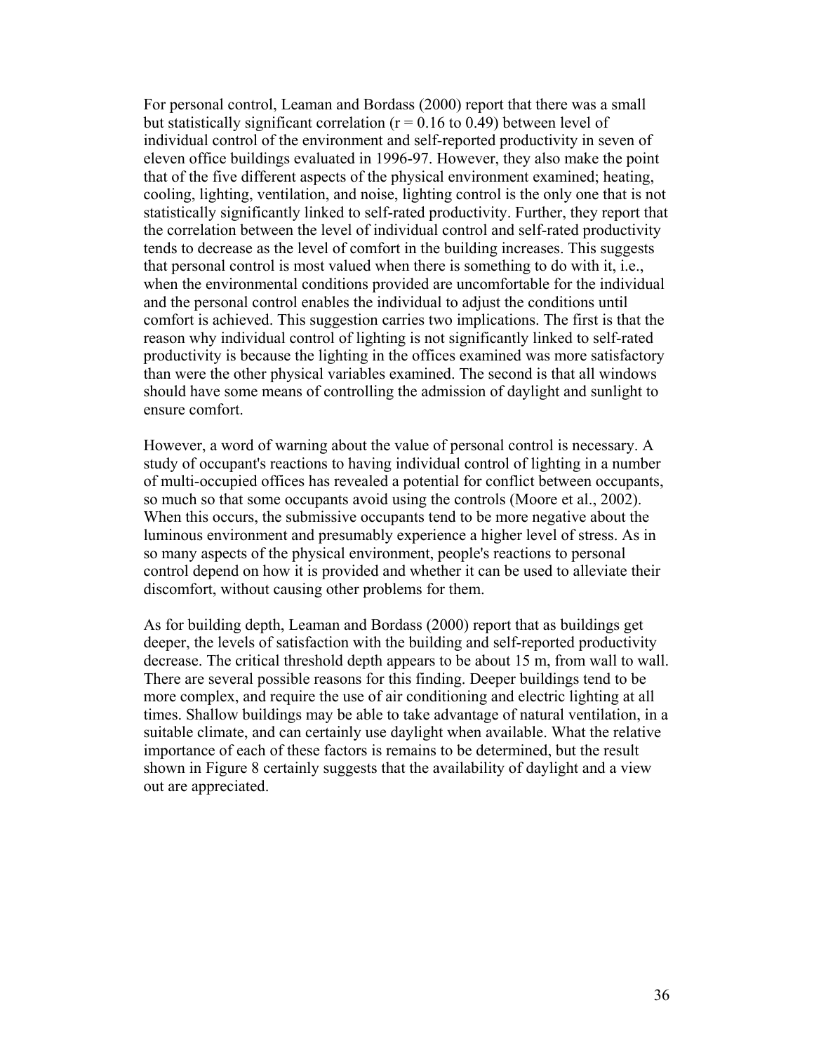For personal control, Leaman and Bordass (2000) report that there was a small but statistically significant correlation ($r = 0.16$ to $0.49$) between level of individual control of the environment and self-reported productivity in seven of eleven office buildings evaluated in 1996-97. However, they also make the point that of the five different aspects of the physical environment examined; heating, cooling, lighting, ventilation, and noise, lighting control is the only one that is not statistically significantly linked to self-rated productivity. Further, they report that the correlation between the level of individual control and self-rated productivity tends to decrease as the level of comfort in the building increases. This suggests that personal control is most valued when there is something to do with it, i.e., when the environmental conditions provided are uncomfortable for the individual and the personal control enables the individual to adjust the conditions until comfort is achieved. This suggestion carries two implications. The first is that the reason why individual control of lighting is not significantly linked to self-rated productivity is because the lighting in the offices examined was more satisfactory than were the other physical variables examined. The second is that all windows should have some means of controlling the admission of daylight and sunlight to ensure comfort.

However, a word of warning about the value of personal control is necessary. A study of occupant's reactions to having individual control of lighting in a number of multi-occupied offices has revealed a potential for conflict between occupants, so much so that some occupants avoid using the controls (Moore et al., 2002). When this occurs, the submissive occupants tend to be more negative about the luminous environment and presumably experience a higher level of stress. As in so many aspects of the physical environment, people's reactions to personal control depend on how it is provided and whether it can be used to alleviate their discomfort, without causing other problems for them.

As for building depth, Leaman and Bordass (2000) report that as buildings get deeper, the levels of satisfaction with the building and self-reported productivity decrease. The critical threshold depth appears to be about 15 m, from wall to wall. There are several possible reasons for this finding. Deeper buildings tend to be more complex, and require the use of air conditioning and electric lighting at all times. Shallow buildings may be able to take advantage of natural ventilation, in a suitable climate, and can certainly use daylight when available. What the relative importance of each of these factors is remains to be determined, but the result shown in Figure 8 certainly suggests that the availability of daylight and a view out are appreciated.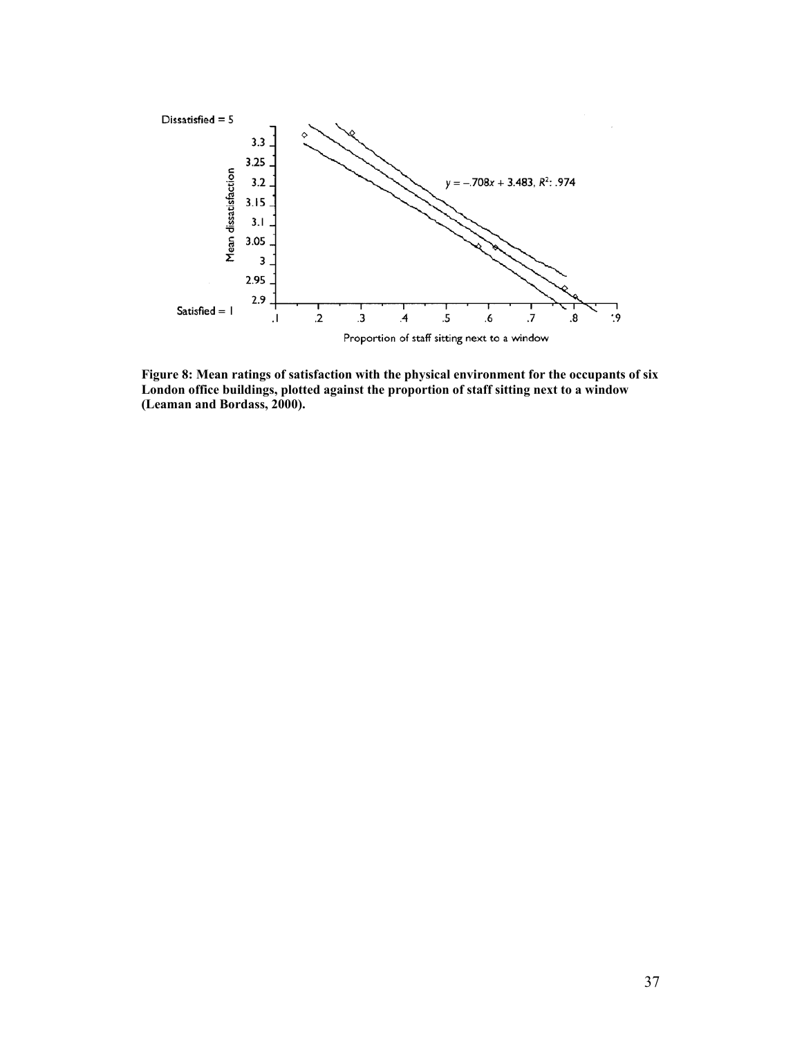**Figure 8: Mean ratings of satisfaction with the physical environment for the occupants of six London office buildings, plotted against the proportion of staff sitting next to a window (Leaman and Bordass, 2000).**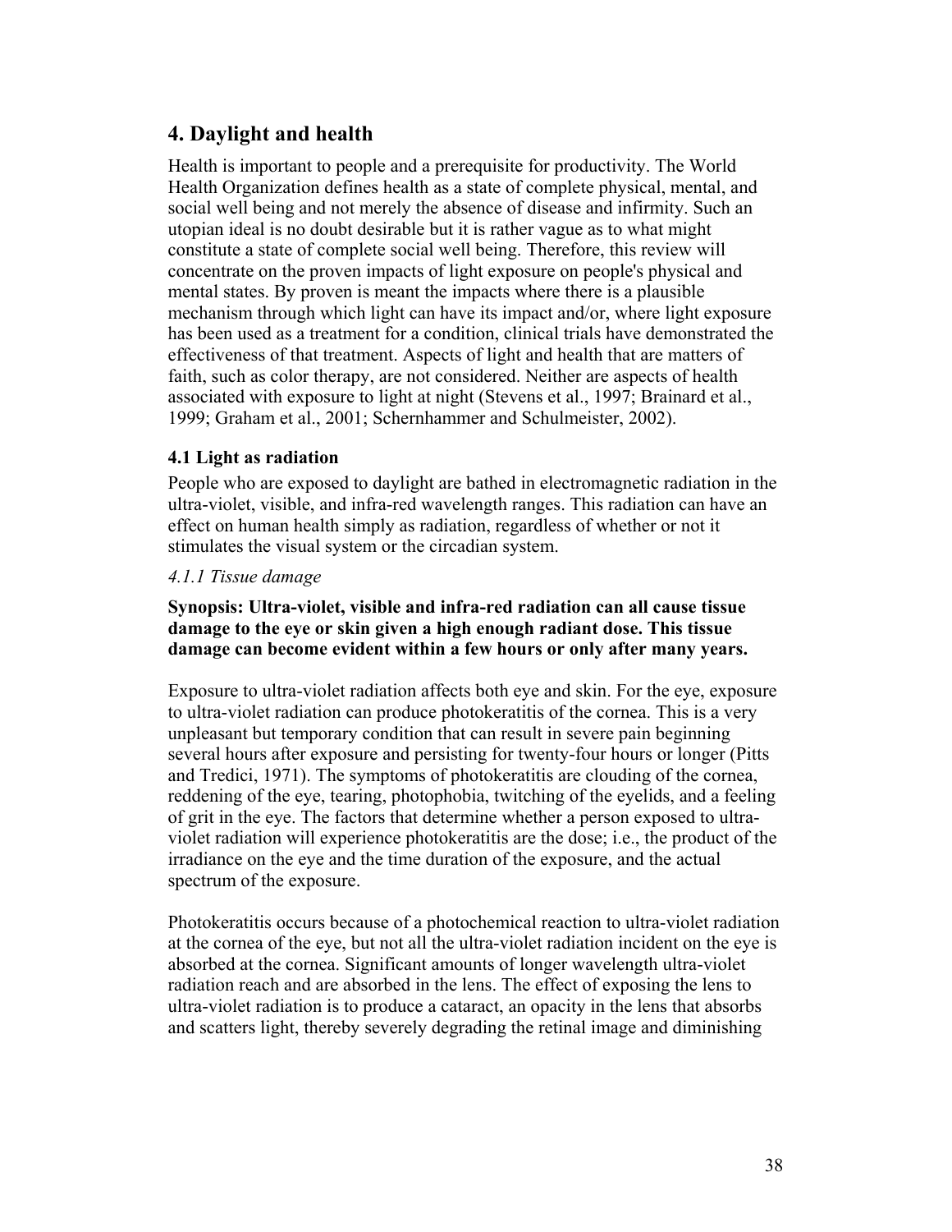## 4. Daylight and health

Health is important to people and a prerequisite for productivity. The World Health Organization defines health as a state of complete physical, mental, and social well being and not merely the absence of disease and infirmity. Such an utopian ideal is no doubt desirable but it is rather vague as to what might constitute a state of complete social well being. Therefore, this review will concentrate on the proven impacts of light exposure on people's physical and mental states. By proven is meant the impacts where there is a plausible mechanism through which light can have its impact and/or, where light exposure has been used as a treatment for a condition, clinical trials have demonstrated the effectiveness of that treatment. Aspects of light and health that are matters of faith, such as color therapy, are not considered. Neither are aspects of health associated with exposure to light at night (Stevens et al., 1997; Brainard et al., 1999; Graham et al., 2001; Schernhammer and Schulmeister, 2002).

### 4.1 Light as radiation

People who are exposed to daylight are bathed in electromagnetic radiation in the ultra-violet, visible, and infra-red wavelength ranges. This radiation can have an effect on human health simply as radiation, regardless of whether or not it stimulates the visual system or the circadian system.

#### *4.1.1 Tissue damage*

**Synopsis: Ultra-violet, visible and infra-red radiation can all cause tissue damage to the eye or skin given a high enough radiant dose. This tissue damage can become evident within a few hours or only after many years.**

Exposure to ultra-violet radiation affects both eye and skin. For the eye, exposure to ultra-violet radiation can produce photokeratitis of the cornea. This is a very unpleasant but temporary condition that can result in severe pain beginning several hours after exposure and persisting for twenty-four hours or longer (Pitts and Tredici, 1971). The symptoms of photokeratitis are clouding of the cornea, reddening of the eye, tearing, photophobia, twitching of the eyelids, and a feeling of grit in the eye. The factors that determine whether a person exposed to ultra-violet radiation will experience photokeratitis are the dose; i.e., the product of the irradiance on the eye and the time duration of the exposure, and the actual spectrum of the exposure.

Photokeratitis occurs because of a photochemical reaction to ultra-violet radiation at the cornea of the eye, but not all the ultra-violet radiation incident on the eye is absorbed at the cornea. Significant amounts of longer wavelength ultra-violet radiation reach and are absorbed in the lens. The effect of exposing the lens to ultra-violet radiation is to produce a cataract, an opacity in the lens that absorbs and scatters light, thereby severely degrading the retinal image and diminishing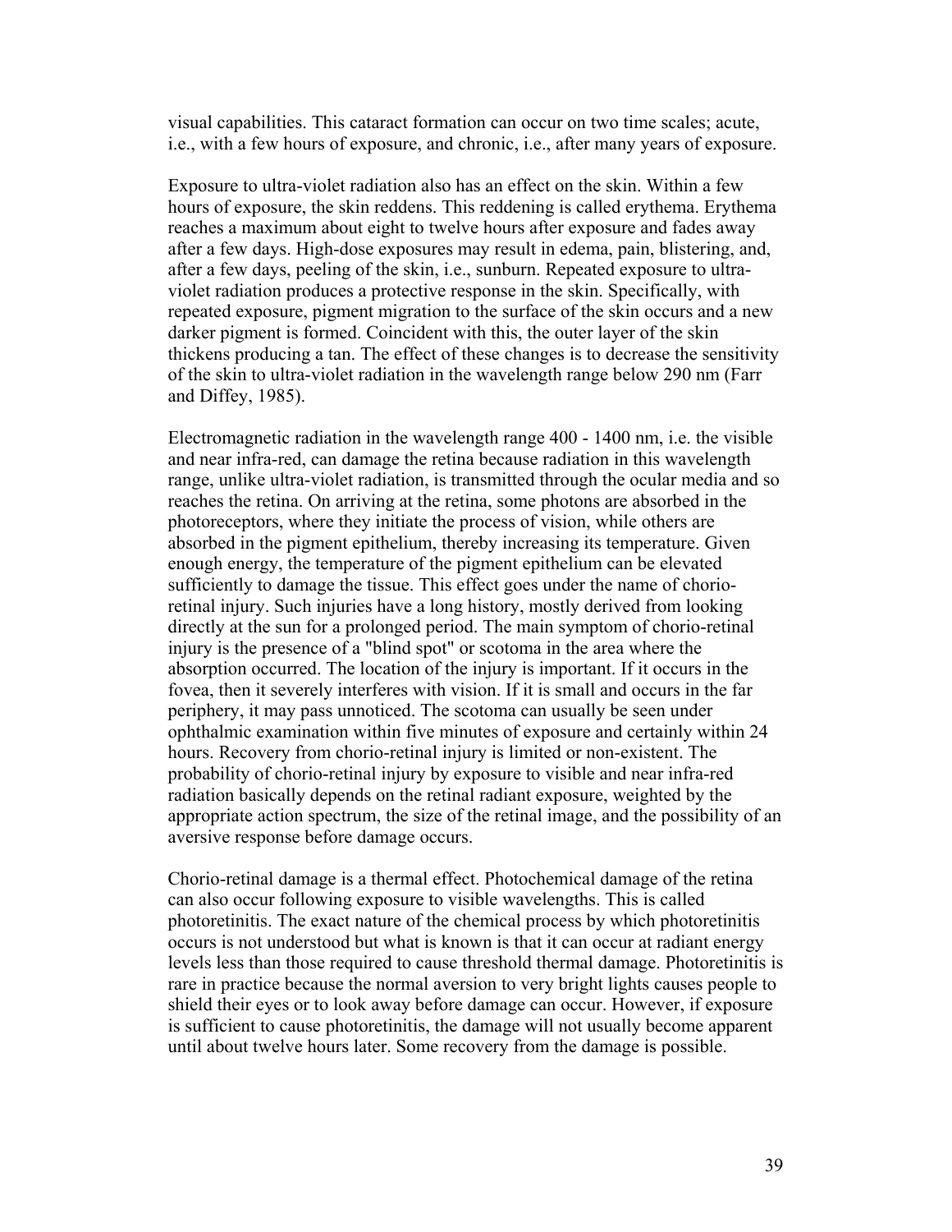visual capabilities. This cataract formation can occur on two time scales; acute, i.e., with a few hours of exposure, and chronic, i.e., after many years of exposure.

Exposure to ultra-violet radiation also has an effect on the skin. Within a few hours of exposure, the skin reddens. This reddening is called erythema. Erythema reaches a maximum about eight to twelve hours after exposure and fades away after a few days. High-dose exposures may result in edema, pain, blistering, and, after a few days, peeling of the skin, i.e., sunburn. Repeated exposure to ultra-violet radiation produces a protective response in the skin. Specifically, with repeated exposure, pigment migration to the surface of the skin occurs and a new darker pigment is formed. Coincident with this, the outer layer of the skin thickens producing a tan. The effect of these changes is to decrease the sensitivity of the skin to ultra-violet radiation in the wavelength range below 290 nm (Farr and Diffey, 1985).

Electromagnetic radiation in the wavelength range 400 - 1400 nm, i.e. the visible and near infra-red, can damage the retina because radiation in this wavelength range, unlike ultra-violet radiation, is transmitted through the ocular media and so reaches the retina. On arriving at the retina, some photons are absorbed in the photoreceptors, where they initiate the process of vision, while others are absorbed in the pigment epithelium, thereby increasing its temperature. Given enough energy, the temperature of the pigment epithelium can be elevated sufficiently to damage the tissue. This effect goes under the name of chorio-retinal injury. Such injuries have a long history, mostly derived from looking directly at the sun for a prolonged period. The main symptom of chorio-retinal injury is the presence of a "blind spot" or scotoma in the area where the absorption occurred. The location of the injury is important. If it occurs in the fovea, then it severely interferes with vision. If it is small and occurs in the far periphery, it may pass unnoticed. The scotoma can usually be seen under ophthalmic examination within five minutes of exposure and certainly within 24 hours. Recovery from chorio-retinal injury is limited or non-existent. The probability of chorio-retinal injury by exposure to visible and near infra-red radiation basically depends on the retinal radiant exposure, weighted by the appropriate action spectrum, the size of the retinal image, and the possibility of an aversive response before damage occurs.

Chorio-retinal damage is a thermal effect. Photochemical damage of the retina can also occur following exposure to visible wavelengths. This is called photoretinitis. The exact nature of the chemical process by which photoretinitis occurs is not understood but what is known is that it can occur at radiant energy levels less than those required to cause threshold thermal damage. Photoretinitis is rare in practice because the normal aversion to very bright lights causes people to shield their eyes or to look away before damage can occur. However, if exposure is sufficient to cause photoretinitis, the damage will not usually become apparent until about twelve hours later. Some recovery from the damage is possible.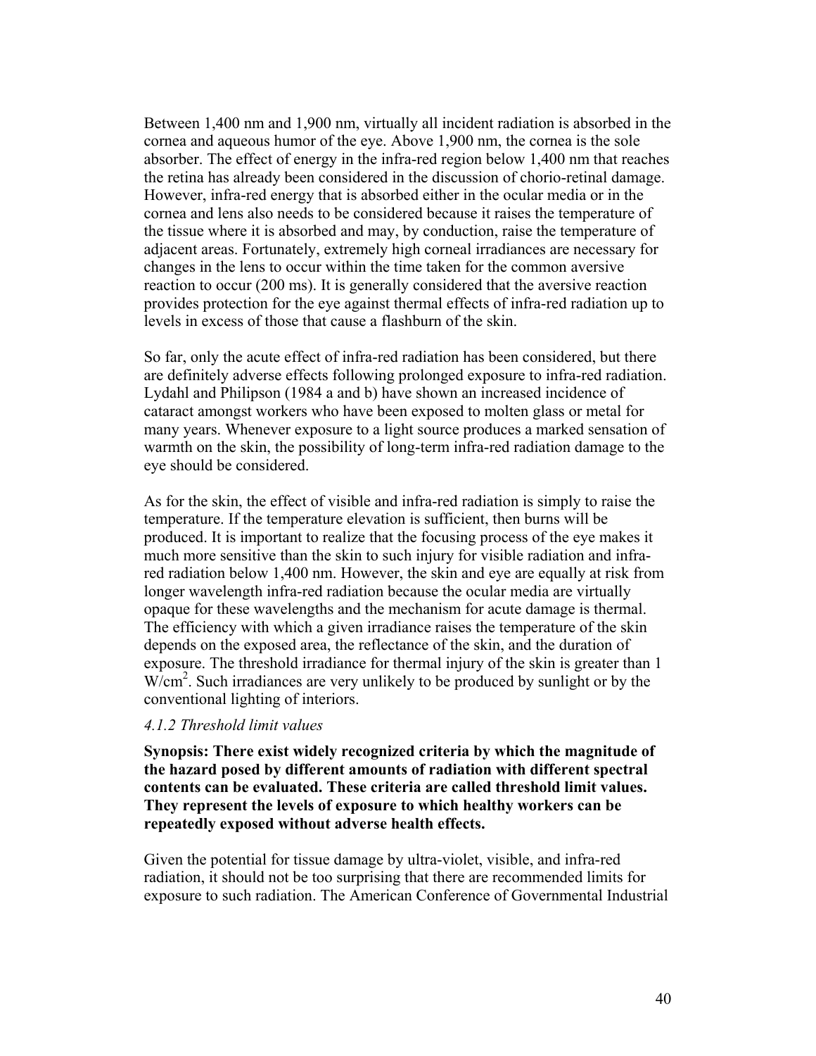Between 1,400 nm and 1,900 nm, virtually all incident radiation is absorbed in the cornea and aqueous humor of the eye. Above 1,900 nm, the cornea is the sole absorber. The effect of energy in the infra-red region below 1,400 nm that reaches the retina has already been considered in the discussion of chorio-retinal damage. However, infra-red energy that is absorbed either in the ocular media or in the cornea and lens also needs to be considered because it raises the temperature of the tissue where it is absorbed and may, by conduction, raise the temperature of adjacent areas. Fortunately, extremely high corneal irradiances are necessary for changes in the lens to occur within the time taken for the common aversive reaction to occur (200 ms). It is generally considered that the aversive reaction provides protection for the eye against thermal effects of infra-red radiation up to levels in excess of those that cause a flashburn of the skin.

So far, only the acute effect of infra-red radiation has been considered, but there are definitely adverse effects following prolonged exposure to infra-red radiation. Lydahl and Philipson (1984 a and b) have shown an increased incidence of cataract amongst workers who have been exposed to molten glass or metal for many years. Whenever exposure to a light source produces a marked sensation of warmth on the skin, the possibility of long-term infra-red radiation damage to the eye should be considered.

As for the skin, the effect of visible and infra-red radiation is simply to raise the temperature. If the temperature elevation is sufficient, then burns will be produced. It is important to realize that the focusing process of the eye makes it much more sensitive than the skin to such injury for visible radiation and infra-red radiation below 1,400 nm. However, the skin and eye are equally at risk from longer wavelength infra-red radiation because the ocular media are virtually opaque for these wavelengths and the mechanism for acute damage is thermal. The efficiency with which a given irradiance raises the temperature of the skin depends on the exposed area, the reflectance of the skin, and the duration of exposure. The threshold irradiance for thermal injury of the skin is greater than 1 $W/cm^2$. Such irradiances are very unlikely to be produced by sunlight or by the conventional lighting of interiors.

#### *4.1.2 Threshold limit values*

**Synopsis: There exist widely recognized criteria by which the magnitude of the hazard posed by different amounts of radiation with different spectral contents can be evaluated. These criteria are called threshold limit values. They represent the levels of exposure to which healthy workers can be repeatedly exposed without adverse health effects.**

Given the potential for tissue damage by ultra-violet, visible, and infra-red radiation, it should not be too surprising that there are recommended limits for exposure to such radiation. The American Conference of Governmental Industrial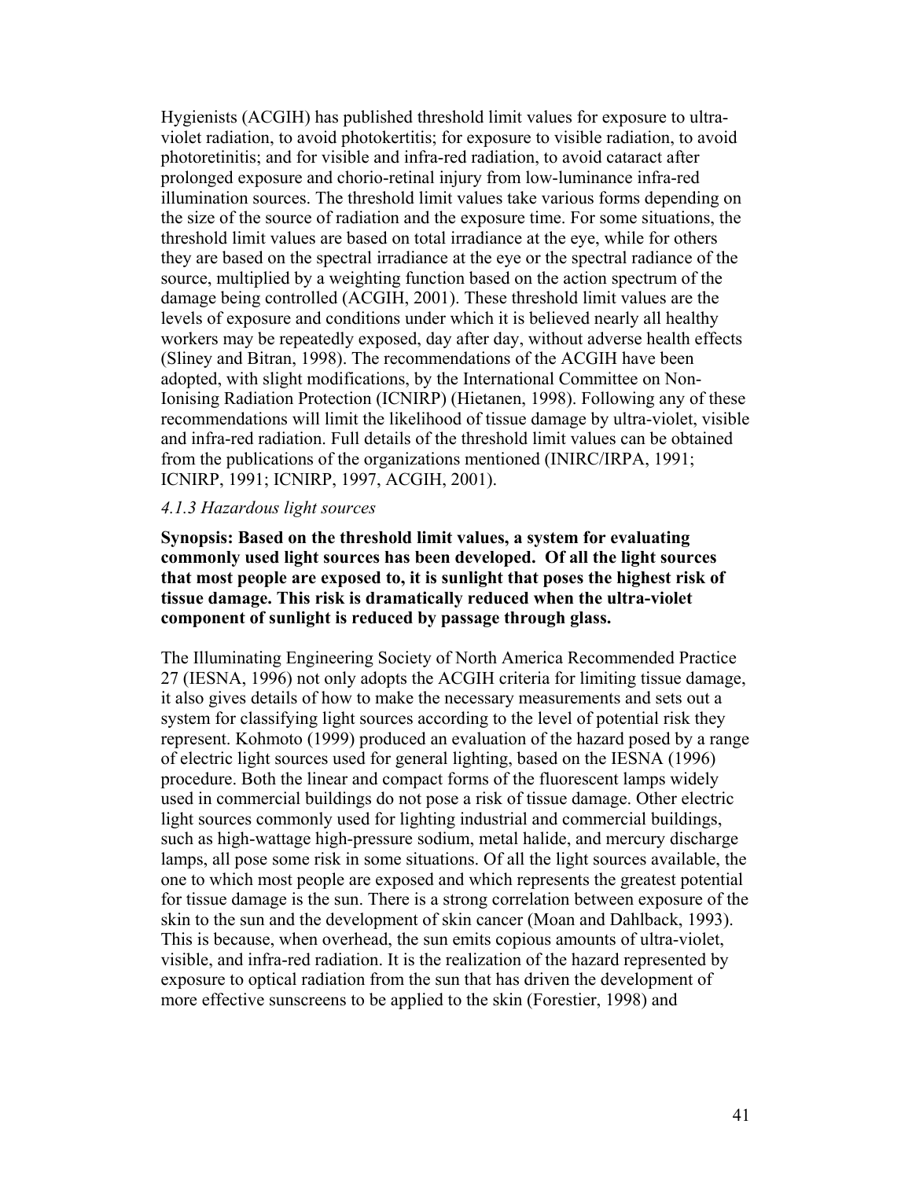Hygienists (ACGIH) has published threshold limit values for exposure to ultra-violet radiation, to avoid photokertitis; for exposure to visible radiation, to avoid photoretinitis; and for visible and infra-red radiation, to avoid cataract after prolonged exposure and chorio-retinal injury from low-luminance infra-red illumination sources. The threshold limit values take various forms depending on the size of the source of radiation and the exposure time. For some situations, the threshold limit values are based on total irradiance at the eye, while for others they are based on the spectral irradiance at the eye or the spectral radiance of the source, multiplied by a weighting function based on the action spectrum of the damage being controlled (ACGIH, 2001). These threshold limit values are the levels of exposure and conditions under which it is believed nearly all healthy workers may be repeatedly exposed, day after day, without adverse health effects (Sliney and Bitran, 1998). The recommendations of the ACGIH have been adopted, with slight modifications, by the International Committee on Non-Ionising Radiation Protection (ICNIRP) (Hietanen, 1998). Following any of these recommendations will limit the likelihood of tissue damage by ultra-violet, visible and infra-red radiation. Full details of the threshold limit values can be obtained from the publications of the organizations mentioned (INIRC/IRPA, 1991; ICNIRP, 1991; ICNIRP, 1997, ACGIH, 2001).

#### *4.1.3 Hazardous light sources*

**Synopsis: Based on the threshold limit values, a system for evaluating commonly used light sources has been developed. Of all the light sources that most people are exposed to, it is sunlight that poses the highest risk of tissue damage. This risk is dramatically reduced when the ultra-violet component of sunlight is reduced by passage through glass.**

The Illuminating Engineering Society of North America Recommended Practice 27 (IESNA, 1996) not only adopts the ACGIH criteria for limiting tissue damage, it also gives details of how to make the necessary measurements and sets out a system for classifying light sources according to the level of potential risk they represent. Kohmoto (1999) produced an evaluation of the hazard posed by a range of electric light sources used for general lighting, based on the IESNA (1996) procedure. Both the linear and compact forms of the fluorescent lamps widely used in commercial buildings do not pose a risk of tissue damage. Other electric light sources commonly used for lighting industrial and commercial buildings, such as high-wattage high-pressure sodium, metal halide, and mercury discharge lamps, all pose some risk in some situations. Of all the light sources available, the one to which most people are exposed and which represents the greatest potential for tissue damage is the sun. There is a strong correlation between exposure of the skin to the sun and the development of skin cancer (Moan and Dahlback, 1993). This is because, when overhead, the sun emits copious amounts of ultra-violet, visible, and infra-red radiation. It is the realization of the hazard represented by exposure to optical radiation from the sun that has driven the development of more effective sunscreens to be applied to the skin (Forestier, 1998) and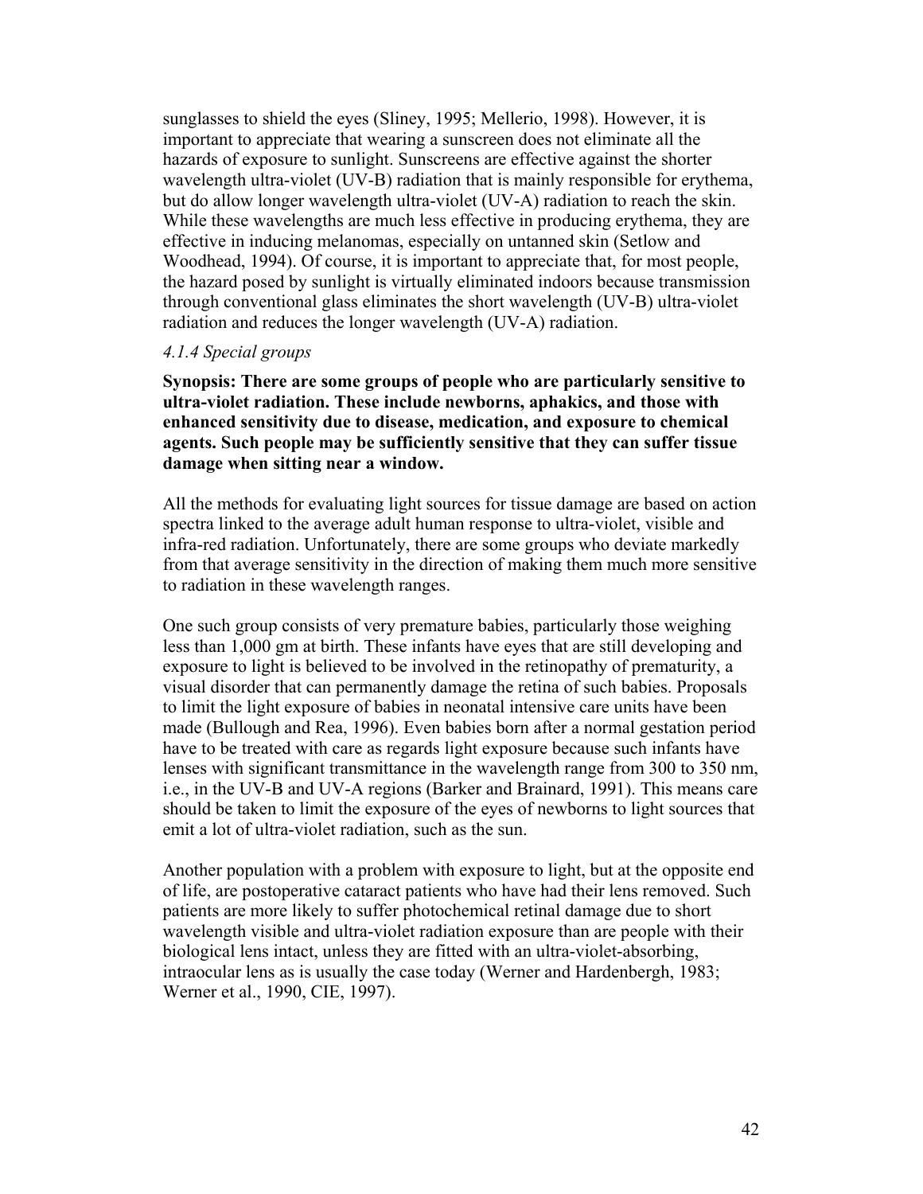sunglasses to shield the eyes (Sliney, 1995; Mellerio, 1998). However, it is important to appreciate that wearing a sunscreen does not eliminate all the hazards of exposure to sunlight. Sunscreens are effective against the shorter wavelength ultra-violet (UV-B) radiation that is mainly responsible for erythema, but do allow longer wavelength ultra-violet (UV-A) radiation to reach the skin. While these wavelengths are much less effective in producing erythema, they are effective in inducing melanomas, especially on untanned skin (Setlow and Woodhead, 1994). Of course, it is important to appreciate that, for most people, the hazard posed by sunlight is virtually eliminated indoors because transmission through conventional glass eliminates the short wavelength (UV-B) ultra-violet radiation and reduces the longer wavelength (UV-A) radiation.

#### *4.1.4 Special groups*

**Synopsis: There are some groups of people who are particularly sensitive to ultra-violet radiation. These include newborns, aphakics, and those with enhanced sensitivity due to disease, medication, and exposure to chemical agents. Such people may be sufficiently sensitive that they can suffer tissue damage when sitting near a window.**

All the methods for evaluating light sources for tissue damage are based on action spectra linked to the average adult human response to ultra-violet, visible and infra-red radiation. Unfortunately, there are some groups who deviate markedly from that average sensitivity in the direction of making them much more sensitive to radiation in these wavelength ranges.

One such group consists of very premature babies, particularly those weighing less than 1,000 gm at birth. These infants have eyes that are still developing and exposure to light is believed to be involved in the retinopathy of prematurity, a visual disorder that can permanently damage the retina of such babies. Proposals to limit the light exposure of babies in neonatal intensive care units have been made (Bullough and Rea, 1996). Even babies born after a normal gestation period have to be treated with care as regards light exposure because such infants have lenses with significant transmittance in the wavelength range from 300 to 350 nm, i.e., in the UV-B and UV-A regions (Barker and Brainard, 1991). This means care should be taken to limit the exposure of the eyes of newborns to light sources that emit a lot of ultra-violet radiation, such as the sun.

Another population with a problem with exposure to light, but at the opposite end of life, are postoperative cataract patients who have had their lens removed. Such patients are more likely to suffer photochemical retinal damage due to short wavelength visible and ultra-violet radiation exposure than are people with their biological lens intact, unless they are fitted with an ultra-violet-absorbing, intraocular lens as is usually the case today (Werner and Hardenbergh, 1983; Werner et al., 1990, CIE, 1997).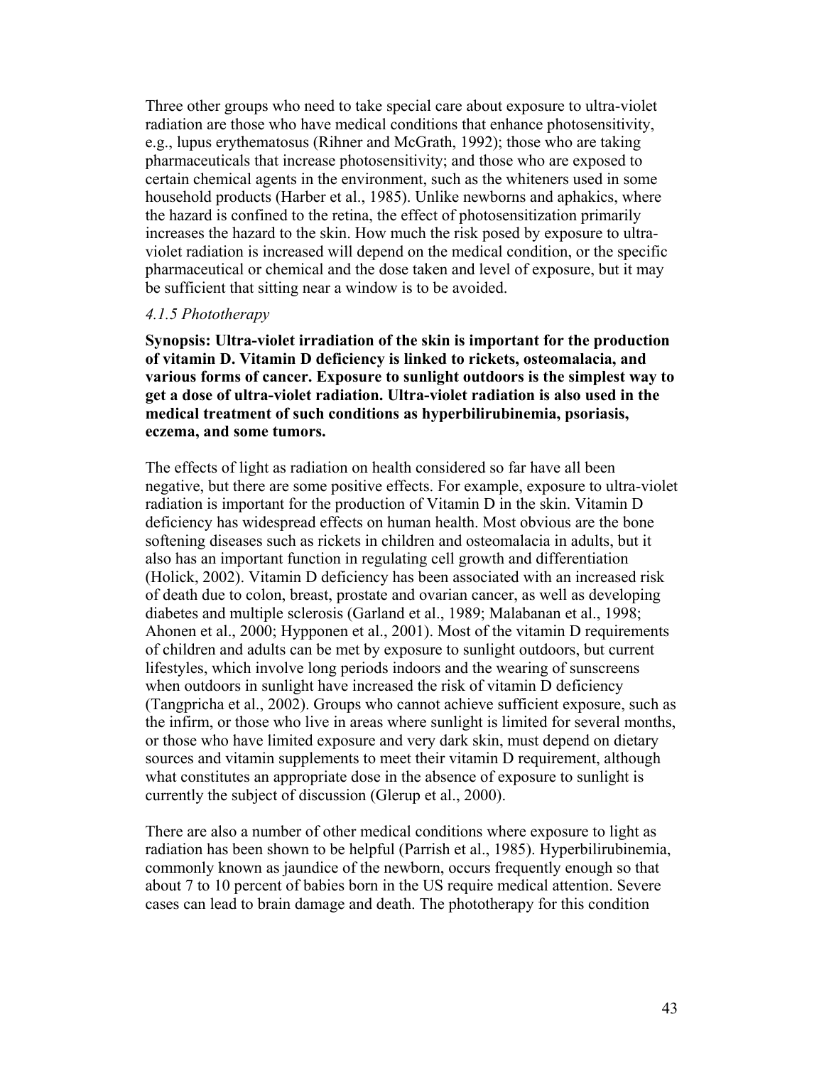Three other groups who need to take special care about exposure to ultra-violet radiation are those who have medical conditions that enhance photosensitivity, e.g., lupus erythematosus (Rihner and McGrath, 1992); those who are taking pharmaceuticals that increase photosensitivity; and those who are exposed to certain chemical agents in the environment, such as the whiteners used in some household products (Harber et al., 1985). Unlike newborns and aphakics, where the hazard is confined to the retina, the effect of photosensitization primarily increases the hazard to the skin. How much the risk posed by exposure to ultra-violet radiation is increased will depend on the medical condition, or the specific pharmaceutical or chemical and the dose taken and level of exposure, but it may be sufficient that sitting near a window is to be avoided.

#### *4.1.5 Phototherapy*

**Synopsis: Ultra-violet irradiation of the skin is important for the production of vitamin D. Vitamin D deficiency is linked to rickets, osteomalacia, and various forms of cancer. Exposure to sunlight outdoors is the simplest way to get a dose of ultra-violet radiation. Ultra-violet radiation is also used in the medical treatment of such conditions as hyperbilirubinemia, psoriasis, eczema, and some tumors.**

The effects of light as radiation on health considered so far have all been negative, but there are some positive effects. For example, exposure to ultra-violet radiation is important for the production of Vitamin D in the skin. Vitamin D deficiency has widespread effects on human health. Most obvious are the bone softening diseases such as rickets in children and osteomalacia in adults, but it also has an important function in regulating cell growth and differentiation (Holick, 2002). Vitamin D deficiency has been associated with an increased risk of death due to colon, breast, prostate and ovarian cancer, as well as developing diabetes and multiple sclerosis (Garland et al., 1989; Malabanan et al., 1998; Ahonen et al., 2000; Hypponen et al., 2001). Most of the vitamin D requirements of children and adults can be met by exposure to sunlight outdoors, but current lifestyles, which involve long periods indoors and the wearing of sunscreens when outdoors in sunlight have increased the risk of vitamin D deficiency (Tangpricha et al., 2002). Groups who cannot achieve sufficient exposure, such as the infirm, or those who live in areas where sunlight is limited for several months, or those who have limited exposure and very dark skin, must depend on dietary sources and vitamin supplements to meet their vitamin D requirement, although what constitutes an appropriate dose in the absence of exposure to sunlight is currently the subject of discussion (Glerup et al., 2000).

There are also a number of other medical conditions where exposure to light as radiation has been shown to be helpful (Parrish et al., 1985). Hyperbilirubinemia, commonly known as jaundice of the newborn, occurs frequently enough so that about 7 to 10 percent of babies born in the US require medical attention. Severe cases can lead to brain damage and death. The phototherapy for this condition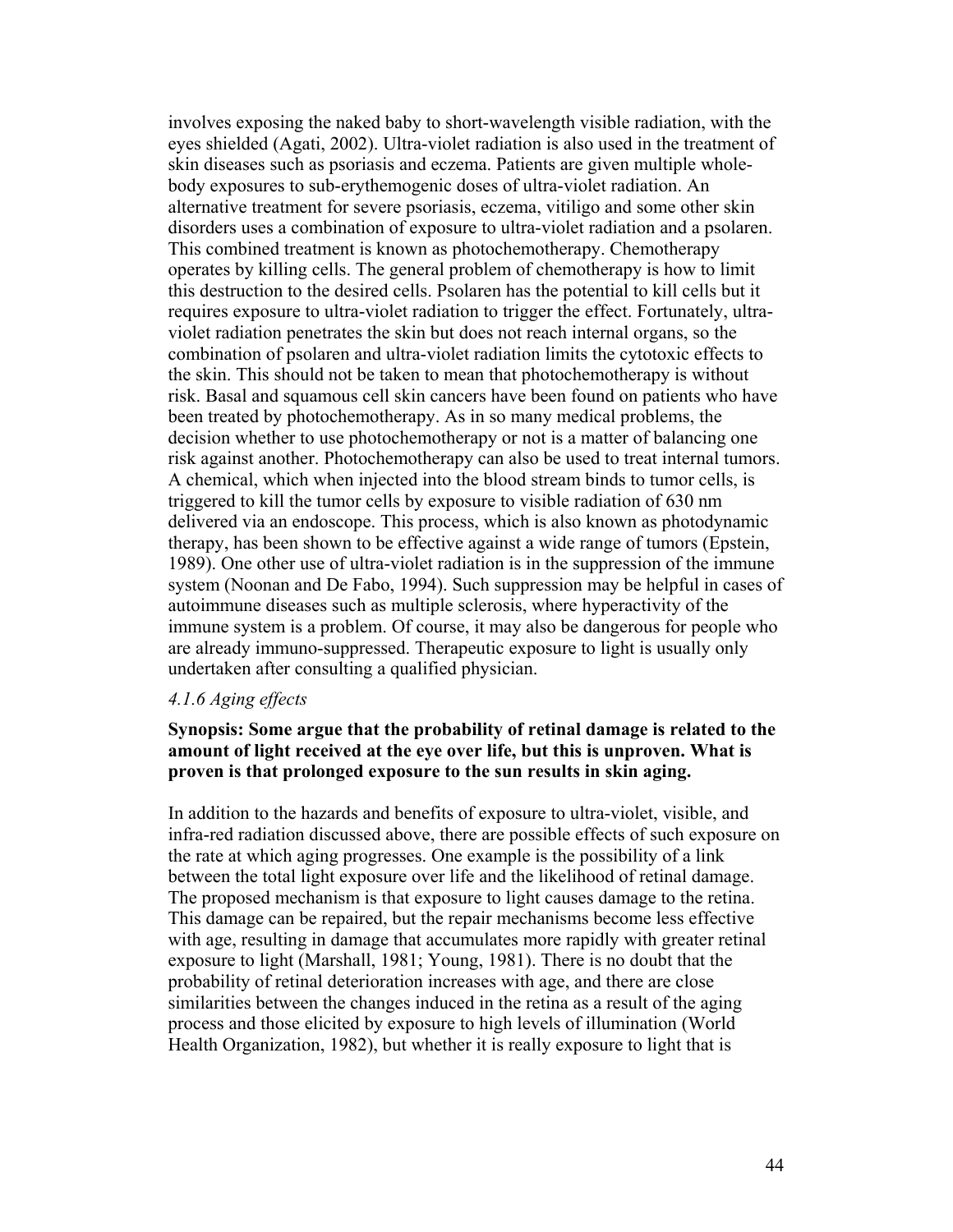involves exposing the naked baby to short-wavelength visible radiation, with the eyes shielded (Agati, 2002). Ultra-violet radiation is also used in the treatment of skin diseases such as psoriasis and eczema. Patients are given multiple whole-body exposures to sub-erythemogenic doses of ultra-violet radiation. An alternative treatment for severe psoriasis, eczema, vitiligo and some other skin disorders uses a combination of exposure to ultra-violet radiation and a psolaren. This combined treatment is known as photochemotherapy. Chemotherapy operates by killing cells. The general problem of chemotherapy is how to limit this destruction to the desired cells. Psolaren has the potential to kill cells but it requires exposure to ultra-violet radiation to trigger the effect. Fortunately, ultra-violet radiation penetrates the skin but does not reach internal organs, so the combination of psolaren and ultra-violet radiation limits the cytotoxic effects to the skin. This should not be taken to mean that photochemotherapy is without risk. Basal and squamous cell skin cancers have been found on patients who have been treated by photochemotherapy. As in so many medical problems, the decision whether to use photochemotherapy or not is a matter of balancing one risk against another. Photochemotherapy can also be used to treat internal tumors. A chemical, which when injected into the blood stream binds to tumor cells, is triggered to kill the tumor cells by exposure to visible radiation of 630 nm delivered via an endoscope. This process, which is also known as photodynamic therapy, has been shown to be effective against a wide range of tumors (Epstein, 1989). One other use of ultra-violet radiation is in the suppression of the immune system (Noonan and De Fabo, 1994). Such suppression may be helpful in cases of autoimmune diseases such as multiple sclerosis, where hyperactivity of the immune system is a problem. Of course, it may also be dangerous for people who are already immuno-suppressed. Therapeutic exposure to light is usually only undertaken after consulting a qualified physician.

#### *4.1.6 Aging effects*

**Synopsis: Some argue that the probability of retinal damage is related to the amount of light received at the eye over life, but this is unproven. What is proven is that prolonged exposure to the sun results in skin aging.**

In addition to the hazards and benefits of exposure to ultra-violet, visible, and infra-red radiation discussed above, there are possible effects of such exposure on the rate at which aging progresses. One example is the possibility of a link between the total light exposure over life and the likelihood of retinal damage. The proposed mechanism is that exposure to light causes damage to the retina. This damage can be repaired, but the repair mechanisms become less effective with age, resulting in damage that accumulates more rapidly with greater retinal exposure to light (Marshall, 1981; Young, 1981). There is no doubt that the probability of retinal deterioration increases with age, and there are close similarities between the changes induced in the retina as a result of the aging process and those elicited by exposure to high levels of illumination (World Health Organization, 1982), but whether it is really exposure to light that is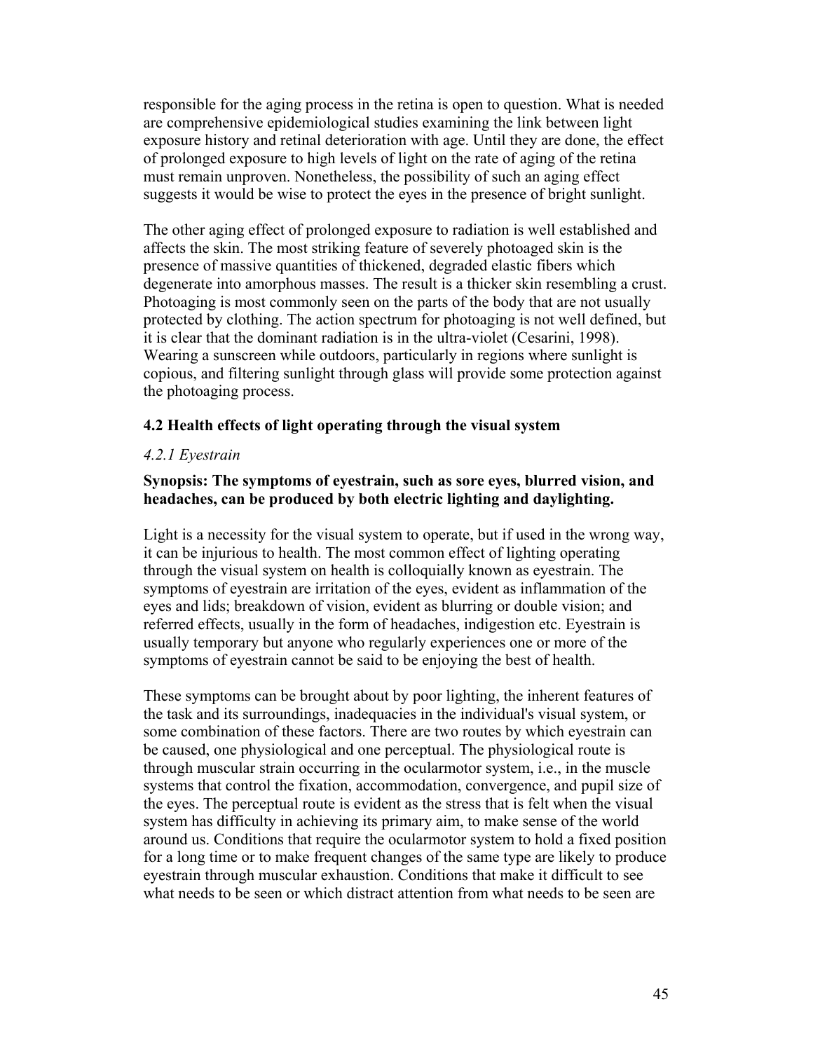responsible for the aging process in the retina is open to question. What is needed are comprehensive epidemiological studies examining the link between light exposure history and retinal deterioration with age. Until they are done, the effect of prolonged exposure to high levels of light on the rate of aging of the retina must remain unproven. Nonetheless, the possibility of such an aging effect suggests it would be wise to protect the eyes in the presence of bright sunlight.

The other aging effect of prolonged exposure to radiation is well established and affects the skin. The most striking feature of severely photoaged skin is the presence of massive quantities of thickened, degraded elastic fibers which degenerate into amorphous masses. The result is a thicker skin resembling a crust. Photoaging is most commonly seen on the parts of the body that are not usually protected by clothing. The action spectrum for photoaging is not well defined, but it is clear that the dominant radiation is in the ultra-violet (Cesarini, 1998). Wearing a sunscreen while outdoors, particularly in regions where sunlight is copious, and filtering sunlight through glass will provide some protection against the photoaging process.

### 4.2 Health effects of light operating through the visual system

#### *4.2.1 Eyestrain*

**Synopsis: The symptoms of eyestrain, such as sore eyes, blurred vision, and headaches, can be produced by both electric lighting and daylighting.**

Light is a necessity for the visual system to operate, but if used in the wrong way, it can be injurious to health. The most common effect of lighting operating through the visual system on health is colloquially known as eyestrain. The symptoms of eyestrain are irritation of the eyes, evident as inflammation of the eyes and lids; breakdown of vision, evident as blurring or double vision; and referred effects, usually in the form of headaches, indigestion etc. Eyestrain is usually temporary but anyone who regularly experiences one or more of the symptoms of eyestrain cannot be said to be enjoying the best of health.

These symptoms can be brought about by poor lighting, the inherent features of the task and its surroundings, inadequacies in the individual's visual system, or some combination of these factors. There are two routes by which eyestrain can be caused, one physiological and one perceptual. The physiological route is through muscular strain occurring in the ocularmotor system, i.e., in the muscle systems that control the fixation, accommodation, convergence, and pupil size of the eyes. The perceptual route is evident as the stress that is felt when the visual system has difficulty in achieving its primary aim, to make sense of the world around us. Conditions that require the ocularmotor system to hold a fixed position for a long time or to make frequent changes of the same type are likely to produce eyestrain through muscular exhaustion. Conditions that make it difficult to see what needs to be seen or which distract attention from what needs to be seen are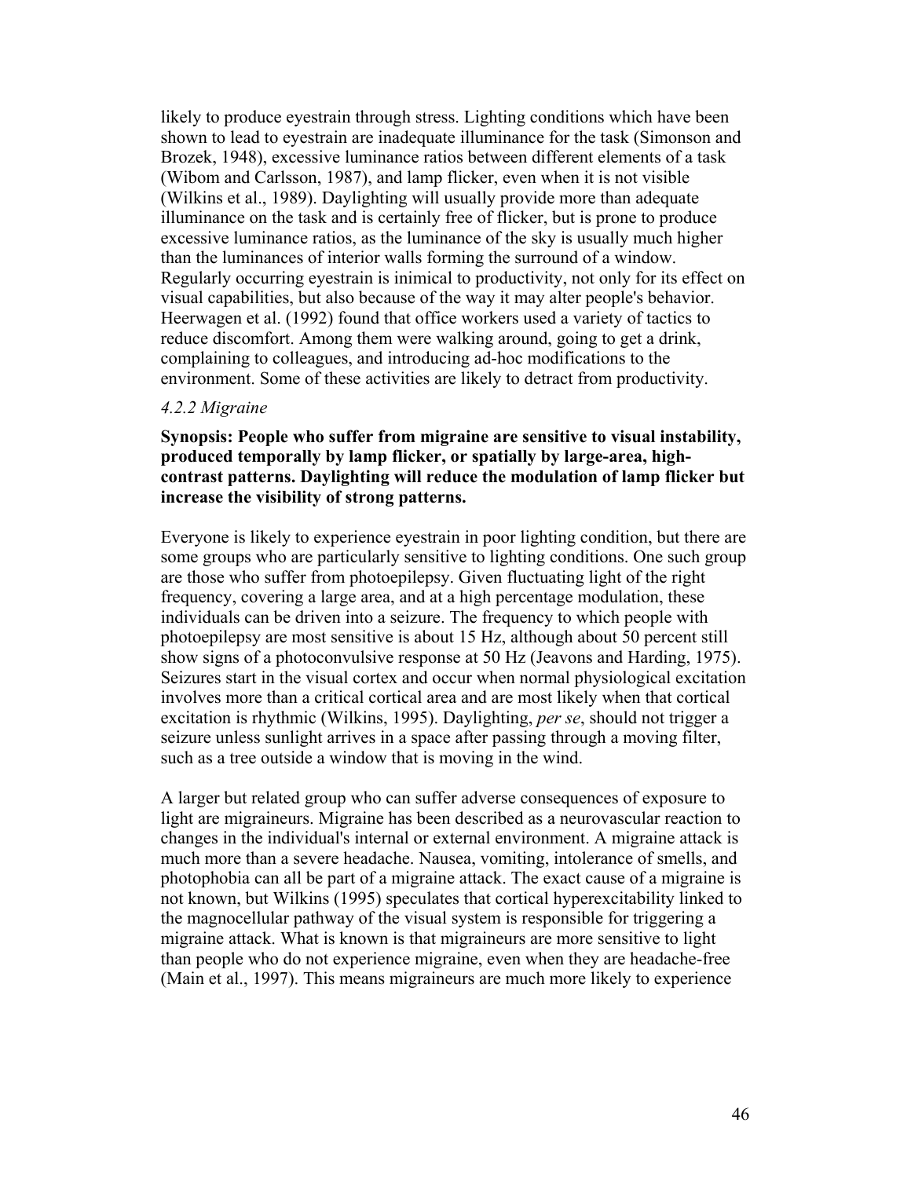likely to produce eyestrain through stress. Lighting conditions which have been shown to lead to eyestrain are inadequate illuminance for the task (Simonson and Brozek, 1948), excessive luminance ratios between different elements of a task (Wibom and Carlsson, 1987), and lamp flicker, even when it is not visible (Wilkins et al., 1989). Daylighting will usually provide more than adequate illuminance on the task and is certainly free of flicker, but is prone to produce excessive luminance ratios, as the luminance of the sky is usually much higher than the luminances of interior walls forming the surround of a window. Regularly occurring eyestrain is inimical to productivity, not only for its effect on visual capabilities, but also because of the way it may alter people's behavior. Heerwagen et al. (1992) found that office workers used a variety of tactics to reduce discomfort. Among them were walking around, going to get a drink, complaining to colleagues, and introducing ad-hoc modifications to the environment. Some of these activities are likely to detract from productivity.

#### *4.2.2 Migraine*

**Synopsis: People who suffer from migraine are sensitive to visual instability, produced temporally by lamp flicker, or spatially by large-area, high-contrast patterns. Daylighting will reduce the modulation of lamp flicker but increase the visibility of strong patterns.**

Everyone is likely to experience eyestrain in poor lighting condition, but there are some groups who are particularly sensitive to lighting conditions. One such group are those who suffer from photoepilepsy. Given fluctuating light of the right frequency, covering a large area, and at a high percentage modulation, these individuals can be driven into a seizure. The frequency to which people with photoepilepsy are most sensitive is about 15 Hz, although about 50 percent still show signs of a photoconvulsive response at 50 Hz (Jeavons and Harding, 1975). Seizures start in the visual cortex and occur when normal physiological excitation involves more than a critical cortical area and are most likely when that cortical excitation is rhythmic (Wilkins, 1995). Daylighting, *per se*, should not trigger a seizure unless sunlight arrives in a space after passing through a moving filter, such as a tree outside a window that is moving in the wind.

A larger but related group who can suffer adverse consequences of exposure to light are migraineurs. Migraine has been described as a neurovascular reaction to changes in the individual's internal or external environment. A migraine attack is much more than a severe headache. Nausea, vomiting, intolerance of smells, and photophobia can all be part of a migraine attack. The exact cause of a migraine is not known, but Wilkins (1995) speculates that cortical hyperexcitability linked to the magnocellular pathway of the visual system is responsible for triggering a migraine attack. What is known is that migraineurs are more sensitive to light than people who do not experience migraine, even when they are headache-free (Main et al., 1997). This means migraineurs are much more likely to experience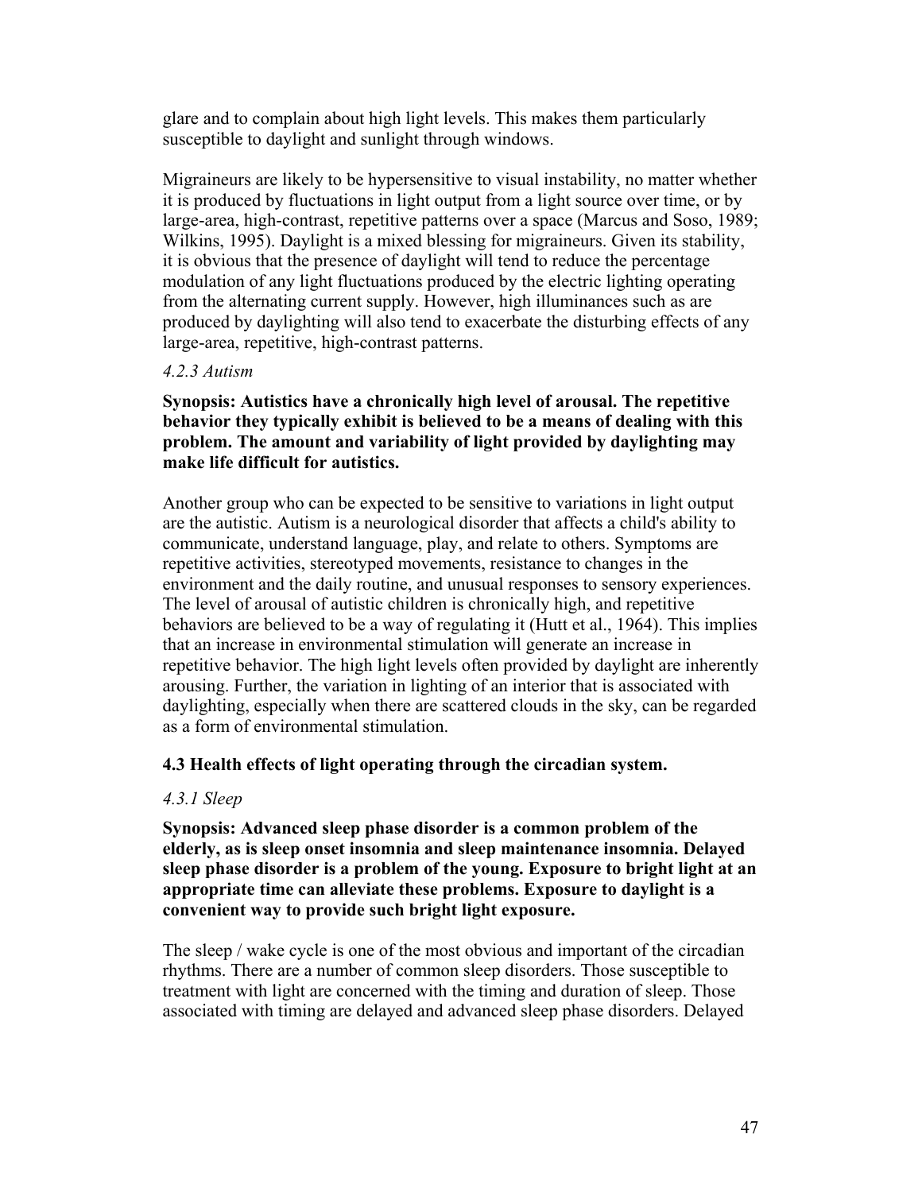glare and to complain about high light levels. This makes them particularly susceptible to daylight and sunlight through windows.

Migraineurs are likely to be hypersensitive to visual instability, no matter whether it is produced by fluctuations in light output from a light source over time, or by large-area, high-contrast, repetitive patterns over a space (Marcus and Soso, 1989; Wilkins, 1995). Daylight is a mixed blessing for migraineurs. Given its stability, it is obvious that the presence of daylight will tend to reduce the percentage modulation of any light fluctuations produced by the electric lighting operating from the alternating current supply. However, high illuminances such as are produced by daylighting will also tend to exacerbate the disturbing effects of any large-area, repetitive, high-contrast patterns.

#### *4.2.3 Autism*

**Synopsis: Autistics have a chronically high level of arousal. The repetitive behavior they typically exhibit is believed to be a means of dealing with this problem. The amount and variability of light provided by daylighting may make life difficult for autistics.**

Another group who can be expected to be sensitive to variations in light output are the autistic. Autism is a neurological disorder that affects a child's ability to communicate, understand language, play, and relate to others. Symptoms are repetitive activities, stereotyped movements, resistance to changes in the environment and the daily routine, and unusual responses to sensory experiences. The level of arousal of autistic children is chronically high, and repetitive behaviors are believed to be a way of regulating it (Hutt et al., 1964). This implies that an increase in environmental stimulation will generate an increase in repetitive behavior. The high light levels often provided by daylight are inherently arousing. Further, the variation in lighting of an interior that is associated with daylighting, especially when there are scattered clouds in the sky, can be regarded as a form of environmental stimulation.

### 4.3 Health effects of light operating through the circadian system.

#### *4.3.1 Sleep*

**Synopsis: Advanced sleep phase disorder is a common problem of the elderly, as is sleep onset insomnia and sleep maintenance insomnia. Delayed sleep phase disorder is a problem of the young. Exposure to bright light at an appropriate time can alleviate these problems. Exposure to daylight is a convenient way to provide such bright light exposure.**

The sleep / wake cycle is one of the most obvious and important of the circadian rhythms. There are a number of common sleep disorders. Those susceptible to treatment with light are concerned with the timing and duration of sleep. Those associated with timing are delayed and advanced sleep phase disorders. Delayed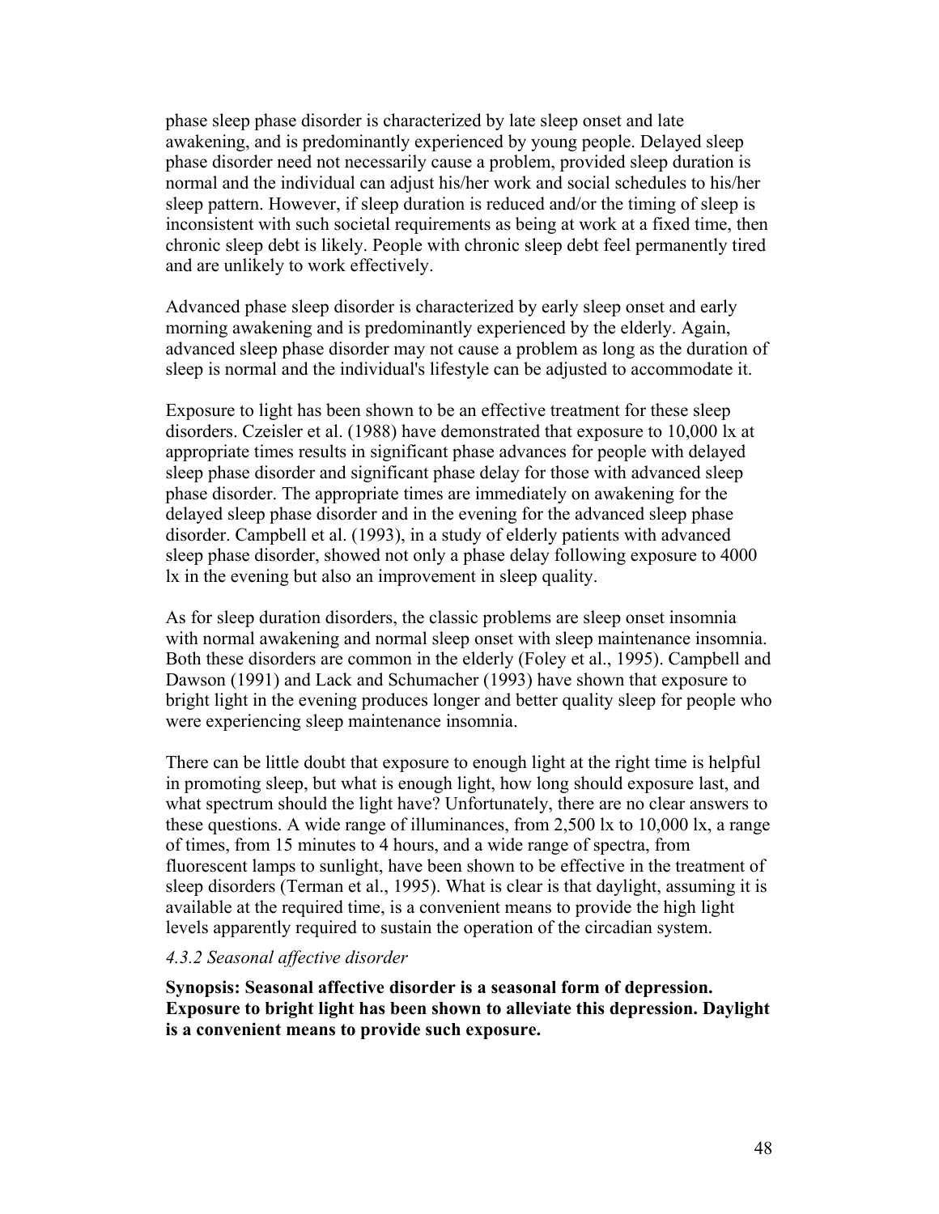phase sleep phase disorder is characterized by late sleep onset and late awakening, and is predominantly experienced by young people. Delayed sleep phase disorder need not necessarily cause a problem, provided sleep duration is normal and the individual can adjust his/her work and social schedules to his/her sleep pattern. However, if sleep duration is reduced and/or the timing of sleep is inconsistent with such societal requirements as being at work at a fixed time, then chronic sleep debt is likely. People with chronic sleep debt feel permanently tired and are unlikely to work effectively.

Advanced phase sleep disorder is characterized by early sleep onset and early morning awakening and is predominantly experienced by the elderly. Again, advanced sleep phase disorder may not cause a problem as long as the duration of sleep is normal and the individual's lifestyle can be adjusted to accommodate it.

Exposure to light has been shown to be an effective treatment for these sleep disorders. Czeisler et al. (1988) have demonstrated that exposure to 10,000 lx at appropriate times results in significant phase advances for people with delayed sleep phase disorder and significant phase delay for those with advanced sleep phase disorder. The appropriate times are immediately on awakening for the delayed sleep phase disorder and in the evening for the advanced sleep phase disorder. Campbell et al. (1993), in a study of elderly patients with advanced sleep phase disorder, showed not only a phase delay following exposure to 4000 lx in the evening but also an improvement in sleep quality.

As for sleep duration disorders, the classic problems are sleep onset insomnia with normal awakening and normal sleep onset with sleep maintenance insomnia. Both these disorders are common in the elderly (Foley et al., 1995). Campbell and Dawson (1991) and Lack and Schumacher (1993) have shown that exposure to bright light in the evening produces longer and better quality sleep for people who were experiencing sleep maintenance insomnia.

There can be little doubt that exposure to enough light at the right time is helpful in promoting sleep, but what is enough light, how long should exposure last, and what spectrum should the light have? Unfortunately, there are no clear answers to these questions. A wide range of illuminances, from 2,500 lx to 10,000 lx, a range of times, from 15 minutes to 4 hours, and a wide range of spectra, from fluorescent lamps to sunlight, have been shown to be effective in the treatment of sleep disorders (Terman et al., 1995). What is clear is that daylight, assuming it is available at the required time, is a convenient means to provide the high light levels apparently required to sustain the operation of the circadian system.

#### *4.3.2 Seasonal affective disorder*

**Synopsis: Seasonal affective disorder is a seasonal form of depression. Exposure to bright light has been shown to alleviate this depression. Daylight is a convenient means to provide such exposure.**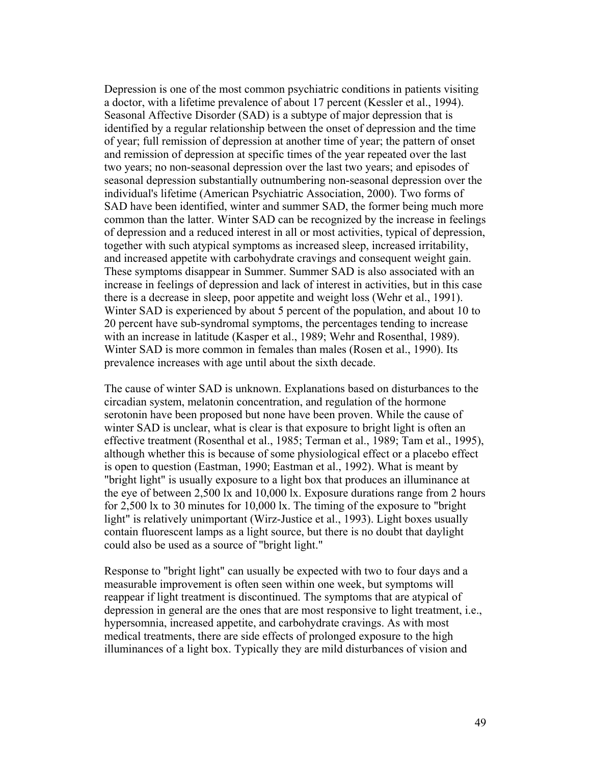Depression is one of the most common psychiatric conditions in patients visiting a doctor, with a lifetime prevalence of about 17 percent (Kessler et al., 1994). Seasonal Affective Disorder (SAD) is a subtype of major depression that is identified by a regular relationship between the onset of depression and the time of year; full remission of depression at another time of year; the pattern of onset and remission of depression at specific times of the year repeated over the last two years; no non-seasonal depression over the last two years; and episodes of seasonal depression substantially outnumbering non-seasonal depression over the individual's lifetime (American Psychiatric Association, 2000). Two forms of SAD have been identified, winter and summer SAD, the former being much more common than the latter. Winter SAD can be recognized by the increase in feelings of depression and a reduced interest in all or most activities, typical of depression, together with such atypical symptoms as increased sleep, increased irritability, and increased appetite with carbohydrate cravings and consequent weight gain. These symptoms disappear in Summer. Summer SAD is also associated with an increase in feelings of depression and lack of interest in activities, but in this case there is a decrease in sleep, poor appetite and weight loss (Wehr et al., 1991). Winter SAD is experienced by about 5 percent of the population, and about 10 to 20 percent have sub-syndromal symptoms, the percentages tending to increase with an increase in latitude (Kasper et al., 1989; Wehr and Rosenthal, 1989). Winter SAD is more common in females than males (Rosen et al., 1990). Its prevalence increases with age until about the sixth decade.

The cause of winter SAD is unknown. Explanations based on disturbances to the circadian system, melatonin concentration, and regulation of the hormone serotonin have been proposed but none have been proven. While the cause of winter SAD is unclear, what is clear is that exposure to bright light is often an effective treatment (Rosenthal et al., 1985; Terman et al., 1989; Tam et al., 1995), although whether this is because of some physiological effect or a placebo effect is open to question (Eastman, 1990; Eastman et al., 1992). What is meant by "bright light" is usually exposure to a light box that produces an illuminance at the eye of between 2,500 lx and 10,000 lx. Exposure durations range from 2 hours for 2,500 lx to 30 minutes for 10,000 lx. The timing of the exposure to "bright light" is relatively unimportant (Wirz-Justice et al., 1993). Light boxes usually contain fluorescent lamps as a light source, but there is no doubt that daylight could also be used as a source of "bright light."

Response to "bright light" can usually be expected with two to four days and a measurable improvement is often seen within one week, but symptoms will reappear if light treatment is discontinued. The symptoms that are atypical of depression in general are the ones that are most responsive to light treatment, i.e., hypersomnia, increased appetite, and carbohydrate cravings. As with most medical treatments, there are side effects of prolonged exposure to the high illuminances of a light box. Typically they are mild disturbances of vision and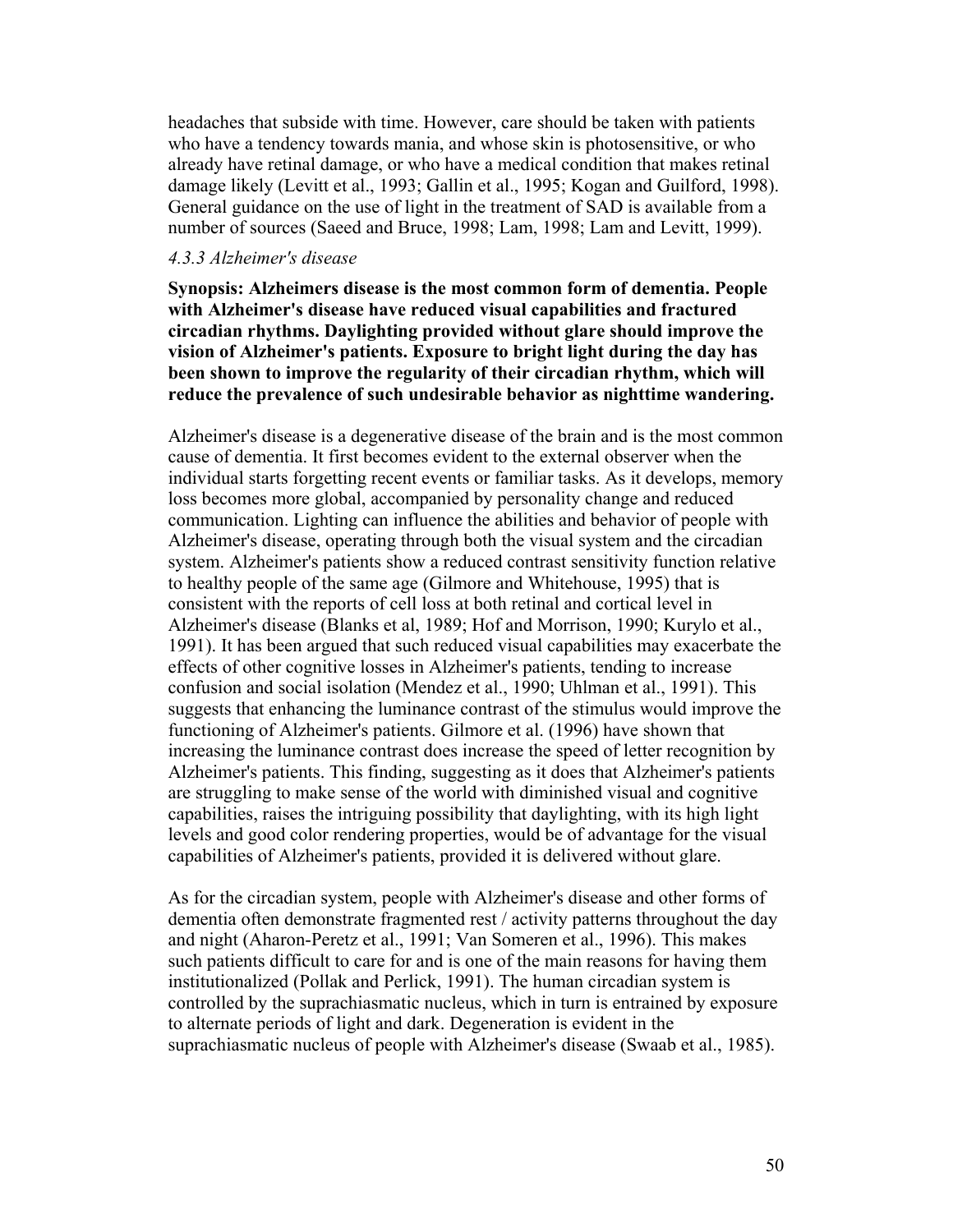headaches that subside with time. However, care should be taken with patients who have a tendency towards mania, and whose skin is photosensitive, or who already have retinal damage, or who have a medical condition that makes retinal damage likely (Levitt et al., 1993; Gallin et al., 1995; Kogan and Guilford, 1998). General guidance on the use of light in the treatment of SAD is available from a number of sources (Saeed and Bruce, 1998; Lam, 1998; Lam and Levitt, 1999).

#### *4.3.3 Alzheimer's disease*

**Synopsis: Alzheimers disease is the most common form of dementia. People with Alzheimer's disease have reduced visual capabilities and fractured circadian rhythms. Daylighting provided without glare should improve the vision of Alzheimer's patients. Exposure to bright light during the day has been shown to improve the regularity of their circadian rhythm, which will reduce the prevalence of such undesirable behavior as nighttime wandering.**

Alzheimer's disease is a degenerative disease of the brain and is the most common cause of dementia. It first becomes evident to the external observer when the individual starts forgetting recent events or familiar tasks. As it develops, memory loss becomes more global, accompanied by personality change and reduced communication. Lighting can influence the abilities and behavior of people with Alzheimer's disease, operating through both the visual system and the circadian system. Alzheimer's patients show a reduced contrast sensitivity function relative to healthy people of the same age (Gilmore and Whitehouse, 1995) that is consistent with the reports of cell loss at both retinal and cortical level in Alzheimer's disease (Blanks et al, 1989; Hof and Morrison, 1990; Kurylo et al., 1991). It has been argued that such reduced visual capabilities may exacerbate the effects of other cognitive losses in Alzheimer's patients, tending to increase confusion and social isolation (Mendez et al., 1990; Uhlman et al., 1991). This suggests that enhancing the luminance contrast of the stimulus would improve the functioning of Alzheimer's patients. Gilmore et al. (1996) have shown that increasing the luminance contrast does increase the speed of letter recognition by Alzheimer's patients. This finding, suggesting as it does that Alzheimer's patients are struggling to make sense of the world with diminished visual and cognitive capabilities, raises the intriguing possibility that daylighting, with its high light levels and good color rendering properties, would be of advantage for the visual capabilities of Alzheimer's patients, provided it is delivered without glare.

As for the circadian system, people with Alzheimer's disease and other forms of dementia often demonstrate fragmented rest / activity patterns throughout the day and night (Aharon-Peretz et al., 1991; Van Someren et al., 1996). This makes such patients difficult to care for and is one of the main reasons for having them institutionalized (Pollak and Perlick, 1991). The human circadian system is controlled by the suprachiasmatic nucleus, which in turn is entrained by exposure to alternate periods of light and dark. Degeneration is evident in the suprachiasmatic nucleus of people with Alzheimer's disease (Swaab et al., 1985).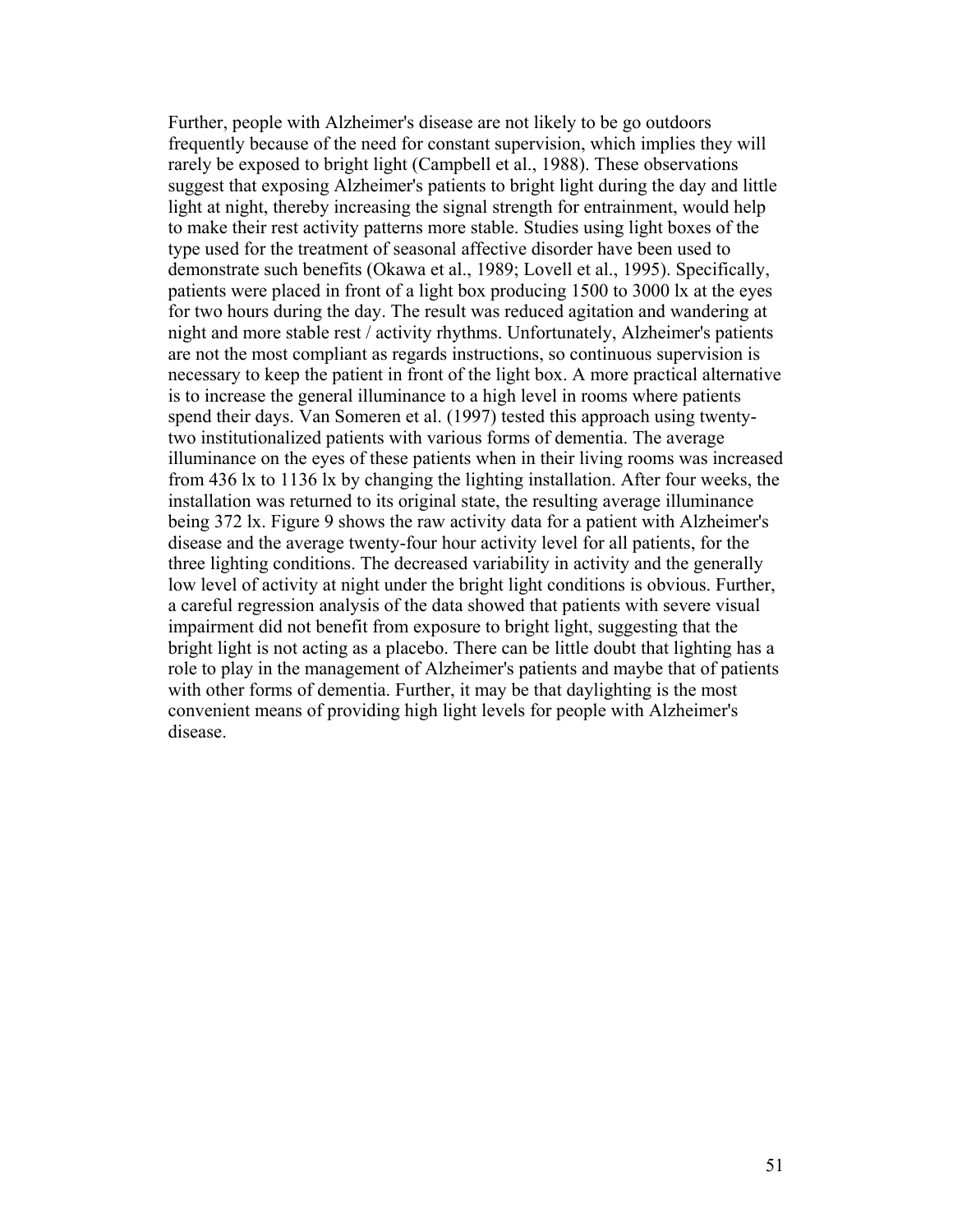Further, people with Alzheimer's disease are not likely to be go outdoors frequently because of the need for constant supervision, which implies they will rarely be exposed to bright light (Campbell et al., 1988). These observations suggest that exposing Alzheimer's patients to bright light during the day and little light at night, thereby increasing the signal strength for entrainment, would help to make their rest activity patterns more stable. Studies using light boxes of the type used for the treatment of seasonal affective disorder have been used to demonstrate such benefits (Okawa et al., 1989; Lovell et al., 1995). Specifically, patients were placed in front of a light box producing 1500 to 3000 lx at the eyes for two hours during the day. The result was reduced agitation and wandering at night and more stable rest / activity rhythms. Unfortunately, Alzheimer's patients are not the most compliant as regards instructions, so continuous supervision is necessary to keep the patient in front of the light box. A more practical alternative is to increase the general illuminance to a high level in rooms where patients spend their days. Van Someren et al. (1997) tested this approach using twenty-two institutionalized patients with various forms of dementia. The average illuminance on the eyes of these patients when in their living rooms was increased from 436 lx to 1136 lx by changing the lighting installation. After four weeks, the installation was returned to its original state, the resulting average illuminance being 372 lx. Figure 9 shows the raw activity data for a patient with Alzheimer's disease and the average twenty-four hour activity level for all patients, for the three lighting conditions. The decreased variability in activity and the generally low level of activity at night under the bright light conditions is obvious. Further, a careful regression analysis of the data showed that patients with severe visual impairment did not benefit from exposure to bright light, suggesting that the bright light is not acting as a placebo. There can be little doubt that lighting has a role to play in the management of Alzheimer's patients and maybe that of patients with other forms of dementia. Further, it may be that daylighting is the most convenient means of providing high light levels for people with Alzheimer's disease.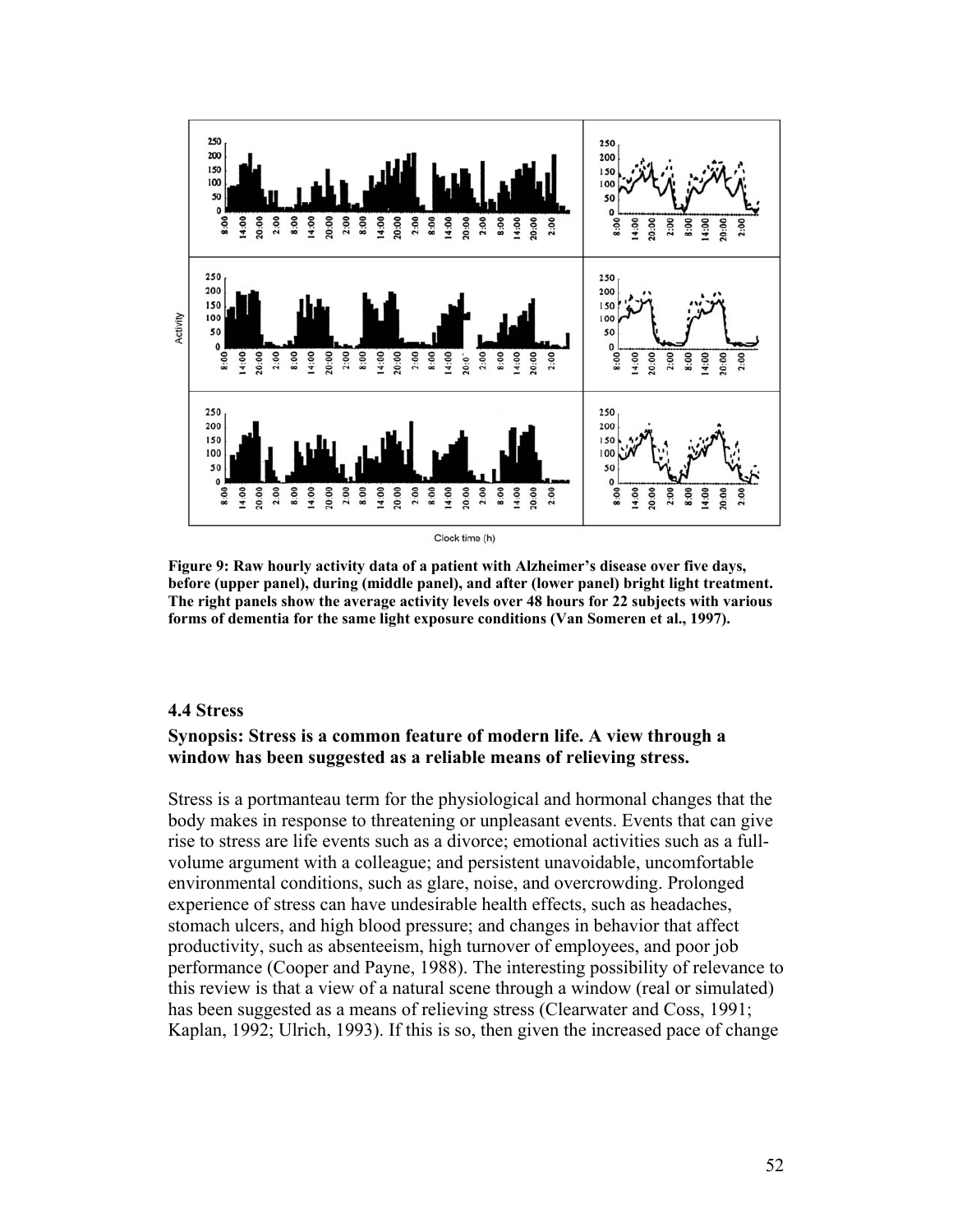**Figure 9: Raw hourly activity data of a patient with Alzheimer's disease over five days, before (upper panel), during (middle panel), and after (lower panel) bright light treatment. The right panels show the average activity levels over 48 hours for 22 subjects with various forms of dementia for the same light exposure conditions (Van Someren et al., 1997).**

### 4.4 Stress

**Synopsis: Stress is a common feature of modern life. A view through a window has been suggested as a reliable means of relieving stress.**

Stress is a portmanteau term for the physiological and hormonal changes that the body makes in response to threatening or unpleasant events. Events that can give rise to stress are life events such as a divorce; emotional activities such as a full-volume argument with a colleague; and persistent unavoidable, uncomfortable environmental conditions, such as glare, noise, and overcrowding. Prolonged experience of stress can have undesirable health effects, such as headaches, stomach ulcers, and high blood pressure; and changes in behavior that affect productivity, such as absenteeism, high turnover of employees, and poor job performance (Cooper and Payne, 1988). The interesting possibility of relevance to this review is that a view of a natural scene through a window (real or simulated) has been suggested as a means of relieving stress (Clearwater and Coss, 1991; Kaplan, 1992; Ulrich, 1993). If this is so, then given the increased pace of change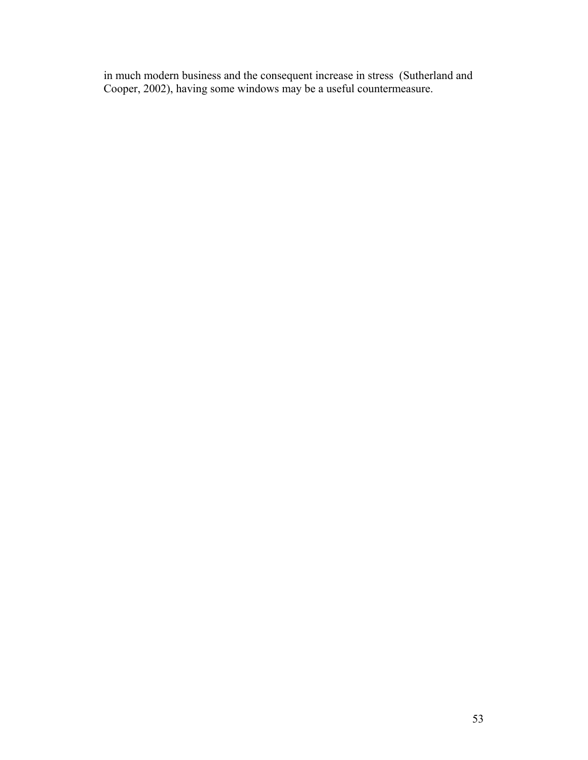in much modern business and the consequent increase in stress (Sutherland and Cooper, 2002), having some windows may be a useful countermeasure.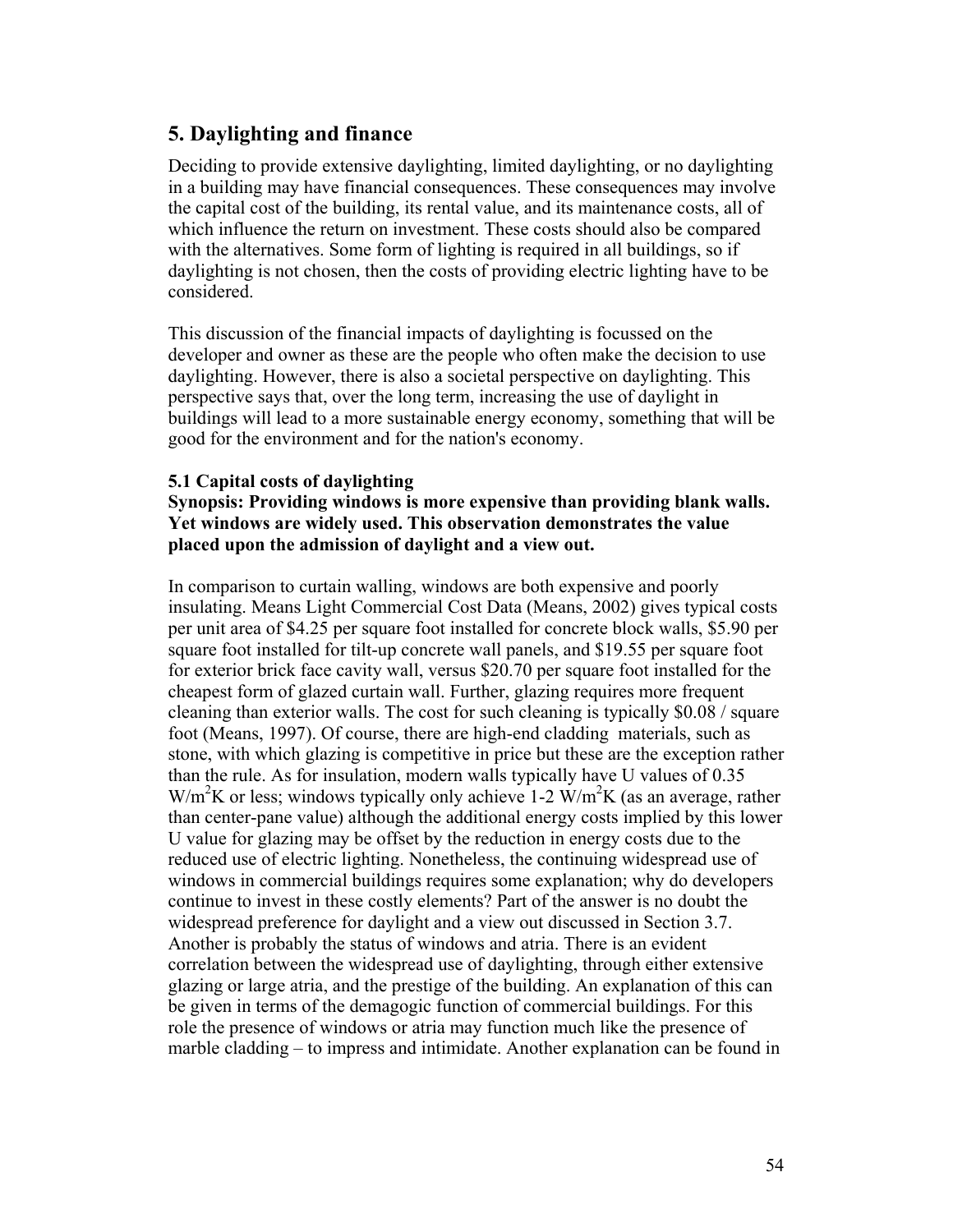## 5. Daylighting and finance

Deciding to provide extensive daylighting, limited daylighting, or no daylighting in a building may have financial consequences. These consequences may involve the capital cost of the building, its rental value, and its maintenance costs, all of which influence the return on investment. These costs should also be compared with the alternatives. Some form of lighting is required in all buildings, so if daylighting is not chosen, then the costs of providing electric lighting have to be considered.

This discussion of the financial impacts of daylighting is focussed on the developer and owner as these are the people who often make the decision to use daylighting. However, there is also a societal perspective on daylighting. This perspective says that, over the long term, increasing the use of daylight in buildings will lead to a more sustainable energy economy, something that will be good for the environment and for the nation's economy.

### 5.1 Capital costs of daylighting

**Synopsis: Providing windows is more expensive than providing blank walls. Yet windows are widely used. This observation demonstrates the value placed upon the admission of daylight and a view out.**

In comparison to curtain walling, windows are both expensive and poorly insulating. Means Light Commercial Cost Data (Means, 2002) gives typical costs per unit area of $4.25 per square foot installed for concrete block walls, $5.90 per square foot installed for tilt-up concrete wall panels, and $19.55 per square foot for exterior brick face cavity wall, versus $20.70 per square foot installed for the cheapest form of glazed curtain wall. Further, glazing requires more frequent cleaning than exterior walls. The cost for such cleaning is typically $0.08 / square foot (Means, 1997). Of course, there are high-end cladding materials, such as stone, with which glazing is competitive in price but these are the exception rather than the rule. As for insulation, modern walls typically have U values of 0.35 $W/m^2K$ or less; windows typically only achieve 1-2 $W/m^2K$ (as an average, rather than center-pane value) although the additional energy costs implied by this lower U value for glazing may be offset by the reduction in energy costs due to the reduced use of electric lighting. Nonetheless, the continuing widespread use of windows in commercial buildings requires some explanation; why do developers continue to invest in these costly elements? Part of the answer is no doubt the widespread preference for daylight and a view out discussed in Section 3.7. Another is probably the status of windows and atria. There is an evident correlation between the widespread use of daylighting, through either extensive glazing or large atria, and the prestige of the building. An explanation of this can be given in terms of the demagogic function of commercial buildings. For this role the presence of windows or atria may function much like the presence of marble cladding – to impress and intimidate. Another explanation can be found in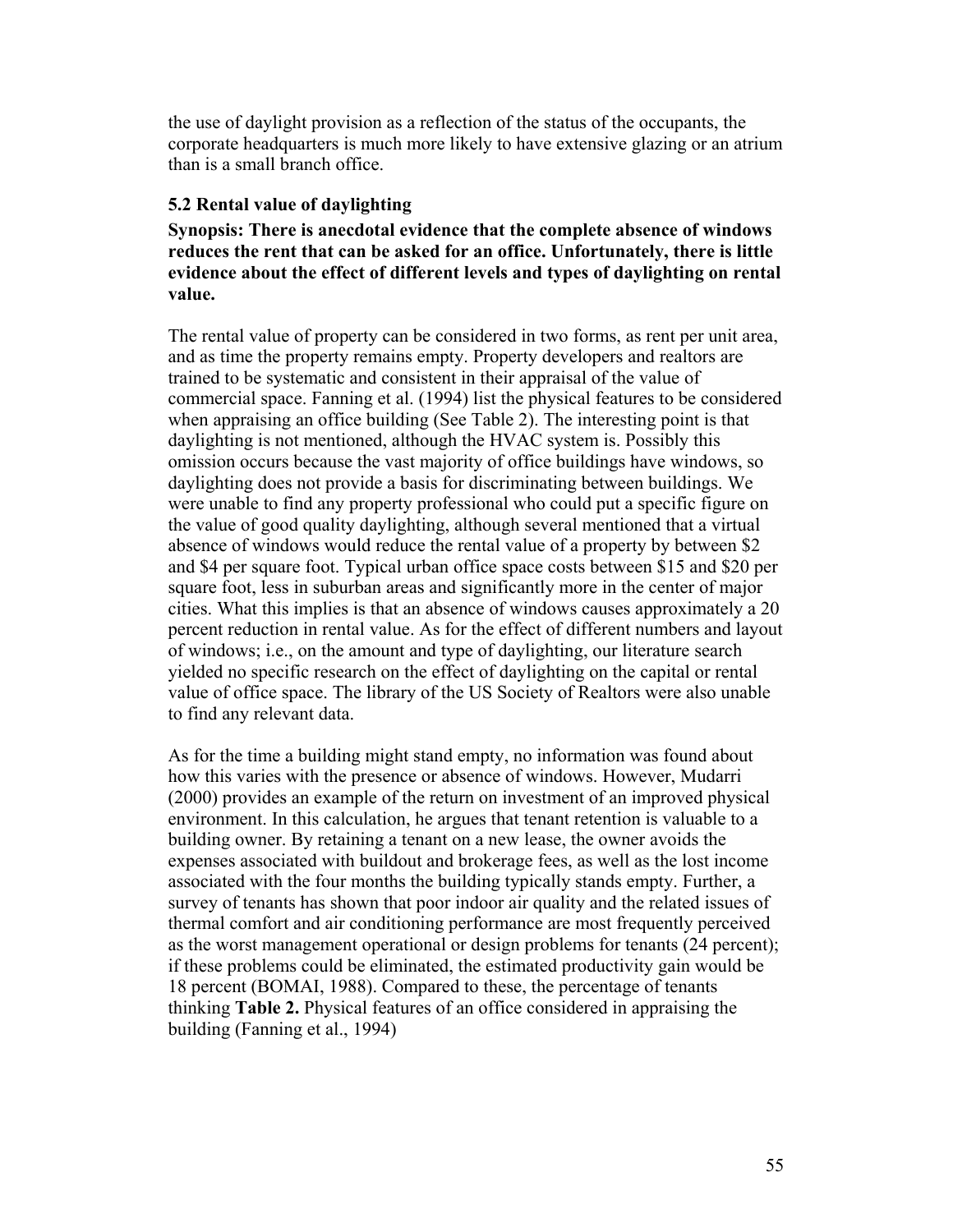the use of daylight provision as a reflection of the status of the occupants, the corporate headquarters is much more likely to have extensive glazing or an atrium than is a small branch office.

### 5.2 Rental value of daylighting

**Synopsis: There is anecdotal evidence that the complete absence of windows reduces the rent that can be asked for an office. Unfortunately, there is little evidence about the effect of different levels and types of daylighting on rental value.**

The rental value of property can be considered in two forms, as rent per unit area, and as time the property remains empty. Property developers and realtors are trained to be systematic and consistent in their appraisal of the value of commercial space. Fanning et al. (1994) list the physical features to be considered when appraising an office building (See Table 2). The interesting point is that daylighting is not mentioned, although the HVAC system is. Possibly this omission occurs because the vast majority of office buildings have windows, so daylighting does not provide a basis for discriminating between buildings. We were unable to find any property professional who could put a specific figure on the value of good quality daylighting, although several mentioned that a virtual absence of windows would reduce the rental value of a property by between $2 and $4 per square foot. Typical urban office space costs between $15 and $20 per square foot, less in suburban areas and significantly more in the center of major cities. What this implies is that an absence of windows causes approximately a 20 percent reduction in rental value. As for the effect of different numbers and layout of windows; i.e., on the amount and type of daylighting, our literature search yielded no specific research on the effect of daylighting on the capital or rental value of office space. The library of the US Society of Realtors were also unable to find any relevant data.

As for the time a building might stand empty, no information was found about how this varies with the presence or absence of windows. However, Mudarri (2000) provides an example of the return on investment of an improved physical environment. In this calculation, he argues that tenant retention is valuable to a building owner. By retaining a tenant on a new lease, the owner avoids the expenses associated with buildout and brokerage fees, as well as the lost income associated with the four months the building typically stands empty. Further, a survey of tenants has shown that poor indoor air quality and the related issues of thermal comfort and air conditioning performance are most frequently perceived as the worst management operational or design problems for tenants (24 percent); if these problems could be eliminated, the estimated productivity gain would be 18 percent (BOMAI, 1988). Compared to these, the percentage of tenants thinking **Table 2.** Physical features of an office considered in appraising the building (Fanning et al., 1994)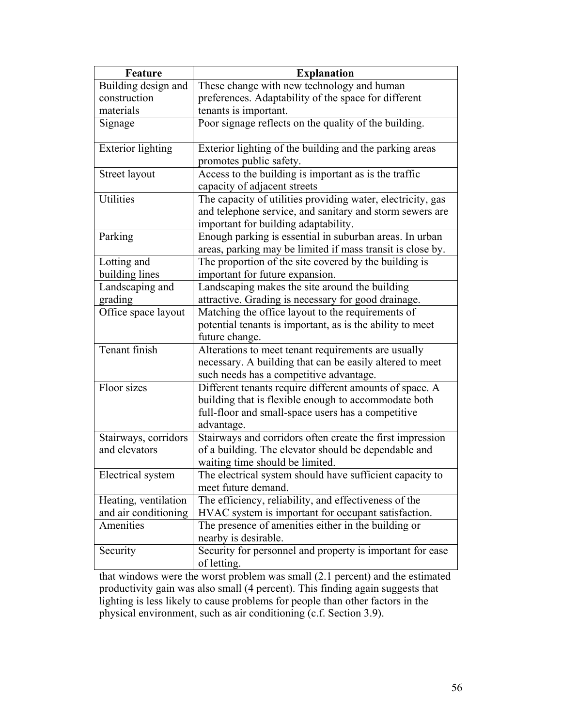| Feature | Explanation |
| --- | --- |
| Building design and construction materials | These change with new technology and human preferences. Adaptability of the space for different tenants is important. |
| Signage | Poor signage reflects on the quality of the building. |
| Exterior lighting | Exterior lighting of the building and the parking areas promotes public safety. |
| Street layout | Access to the building is important as is the traffic capacity of adjacent streets |
| Utilities | The capacity of utilities providing water, electricity, gas and telephone service, and sanitary and storm sewers are important for building adaptability. |
| Parking | Enough parking is essential in suburban areas. In urban areas, parking may be limited if mass transit is close by. |
| Lotting and building lines | The proportion of the site covered by the building is important for future expansion. |
| Landscaping and grading | Landscaping makes the site around the building attractive. Grading is necessary for good drainage. |
| Office space layout | Matching the office layout to the requirements of potential tenants is important, as is the ability to meet future change. |
| Tenant finish | Alterations to meet tenant requirements are usually necessary. A building that can be easily altered to meet such needs has a competitive advantage. |
| Floor sizes | Different tenants require different amounts of space. A building that is flexible enough to accommodate both full-floor and small-space users has a competitive advantage. |
| Stairways, corridors and elevators | Stairways and corridors often create the first impression of a building. The elevator should be dependable and waiting time should be limited. |
| Electrical system | The electrical system should have sufficient capacity to meet future demand. |
| Heating, ventilation and air conditioning | The efficiency, reliability, and effectiveness of the HVAC system is important for occupant satisfaction. |
| Amenities | The presence of amenities either in the building or nearby is desirable. |
| Security | Security for personnel and property is important for ease of letting. |

that windows were the worst problem was small (2.1 percent) and the estimated productivity gain was also small (4 percent). This finding again suggests that lighting is less likely to cause problems for people than other factors in the physical environment, such as air conditioning (c.f. Section 3.9).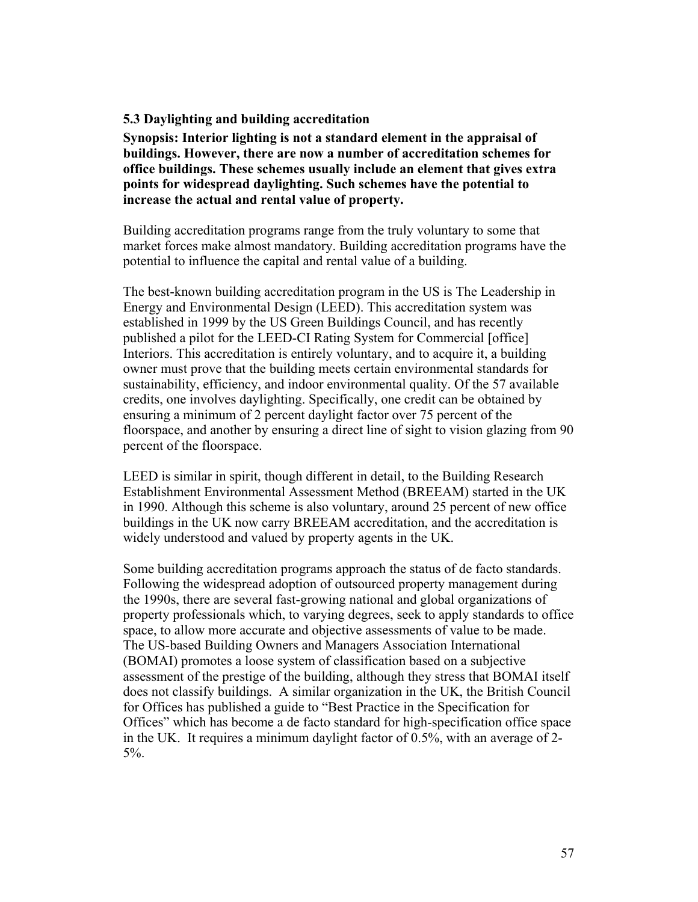### 5.3 Daylighting and building accreditation

**Synopsis: Interior lighting is not a standard element in the appraisal of buildings. However, there are now a number of accreditation schemes for office buildings. These schemes usually include an element that gives extra points for widespread daylighting. Such schemes have the potential to increase the actual and rental value of property.**

Building accreditation programs range from the truly voluntary to some that market forces make almost mandatory. Building accreditation programs have the potential to influence the capital and rental value of a building.

The best-known building accreditation program in the US is The Leadership in Energy and Environmental Design (LEED). This accreditation system was established in 1999 by the US Green Buildings Council, and has recently published a pilot for the LEED-CI Rating System for Commercial [office] Interiors. This accreditation is entirely voluntary, and to acquire it, a building owner must prove that the building meets certain environmental standards for sustainability, efficiency, and indoor environmental quality. Of the 57 available credits, one involves daylighting. Specifically, one credit can be obtained by ensuring a minimum of 2 percent daylight factor over 75 percent of the floorspace, and another by ensuring a direct line of sight to vision glazing from 90 percent of the floorspace.

LEED is similar in spirit, though different in detail, to the Building Research Establishment Environmental Assessment Method (BREEAM) started in the UK in 1990. Although this scheme is also voluntary, around 25 percent of new office buildings in the UK now carry BREEAM accreditation, and the accreditation is widely understood and valued by property agents in the UK.

Some building accreditation programs approach the status of de facto standards. Following the widespread adoption of outsourced property management during the 1990s, there are several fast-growing national and global organizations of property professionals which, to varying degrees, seek to apply standards to office space, to allow more accurate and objective assessments of value to be made. The US-based Building Owners and Managers Association International (BOMAI) promotes a loose system of classification based on a subjective assessment of the prestige of the building, although they stress that BOMAI itself does not classify buildings. A similar organization in the UK, the British Council for Offices has published a guide to "Best Practice in the Specification for Offices" which has become a de facto standard for high-specification office space in the UK. It requires a minimum daylight factor of 0.5%, with an average of 2-5%.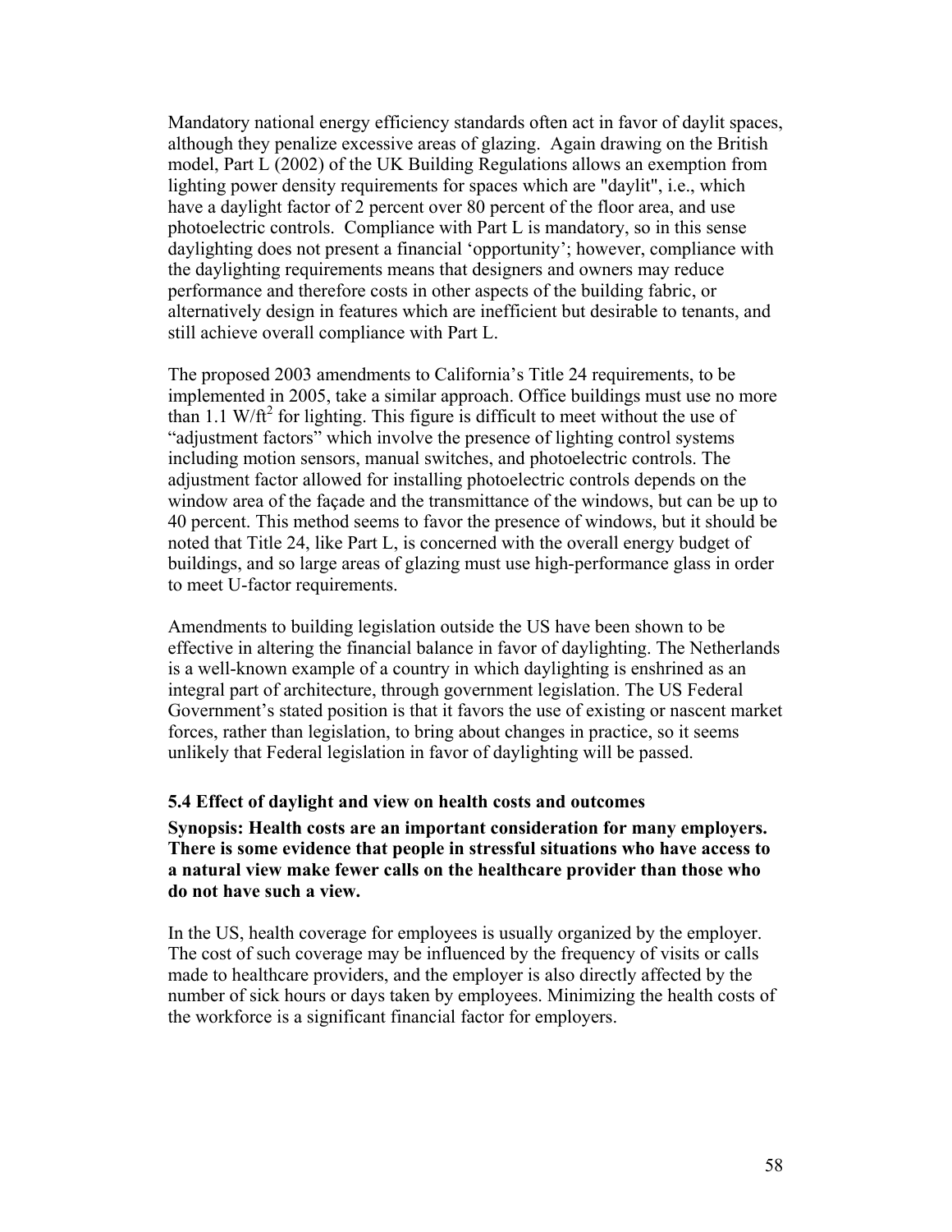Mandatory national energy efficiency standards often act in favor of daylit spaces, although they penalize excessive areas of glazing. Again drawing on the British model, Part L (2002) of the UK Building Regulations allows an exemption from lighting power density requirements for spaces which are "daylit", i.e., which have a daylight factor of 2 percent over 80 percent of the floor area, and use photoelectric controls. Compliance with Part L is mandatory, so in this sense daylighting does not present a financial 'opportunity'; however, compliance with the daylighting requirements means that designers and owners may reduce performance and therefore costs in other aspects of the building fabric, or alternatively design in features which are inefficient but desirable to tenants, and still achieve overall compliance with Part L.

The proposed 2003 amendments to California's Title 24 requirements, to be implemented in 2005, take a similar approach. Office buildings must use no more than 1.1 $W/ft^2$ for lighting. This figure is difficult to meet without the use of "adjustment factors" which involve the presence of lighting control systems including motion sensors, manual switches, and photoelectric controls. The adjustment factor allowed for installing photoelectric controls depends on the window area of the façade and the transmittance of the windows, but can be up to 40 percent. This method seems to favor the presence of windows, but it should be noted that Title 24, like Part L, is concerned with the overall energy budget of buildings, and so large areas of glazing must use high-performance glass in order to meet U-factor requirements.

Amendments to building legislation outside the US have been shown to be effective in altering the financial balance in favor of daylighting. The Netherlands is a well-known example of a country in which daylighting is enshrined as an integral part of architecture, through government legislation. The US Federal Government's stated position is that it favors the use of existing or nascent market forces, rather than legislation, to bring about changes in practice, so it seems unlikely that Federal legislation in favor of daylighting will be passed.

### 5.4 Effect of daylight and view on health costs and outcomes

**Synopsis: Health costs are an important consideration for many employers. There is some evidence that people in stressful situations who have access to a natural view make fewer calls on the healthcare provider than those who do not have such a view.**

In the US, health coverage for employees is usually organized by the employer. The cost of such coverage may be influenced by the frequency of visits or calls made to healthcare providers, and the employer is also directly affected by the number of sick hours or days taken by employees. Minimizing the health costs of the workforce is a significant financial factor for employers.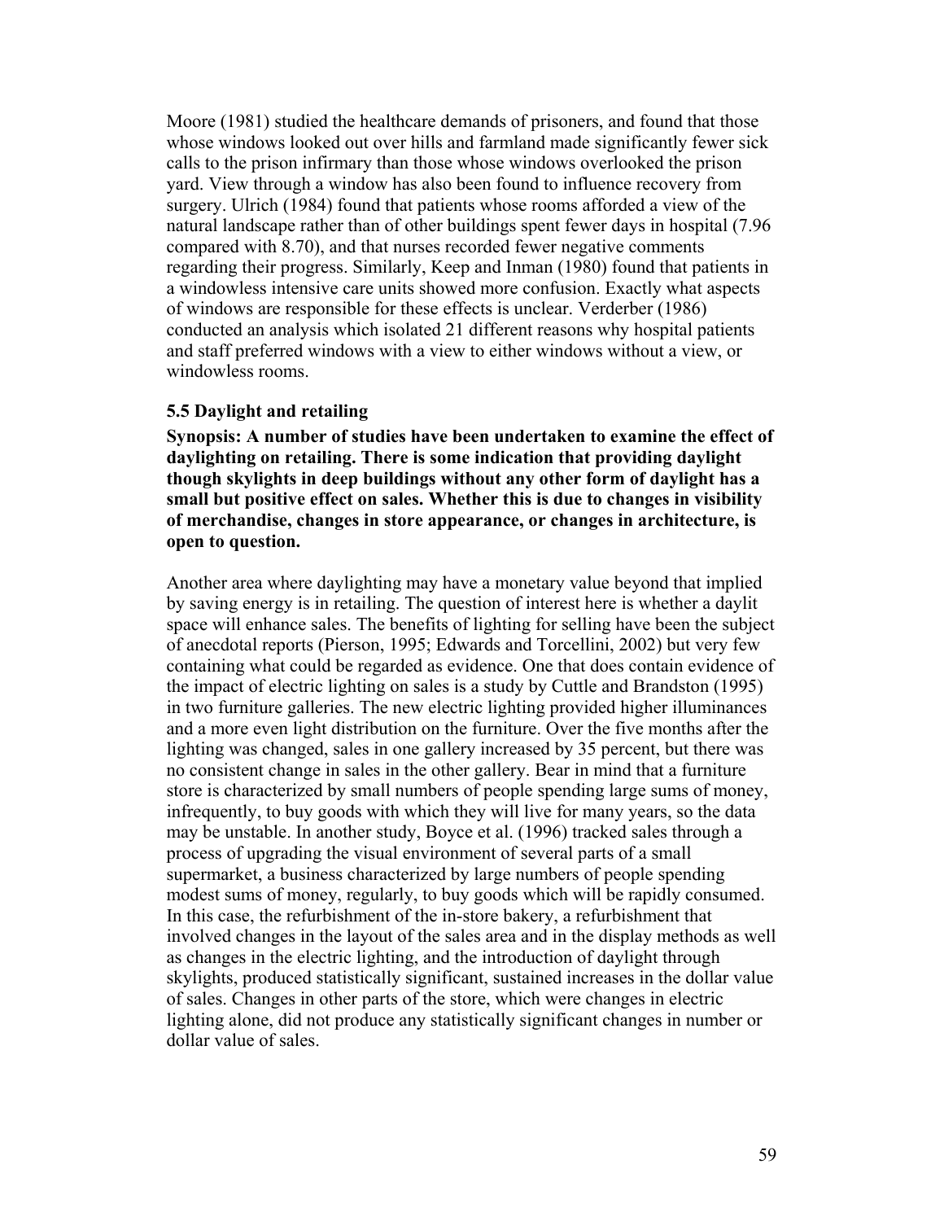Moore (1981) studied the healthcare demands of prisoners, and found that those whose windows looked out over hills and farmland made significantly fewer sick calls to the prison infirmary than those whose windows overlooked the prison yard. View through a window has also been found to influence recovery from surgery. Ulrich (1984) found that patients whose rooms afforded a view of the natural landscape rather than of other buildings spent fewer days in hospital (7.96 compared with 8.70), and that nurses recorded fewer negative comments regarding their progress. Similarly, Keep and Inman (1980) found that patients in a windowless intensive care units showed more confusion. Exactly what aspects of windows are responsible for these effects is unclear. Verderber (1986) conducted an analysis which isolated 21 different reasons why hospital patients and staff preferred windows with a view to either windows without a view, or windowless rooms.

### 5.5 Daylight and retailing

**Synopsis: A number of studies have been undertaken to examine the effect of daylighting on retailing. There is some indication that providing daylight though skylights in deep buildings without any other form of daylight has a small but positive effect on sales. Whether this is due to changes in visibility of merchandise, changes in store appearance, or changes in architecture, is open to question.**

Another area where daylighting may have a monetary value beyond that implied by saving energy is in retailing. The question of interest here is whether a daylit space will enhance sales. The benefits of lighting for selling have been the subject of anecdotal reports (Pierson, 1995; Edwards and Torcellini, 2002) but very few containing what could be regarded as evidence. One that does contain evidence of the impact of electric lighting on sales is a study by Cuttle and Brandston (1995) in two furniture galleries. The new electric lighting provided higher illuminances and a more even light distribution on the furniture. Over the five months after the lighting was changed, sales in one gallery increased by 35 percent, but there was no consistent change in sales in the other gallery. Bear in mind that a furniture store is characterized by small numbers of people spending large sums of money, infrequently, to buy goods with which they will live for many years, so the data may be unstable. In another study, Boyce et al. (1996) tracked sales through a process of upgrading the visual environment of several parts of a small supermarket, a business characterized by large numbers of people spending modest sums of money, regularly, to buy goods which will be rapidly consumed. In this case, the refurbishment of the in-store bakery, a refurbishment that involved changes in the layout of the sales area and in the display methods as well as changes in the electric lighting, and the introduction of daylight through skylights, produced statistically significant, sustained increases in the dollar value of sales. Changes in other parts of the store, which were changes in electric lighting alone, did not produce any statistically significant changes in number or dollar value of sales.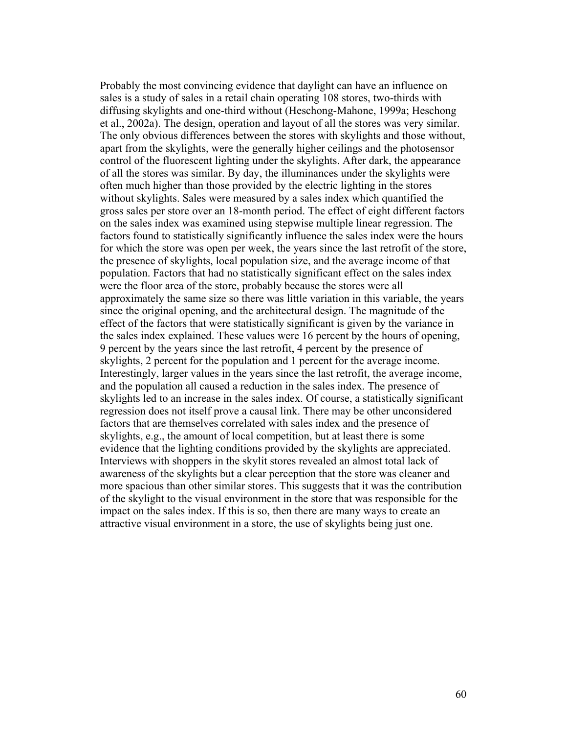Probably the most convincing evidence that daylight can have an influence on sales is a study of sales in a retail chain operating 108 stores, two-thirds with diffusing skylights and one-third without (Heschong-Mahone, 1999a; Heschong et al., 2002a). The design, operation and layout of all the stores was very similar. The only obvious differences between the stores with skylights and those without, apart from the skylights, were the generally higher ceilings and the photosensor control of the fluorescent lighting under the skylights. After dark, the appearance of all the stores was similar. By day, the illuminances under the skylights were often much higher than those provided by the electric lighting in the stores without skylights. Sales were measured by a sales index which quantified the gross sales per store over an 18-month period. The effect of eight different factors on the sales index was examined using stepwise multiple linear regression. The factors found to statistically significantly influence the sales index were the hours for which the store was open per week, the years since the last retrofit of the store, the presence of skylights, local population size, and the average income of that population. Factors that had no statistically significant effect on the sales index were the floor area of the store, probably because the stores were all approximately the same size so there was little variation in this variable, the years since the original opening, and the architectural design. The magnitude of the effect of the factors that were statistically significant is given by the variance in the sales index explained. These values were 16 percent by the hours of opening, 9 percent by the years since the last retrofit, 4 percent by the presence of skylights, 2 percent for the population and 1 percent for the average income. Interestingly, larger values in the years since the last retrofit, the average income, and the population all caused a reduction in the sales index. The presence of skylights led to an increase in the sales index. Of course, a statistically significant regression does not itself prove a causal link. There may be other unconsidered factors that are themselves correlated with sales index and the presence of skylights, e.g., the amount of local competition, but at least there is some evidence that the lighting conditions provided by the skylights are appreciated. Interviews with shoppers in the skylit stores revealed an almost total lack of awareness of the skylights but a clear perception that the store was cleaner and more spacious than other similar stores. This suggests that it was the contribution of the skylight to the visual environment in the store that was responsible for the impact on the sales index. If this is so, then there are many ways to create an attractive visual environment in a store, the use of skylights being just one.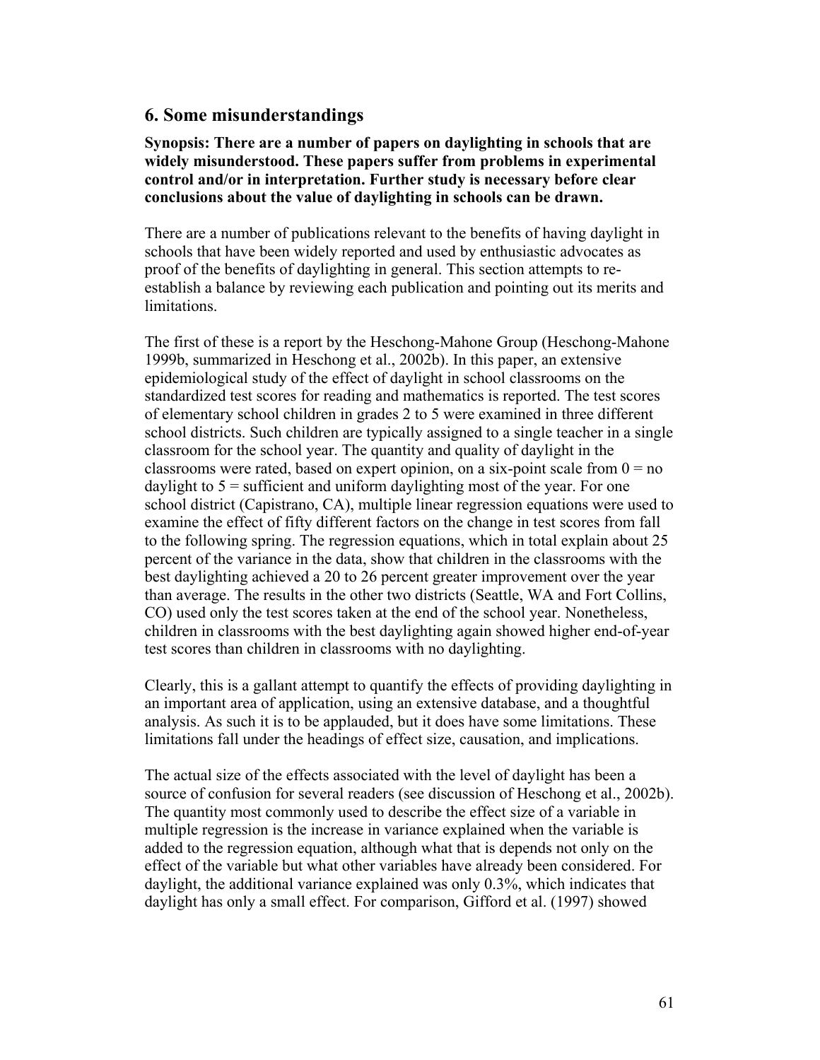## 6. Some misunderstandings

**Synopsis: There are a number of papers on daylighting in schools that are widely misunderstood. These papers suffer from problems in experimental control and/or in interpretation. Further study is necessary before clear conclusions about the value of daylighting in schools can be drawn.**

There are a number of publications relevant to the benefits of having daylight in schools that have been widely reported and used by enthusiastic advocates as proof of the benefits of daylighting in general. This section attempts to re-establish a balance by reviewing each publication and pointing out its merits and limitations.

The first of these is a report by the Heschong-Mahone Group (Heschong-Mahone 1999b, summarized in Heschong et al., 2002b). In this paper, an extensive epidemiological study of the effect of daylight in school classrooms on the standardized test scores for reading and mathematics is reported. The test scores of elementary school children in grades 2 to 5 were examined in three different school districts. Such children are typically assigned to a single teacher in a single classroom for the school year. The quantity and quality of daylight in the classrooms were rated, based on expert opinion, on a six-point scale from 0 = no daylight to 5 = sufficient and uniform daylighting most of the year. For one school district (Capistrano, CA), multiple linear regression equations were used to examine the effect of fifty different factors on the change in test scores from fall to the following spring. The regression equations, which in total explain about 25 percent of the variance in the data, show that children in the classrooms with the best daylighting achieved a 20 to 26 percent greater improvement over the year than average. The results in the other two districts (Seattle, WA and Fort Collins, CO) used only the test scores taken at the end of the school year. Nonetheless, children in classrooms with the best daylighting again showed higher end-of-year test scores than children in classrooms with no daylighting.

Clearly, this is a gallant attempt to quantify the effects of providing daylighting in an important area of application, using an extensive database, and a thoughtful analysis. As such it is to be applauded, but it does have some limitations. These limitations fall under the headings of effect size, causation, and implications.

The actual size of the effects associated with the level of daylight has been a source of confusion for several readers (see discussion of Heschong et al., 2002b). The quantity most commonly used to describe the effect size of a variable in multiple regression is the increase in variance explained when the variable is added to the regression equation, although what that is depends not only on the effect of the variable but what other variables have already been considered. For daylight, the additional variance explained was only 0.3%, which indicates that daylight has only a small effect. For comparison, Gifford et al. (1997) showed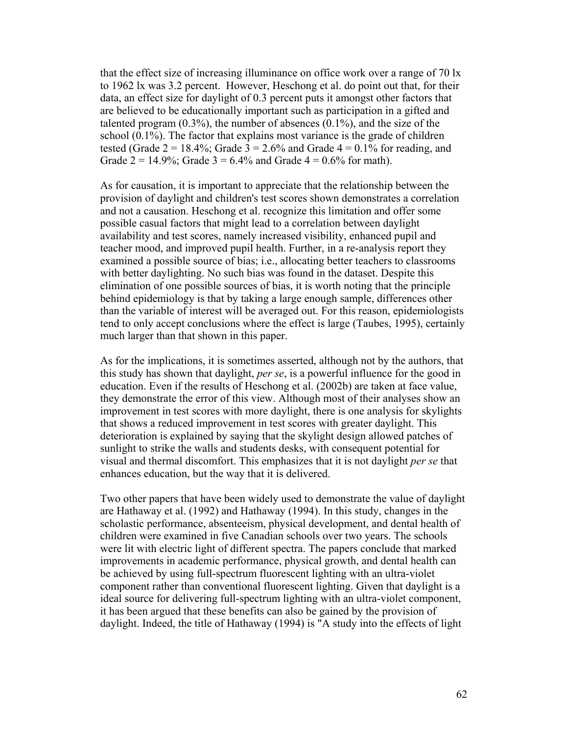that the effect size of increasing illuminance on office work over a range of 70 lx to 1962 lx was 3.2 percent. However, Heschong et al. do point out that, for their data, an effect size for daylight of 0.3 percent puts it amongst other factors that are believed to be educationally important such as participation in a gifted and talented program (0.3%), the number of absences (0.1%), and the size of the school (0.1%). The factor that explains most variance is the grade of children tested (Grade 2 = 18.4%; Grade 3 = 2.6% and Grade 4 = 0.1% for reading, and Grade 2 = 14.9%; Grade 3 = 6.4% and Grade 4 = 0.6% for math).

As for causation, it is important to appreciate that the relationship between the provision of daylight and children's test scores shown demonstrates a correlation and not a causation. Heschong et al. recognize this limitation and offer some possible casual factors that might lead to a correlation between daylight availability and test scores, namely increased visibility, enhanced pupil and teacher mood, and improved pupil health. Further, in a re-analysis report they examined a possible source of bias; i.e., allocating better teachers to classrooms with better daylighting. No such bias was found in the dataset. Despite this elimination of one possible sources of bias, it is worth noting that the principle behind epidemiology is that by taking a large enough sample, differences other than the variable of interest will be averaged out. For this reason, epidemiologists tend to only accept conclusions where the effect is large (Taubes, 1995), certainly much larger than that shown in this paper.

As for the implications, it is sometimes asserted, although not by the authors, that this study has shown that daylight, *per se*, is a powerful influence for the good in education. Even if the results of Heschong et al. (2002b) are taken at face value, they demonstrate the error of this view. Although most of their analyses show an improvement in test scores with more daylight, there is one analysis for skylights that shows a reduced improvement in test scores with greater daylight. This deterioration is explained by saying that the skylight design allowed patches of sunlight to strike the walls and students desks, with consequent potential for visual and thermal discomfort. This emphasizes that it is not daylight *per se* that enhances education, but the way that it is delivered.

Two other papers that have been widely used to demonstrate the value of daylight are Hathaway et al. (1992) and Hathaway (1994). In this study, changes in the scholastic performance, absenteeism, physical development, and dental health of children were examined in five Canadian schools over two years. The schools were lit with electric light of different spectra. The papers conclude that marked improvements in academic performance, physical growth, and dental health can be achieved by using full-spectrum fluorescent lighting with an ultra-violet component rather than conventional fluorescent lighting. Given that daylight is a ideal source for delivering full-spectrum lighting with an ultra-violet component, it has been argued that these benefits can also be gained by the provision of daylight. Indeed, the title of Hathaway (1994) is "A study into the effects of light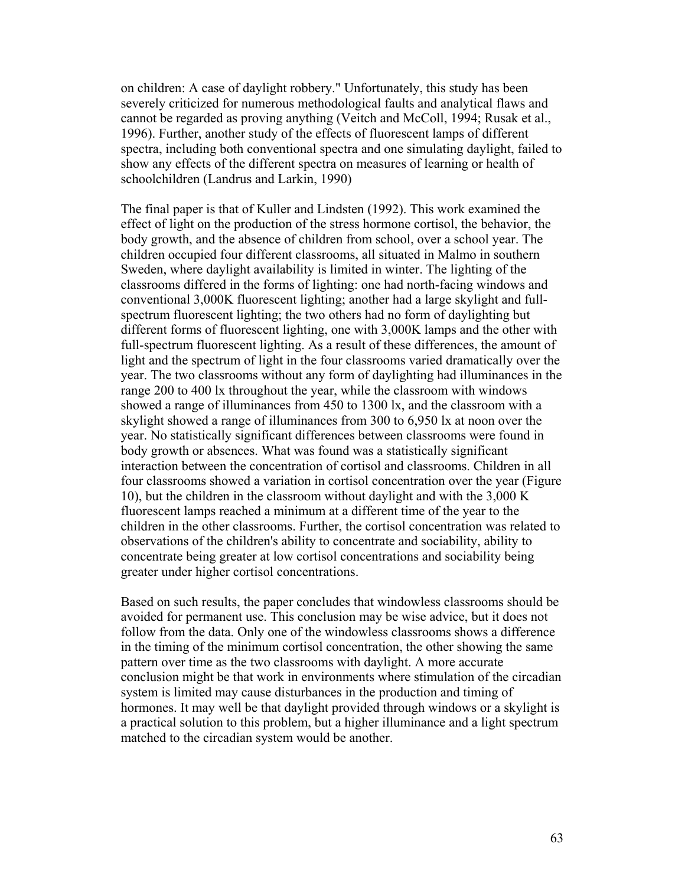on children: A case of daylight robbery." Unfortunately, this study has been severely criticized for numerous methodological faults and analytical flaws and cannot be regarded as proving anything (Veitch and McColl, 1994; Rusak et al., 1996). Further, another study of the effects of fluorescent lamps of different spectra, including both conventional spectra and one simulating daylight, failed to show any effects of the different spectra on measures of learning or health of schoolchildren (Landrus and Larkin, 1990)

The final paper is that of Kuller and Lindsten (1992). This work examined the effect of light on the production of the stress hormone cortisol, the behavior, the body growth, and the absence of children from school, over a school year. The children occupied four different classrooms, all situated in Malmo in southern Sweden, where daylight availability is limited in winter. The lighting of the classrooms differed in the forms of lighting: one had north-facing windows and conventional 3,000K fluorescent lighting; another had a large skylight and full-spectrum fluorescent lighting; the two others had no form of daylighting but different forms of fluorescent lighting, one with 3,000K lamps and the other with full-spectrum fluorescent lighting. As a result of these differences, the amount of light and the spectrum of light in the four classrooms varied dramatically over the year. The two classrooms without any form of daylighting had illuminances in the range 200 to 400 lx throughout the year, while the classroom with windows showed a range of illuminances from 450 to 1300 lx, and the classroom with a skylight showed a range of illuminances from 300 to 6,950 lx at noon over the year. No statistically significant differences between classrooms were found in body growth or absences. What was found was a statistically significant interaction between the concentration of cortisol and classrooms. Children in all four classrooms showed a variation in cortisol concentration over the year (Figure 10), but the children in the classroom without daylight and with the 3,000 K fluorescent lamps reached a minimum at a different time of the year to the children in the other classrooms. Further, the cortisol concentration was related to observations of the children's ability to concentrate and sociability, ability to concentrate being greater at low cortisol concentrations and sociability being greater under higher cortisol concentrations.

Based on such results, the paper concludes that windowless classrooms should be avoided for permanent use. This conclusion may be wise advice, but it does not follow from the data. Only one of the windowless classrooms shows a difference in the timing of the minimum cortisol concentration, the other showing the same pattern over time as the two classrooms with daylight. A more accurate conclusion might be that work in environments where stimulation of the circadian system is limited may cause disturbances in the production and timing of hormones. It may well be that daylight provided through windows or a skylight is a practical solution to this problem, but a higher illuminance and a light spectrum matched to the circadian system would be another.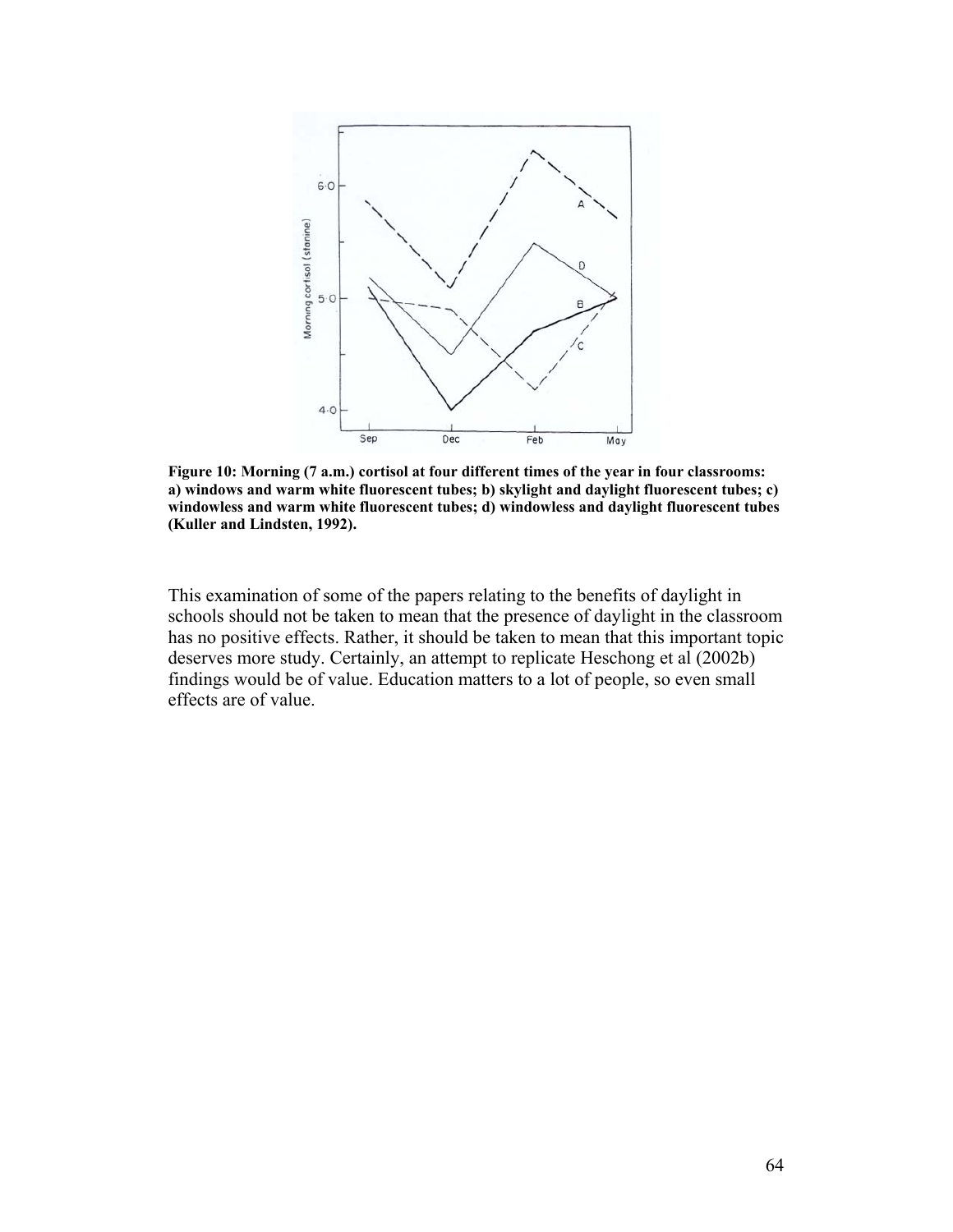Figure 10: Morning (7 a.m.) cortisol at four different times of the year in four classrooms: a) windows and warm white fluorescent tubes; b) skylight and daylight fluorescent tubes; c) windowless and warm white fluorescent tubes; d) windowless and daylight fluorescent tubes (Kuller and Lindsten, 1992).

This examination of some of the papers relating to the benefits of daylight in schools should not be taken to mean that the presence of daylight in the classroom has no positive effects. Rather, it should be taken to mean that this important topic deserves more study. Certainly, an attempt to replicate Heschong et al (2002b) findings would be of value. Education matters to a lot of people, so even small effects are of value.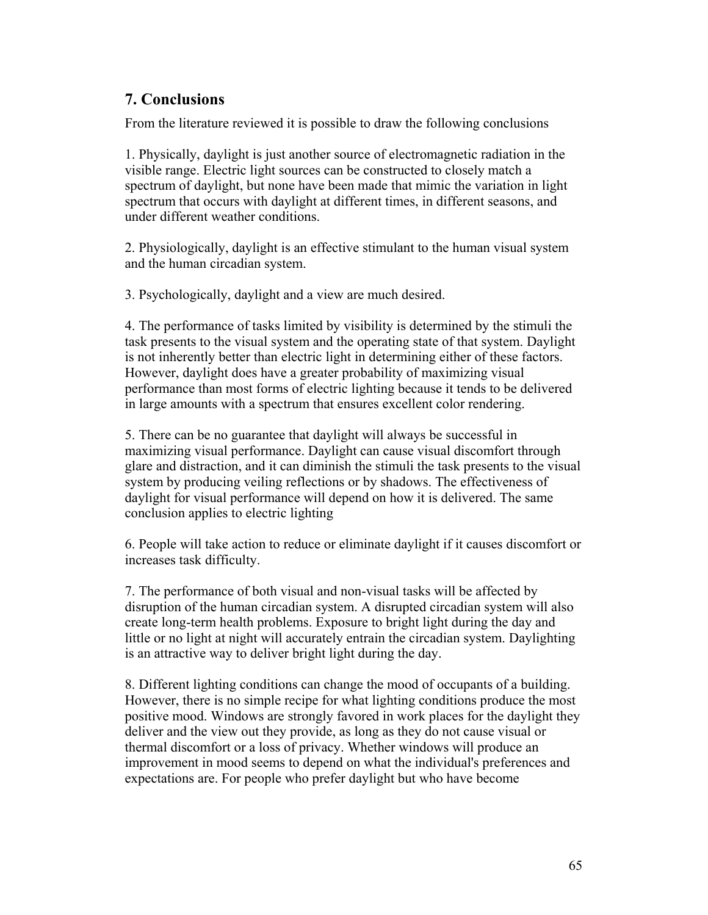## 7. Conclusions

From the literature reviewed it is possible to draw the following conclusions

1. Physically, daylight is just another source of electromagnetic radiation in the visible range. Electric light sources can be constructed to closely match a spectrum of daylight, but none have been made that mimic the variation in light spectrum that occurs with daylight at different times, in different seasons, and under different weather conditions.

2. Physiologically, daylight is an effective stimulant to the human visual system and the human circadian system.

3. Psychologically, daylight and a view are much desired.

4. The performance of tasks limited by visibility is determined by the stimuli the task presents to the visual system and the operating state of that system. Daylight is not inherently better than electric light in determining either of these factors. However, daylight does have a greater probability of maximizing visual performance than most forms of electric lighting because it tends to be delivered in large amounts with a spectrum that ensures excellent color rendering.

5. There can be no guarantee that daylight will always be successful in maximizing visual performance. Daylight can cause visual discomfort through glare and distraction, and it can diminish the stimuli the task presents to the visual system by producing veiling reflections or by shadows. The effectiveness of daylight for visual performance will depend on how it is delivered. The same conclusion applies to electric lighting

6. People will take action to reduce or eliminate daylight if it causes discomfort or increases task difficulty.

7. The performance of both visual and non-visual tasks will be affected by disruption of the human circadian system. A disrupted circadian system will also create long-term health problems. Exposure to bright light during the day and little or no light at night will accurately entrain the circadian system. Daylighting is an attractive way to deliver bright light during the day.

8. Different lighting conditions can change the mood of occupants of a building. However, there is no simple recipe for what lighting conditions produce the most positive mood. Windows are strongly favored in work places for the daylight they deliver and the view out they provide, as long as they do not cause visual or thermal discomfort or a loss of privacy. Whether windows will produce an improvement in mood seems to depend on what the individual's preferences and expectations are. For people who prefer daylight but who have become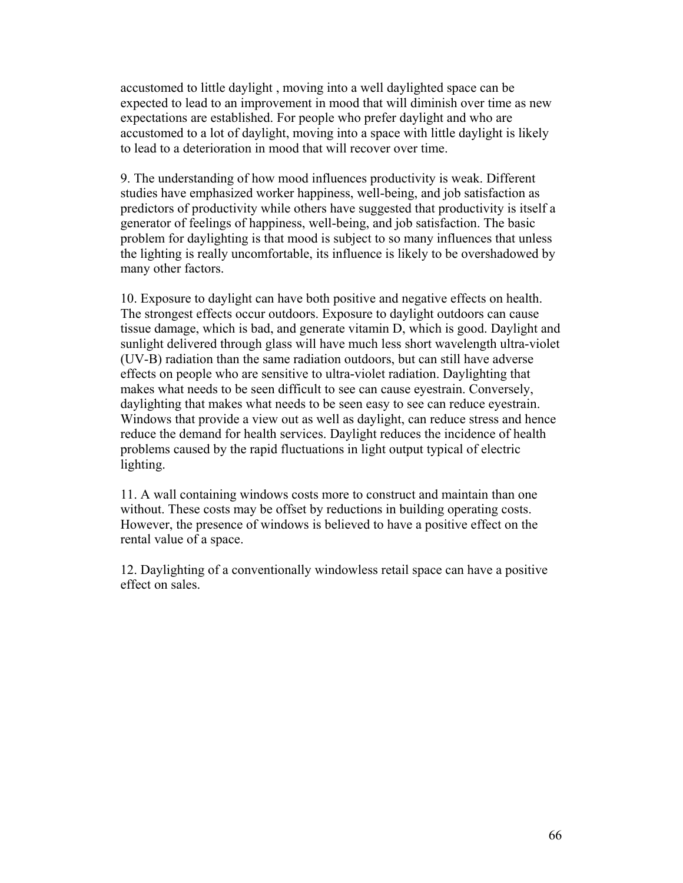accustomed to little daylight , moving into a well daylighted space can be expected to lead to an improvement in mood that will diminish over time as new expectations are established. For people who prefer daylight and who are accustomed to a lot of daylight, moving into a space with little daylight is likely to lead to a deterioration in mood that will recover over time.

9. The understanding of how mood influences productivity is weak. Different studies have emphasized worker happiness, well-being, and job satisfaction as predictors of productivity while others have suggested that productivity is itself a generator of feelings of happiness, well-being, and job satisfaction. The basic problem for daylighting is that mood is subject to so many influences that unless the lighting is really uncomfortable, its influence is likely to be overshadowed by many other factors.

10. Exposure to daylight can have both positive and negative effects on health. The strongest effects occur outdoors. Exposure to daylight outdoors can cause tissue damage, which is bad, and generate vitamin D, which is good. Daylight and sunlight delivered through glass will have much less short wavelength ultra-violet (UV-B) radiation than the same radiation outdoors, but can still have adverse effects on people who are sensitive to ultra-violet radiation. Daylighting that makes what needs to be seen difficult to see can cause eyestrain. Conversely, daylighting that makes what needs to be seen easy to see can reduce eyestrain. Windows that provide a view out as well as daylight, can reduce stress and hence reduce the demand for health services. Daylight reduces the incidence of health problems caused by the rapid fluctuations in light output typical of electric lighting.

11. A wall containing windows costs more to construct and maintain than one without. These costs may be offset by reductions in building operating costs. However, the presence of windows is believed to have a positive effect on the rental value of a space.

12. Daylighting of a conventionally windowless retail space can have a positive effect on sales.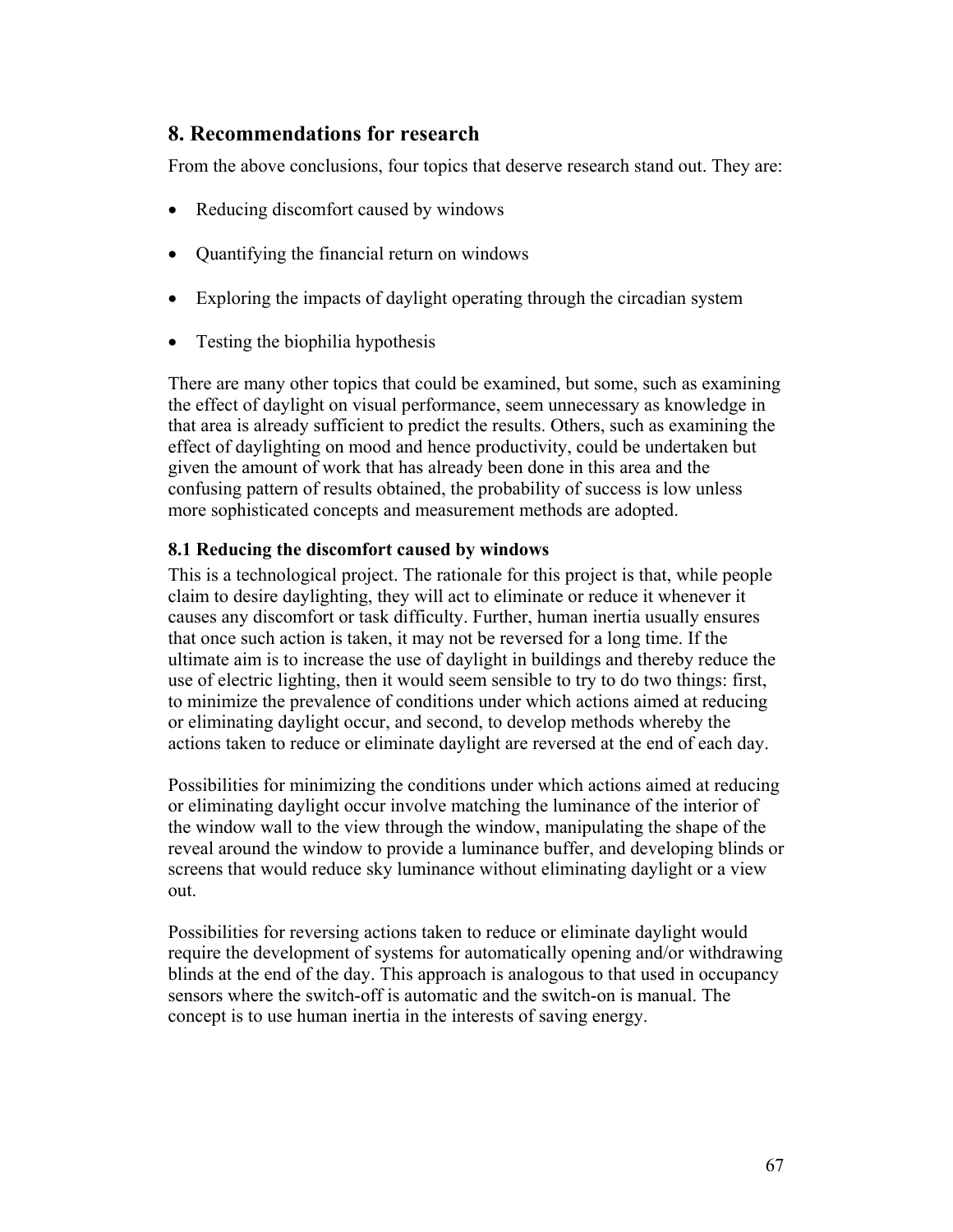## 8. Recommendations for research

From the above conclusions, four topics that deserve research stand out. They are:

- Reducing discomfort caused by windows
- Quantifying the financial return on windows
- Exploring the impacts of daylight operating through the circadian system
- Testing the biophilia hypothesis

There are many other topics that could be examined, but some, such as examining the effect of daylight on visual performance, seem unnecessary as knowledge in that area is already sufficient to predict the results. Others, such as examining the effect of daylighting on mood and hence productivity, could be undertaken but given the amount of work that has already been done in this area and the confusing pattern of results obtained, the probability of success is low unless more sophisticated concepts and measurement methods are adopted.

### 8.1 Reducing the discomfort caused by windows

This is a technological project. The rationale for this project is that, while people claim to desire daylighting, they will act to eliminate or reduce it whenever it causes any discomfort or task difficulty. Further, human inertia usually ensures that once such action is taken, it may not be reversed for a long time. If the ultimate aim is to increase the use of daylight in buildings and thereby reduce the use of electric lighting, then it would seem sensible to try to do two things: first, to minimize the prevalence of conditions under which actions aimed at reducing or eliminating daylight occur, and second, to develop methods whereby the actions taken to reduce or eliminate daylight are reversed at the end of each day.

Possibilities for minimizing the conditions under which actions aimed at reducing or eliminating daylight occur involve matching the luminance of the interior of the window wall to the view through the window, manipulating the shape of the reveal around the window to provide a luminance buffer, and developing blinds or screens that would reduce sky luminance without eliminating daylight or a view out.

Possibilities for reversing actions taken to reduce or eliminate daylight would require the development of systems for automatically opening and/or withdrawing blinds at the end of the day. This approach is analogous to that used in occupancy sensors where the switch-off is automatic and the switch-on is manual. The concept is to use human inertia in the interests of saving energy.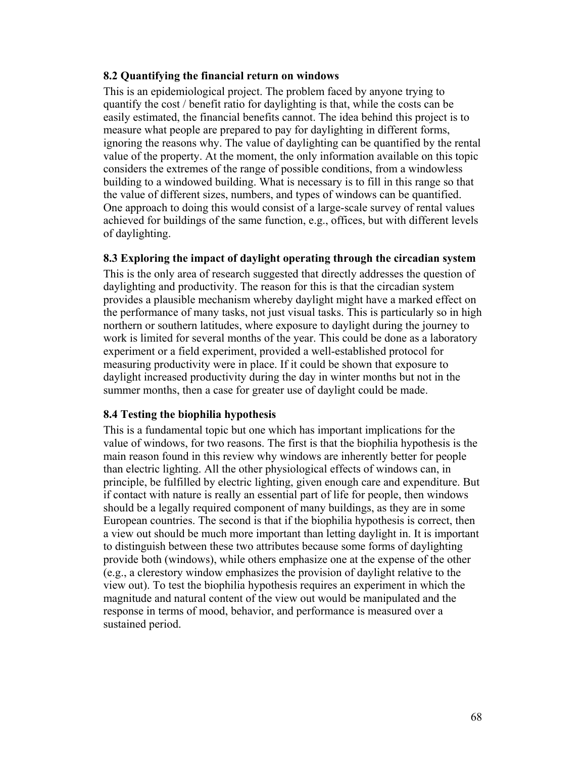### 8.2 Quantifying the financial return on windows

This is an epidemiological project. The problem faced by anyone trying to quantify the cost / benefit ratio for daylighting is that, while the costs can be easily estimated, the financial benefits cannot. The idea behind this project is to measure what people are prepared to pay for daylighting in different forms, ignoring the reasons why. The value of daylighting can be quantified by the rental value of the property. At the moment, the only information available on this topic considers the extremes of the range of possible conditions, from a windowless building to a windowed building. What is necessary is to fill in this range so that the value of different sizes, numbers, and types of windows can be quantified. One approach to doing this would consist of a large-scale survey of rental values achieved for buildings of the same function, e.g., offices, but with different levels of daylighting.

### 8.3 Exploring the impact of daylight operating through the circadian system

This is the only area of research suggested that directly addresses the question of daylighting and productivity. The reason for this is that the circadian system provides a plausible mechanism whereby daylight might have a marked effect on the performance of many tasks, not just visual tasks. This is particularly so in high northern or southern latitudes, where exposure to daylight during the journey to work is limited for several months of the year. This could be done as a laboratory experiment or a field experiment, provided a well-established protocol for measuring productivity were in place. If it could be shown that exposure to daylight increased productivity during the day in winter months but not in the summer months, then a case for greater use of daylight could be made.

### 8.4 Testing the biophilia hypothesis

This is a fundamental topic but one which has important implications for the value of windows, for two reasons. The first is that the biophilia hypothesis is the main reason found in this review why windows are inherently better for people than electric lighting. All the other physiological effects of windows can, in principle, be fulfilled by electric lighting, given enough care and expenditure. But if contact with nature is really an essential part of life for people, then windows should be a legally required component of many buildings, as they are in some European countries. The second is that if the biophilia hypothesis is correct, then a view out should be much more important than letting daylight in. It is important to distinguish between these two attributes because some forms of daylighting provide both (windows), while others emphasize one at the expense of the other (e.g., a clerestory window emphasizes the provision of daylight relative to the view out). To test the biophilia hypothesis requires an experiment in which the magnitude and natural content of the view out would be manipulated and the response in terms of mood, behavior, and performance is measured over a sustained period.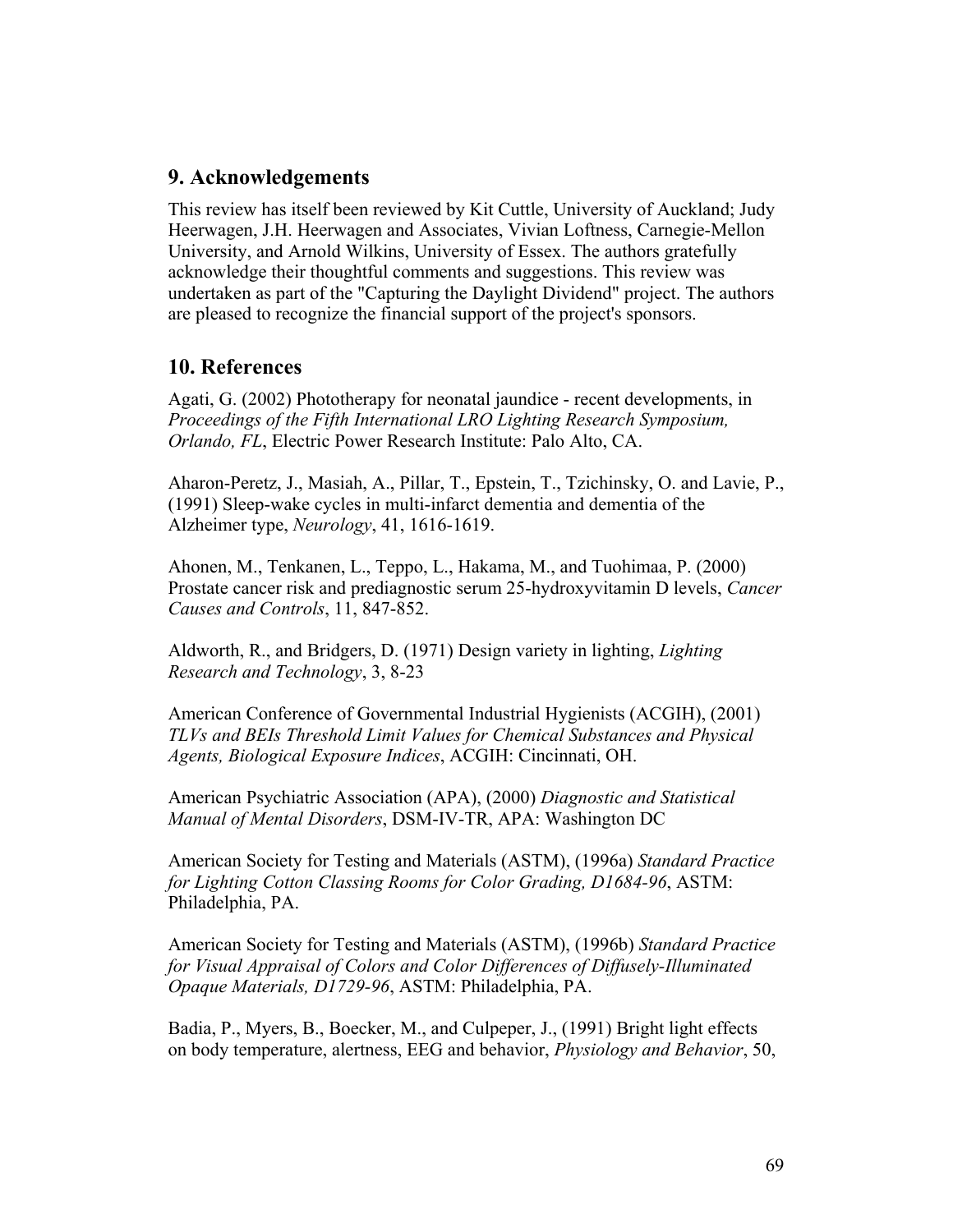## 9. Acknowledgements

This review has itself been reviewed by Kit Cuttle, University of Auckland; Judy Heerwagen, J.H. Heerwagen and Associates, Vivian Loftness, Carnegie-Mellon University, and Arnold Wilkins, University of Essex. The authors gratefully acknowledge their thoughtful comments and suggestions. This review was undertaken as part of the "Capturing the Daylight Dividend" project. The authors are pleased to recognize the financial support of the project's sponsors.

## 10. References

Agati, G. (2002) Phototherapy for neonatal jaundice - recent developments, in *Proceedings of the Fifth International LRO Lighting Research Symposium, Orlando, FL*, Electric Power Research Institute: Palo Alto, CA.

Aharon-Peretz, J., Masiah, A., Pillar, T., Epstein, T., Tzichinsky, O. and Lavie, P., (1991) Sleep-wake cycles in multi-infarct dementia and dementia of the Alzheimer type, *Neurology*, 41, 1616-1619.

Ahonen, M., Tenkanen, L., Teppo, L., Hakama, M., and Tuohimaa, P. (2000) Prostate cancer risk and prediagnostic serum 25-hydroxyvitamin D levels, *Cancer Causes and Controls*, 11, 847-852.

Aldworth, R., and Bridgers, D. (1971) Design variety in lighting, *Lighting Research and Technology*, 3, 8-23

American Conference of Governmental Industrial Hygienists (ACGIH), (2001) *TLVs and BEIs Threshold Limit Values for Chemical Substances and Physical Agents, Biological Exposure Indices*, ACGIH: Cincinnati, OH.

American Psychiatric Association (APA), (2000) *Diagnostic and Statistical Manual of Mental Disorders*, DSM-IV-TR, APA: Washington DC

American Society for Testing and Materials (ASTM), (1996a) *Standard Practice for Lighting Cotton Classing Rooms for Color Grading, D1684-96*, ASTM: Philadelphia, PA.

American Society for Testing and Materials (ASTM), (1996b) *Standard Practice for Visual Appraisal of Colors and Color Differences of Diffusely-Illuminated Opaque Materials, D1729-96*, ASTM: Philadelphia, PA.

Badia, P., Myers, B., Boecker, M., and Culpeper, J., (1991) Bright light effects on body temperature, alertness, EEG and behavior, *Physiology and Behavior*, 50,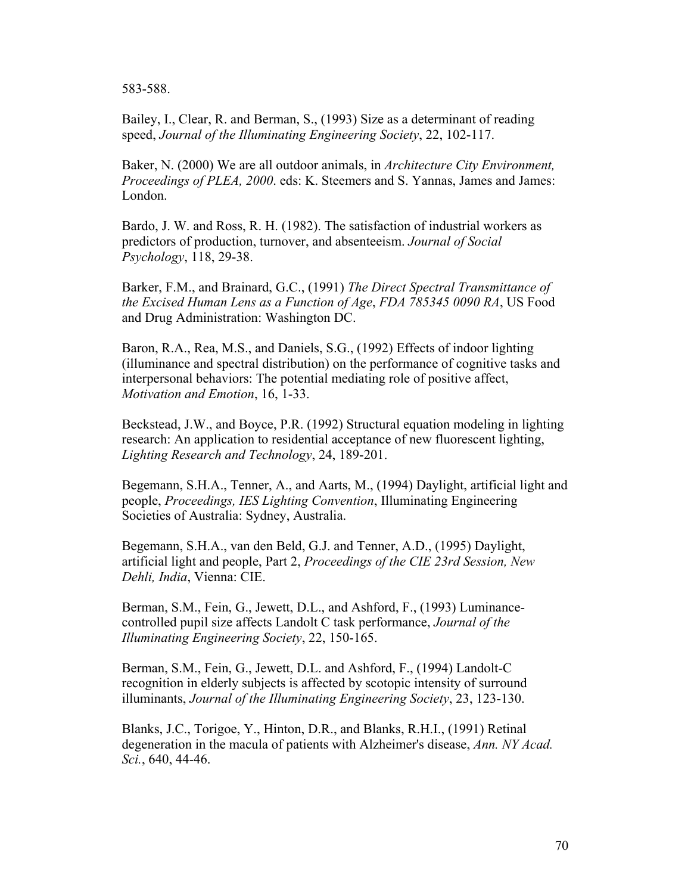583-588.

Bailey, I., Clear, R. and Berman, S., (1993) Size as a determinant of reading speed, *Journal of the Illuminating Engineering Society*, 22, 102-117.

Baker, N. (2000) We are all outdoor animals, in *Architecture City Environment, Proceedings of PLEA, 2000*. eds: K. Steemers and S. Yannas, James and James: London.

Bardo, J. W. and Ross, R. H. (1982). The satisfaction of industrial workers as predictors of production, turnover, and absenteeism. *Journal of Social Psychology*, 118, 29-38.

Barker, F.M., and Brainard, G.C., (1991) *The Direct Spectral Transmittance of the Excised Human Lens as a Function of Age*, *FDA 785345 0090 RA*, US Food and Drug Administration: Washington DC.

Baron, R.A., Rea, M.S., and Daniels, S.G., (1992) Effects of indoor lighting (illuminance and spectral distribution) on the performance of cognitive tasks and interpersonal behaviors: The potential mediating role of positive affect, *Motivation and Emotion*, 16, 1-33.

Beckstead, J.W., and Boyce, P.R. (1992) Structural equation modeling in lighting research: An application to residential acceptance of new fluorescent lighting, *Lighting Research and Technology*, 24, 189-201.

Begemann, S.H.A., Tenner, A., and Aarts, M., (1994) Daylight, artificial light and people, *Proceedings, IES Lighting Convention*, Illuminating Engineering Societies of Australia: Sydney, Australia.

Begemann, S.H.A., van den Beld, G.J. and Tenner, A.D., (1995) Daylight, artificial light and people, Part 2, *Proceedings of the CIE 23rd Session, New Dehli, India*, Vienna: CIE.

Berman, S.M., Fein, G., Jewett, D.L., and Ashford, F., (1993) Luminance-controlled pupil size affects Landolt C task performance, *Journal of the Illuminating Engineering Society*, 22, 150-165.

Berman, S.M., Fein, G., Jewett, D.L. and Ashford, F., (1994) Landolt-C recognition in elderly subjects is affected by scotopic intensity of surround illuminants, *Journal of the Illuminating Engineering Society*, 23, 123-130.

Blanks, J.C., Torigoe, Y., Hinton, D.R., and Blanks, R.H.I., (1991) Retinal degeneration in the macula of patients with Alzheimer's disease, *Ann. NY Acad. Sci.*, 640, 44-46.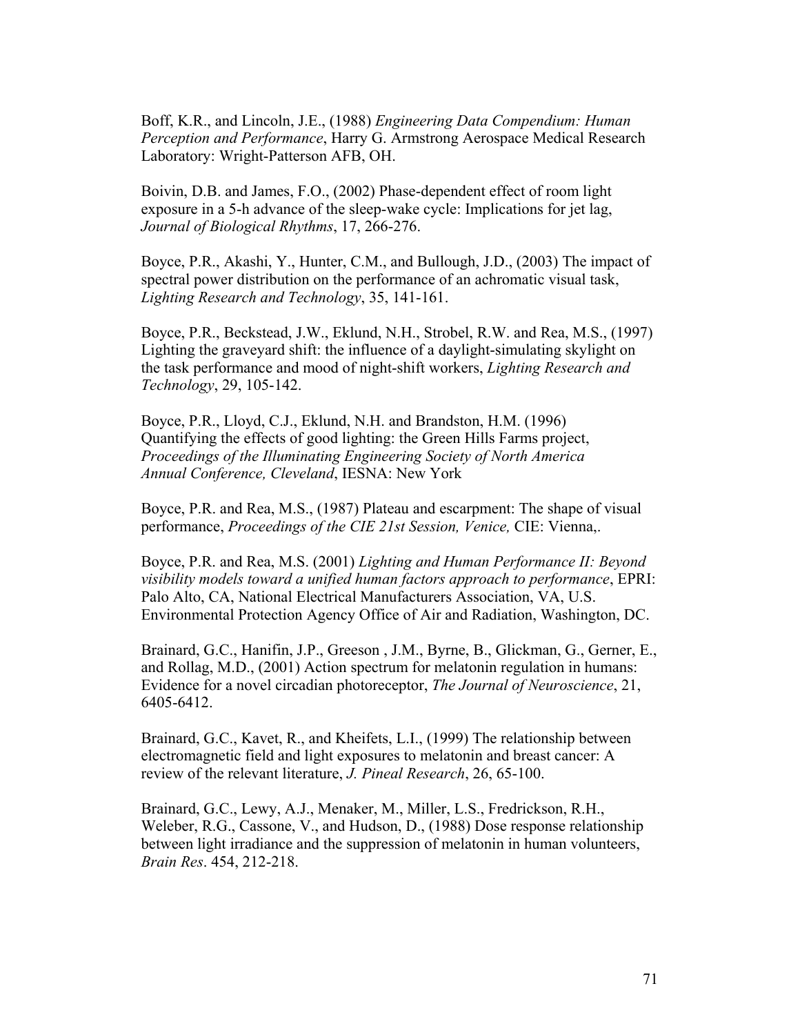Boff, K.R., and Lincoln, J.E., (1988) *Engineering Data Compendium: Human Perception and Performance*, Harry G. Armstrong Aerospace Medical Research Laboratory: Wright-Patterson AFB, OH.

Boivin, D.B. and James, F.O., (2002) Phase-dependent effect of room light exposure in a 5-h advance of the sleep-wake cycle: Implications for jet lag, *Journal of Biological Rhythms*, 17, 266-276.

Boyce, P.R., Akashi, Y., Hunter, C.M., and Bullough, J.D., (2003) The impact of spectral power distribution on the performance of an achromatic visual task, *Lighting Research and Technology*, 35, 141-161.

Boyce, P.R., Beckstead, J.W., Eklund, N.H., Strobel, R.W. and Rea, M.S., (1997) Lighting the graveyard shift: the influence of a daylight-simulating skylight on the task performance and mood of night-shift workers, *Lighting Research and Technology*, 29, 105-142.

Boyce, P.R., Lloyd, C.J., Eklund, N.H. and Brandston, H.M. (1996) Quantifying the effects of good lighting: the Green Hills Farms project, *Proceedings of the Illuminating Engineering Society of North America Annual Conference, Cleveland*, IESNA: New York

Boyce, P.R. and Rea, M.S., (1987) Plateau and escarpment: The shape of visual performance, *Proceedings of the CIE 21st Session, Venice,* CIE: Vienna,.

Boyce, P.R. and Rea, M.S. (2001) *Lighting and Human Performance II: Beyond visibility models toward a unified human factors approach to performance*, EPRI: Palo Alto, CA, National Electrical Manufacturers Association, VA, U.S. Environmental Protection Agency Office of Air and Radiation, Washington, DC.

Brainard, G.C., Hanifin, J.P., Greeson , J.M., Byrne, B., Glickman, G., Gerner, E., and Rollag, M.D., (2001) Action spectrum for melatonin regulation in humans: Evidence for a novel circadian photoreceptor, *The Journal of Neuroscience*, 21, 6405-6412.

Brainard, G.C., Kavet, R., and Kheifets, L.I., (1999) The relationship between electromagnetic field and light exposures to melatonin and breast cancer: A review of the relevant literature, *J. Pineal Research*, 26, 65-100.

Brainard, G.C., Lewy, A.J., Menaker, M., Miller, L.S., Fredrickson, R.H., Weleber, R.G., Cassone, V., and Hudson, D., (1988) Dose response relationship between light irradiance and the suppression of melatonin in human volunteers, *Brain Res*. 454, 212-218.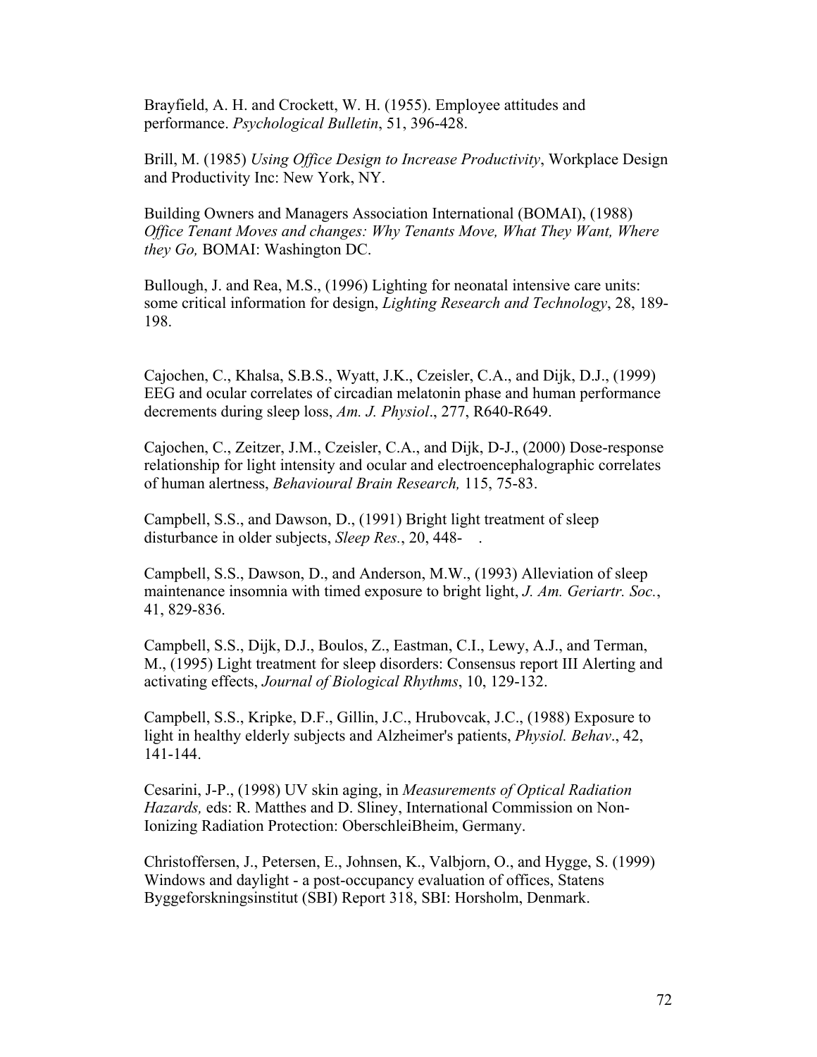Brayfield, A. H. and Crockett, W. H. (1955). Employee attitudes and performance. *Psychological Bulletin*, 51, 396-428.

Brill, M. (1985) *Using Office Design to Increase Productivity*, Workplace Design and Productivity Inc: New York, NY.

Building Owners and Managers Association International (BOMAI), (1988) *Office Tenant Moves and changes: Why Tenants Move, What They Want, Where they Go,* BOMAI: Washington DC.

Bullough, J. and Rea, M.S., (1996) Lighting for neonatal intensive care units: some critical information for design, *Lighting Research and Technology*, 28, 189-198.

Cajochen, C., Khalsa, S.B.S., Wyatt, J.K., Czeisler, C.A., and Dijk, D.J., (1999) EEG and ocular correlates of circadian melatonin phase and human performance decrements during sleep loss, *Am. J. Physiol*., 277, R640-R649.

Cajochen, C., Zeitzer, J.M., Czeisler, C.A., and Dijk, D-J., (2000) Dose-response relationship for light intensity and ocular and electroencephalographic correlates of human alertness, *Behavioural Brain Research,* 115, 75-83.

Campbell, S.S., and Dawson, D., (1991) Bright light treatment of sleep disturbance in older subjects, *Sleep Res.*, 20, 448- .

Campbell, S.S., Dawson, D., and Anderson, M.W., (1993) Alleviation of sleep maintenance insomnia with timed exposure to bright light, *J. Am. Geriartr. Soc.*, 41, 829-836.

Campbell, S.S., Dijk, D.J., Boulos, Z., Eastman, C.I., Lewy, A.J., and Terman, M., (1995) Light treatment for sleep disorders: Consensus report III Alerting and activating effects, *Journal of Biological Rhythms*, 10, 129-132.

Campbell, S.S., Kripke, D.F., Gillin, J.C., Hrubovcak, J.C., (1988) Exposure to light in healthy elderly subjects and Alzheimer's patients, *Physiol. Behav*., 42, 141-144.

Cesarini, J-P., (1998) UV skin aging, in *Measurements of Optical Radiation Hazards,* eds: R. Matthes and D. Sliney, International Commission on Non-Ionizing Radiation Protection: OberschleiBheim, Germany.

Christoffersen, J., Petersen, E., Johnsen, K., Valbjorn, O., and Hygge, S. (1999) Windows and daylight - a post-occupancy evaluation of offices, Statens Byggeforskningsinstitut (SBI) Report 318, SBI: Horsholm, Denmark.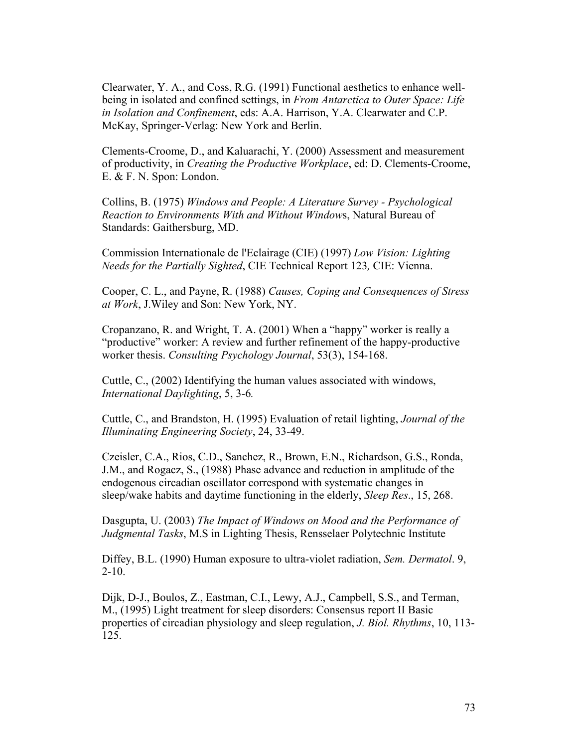Clearwater, Y. A., and Coss, R.G. (1991) Functional aesthetics to enhance well-being in isolated and confined settings, in *From Antarctica to Outer Space: Life in Isolation and Confinement*, eds: A.A. Harrison, Y.A. Clearwater and C.P. McKay, Springer-Verlag: New York and Berlin.

Clements-Croome, D., and Kaluarachi, Y. (2000) Assessment and measurement of productivity, in *Creating the Productive Workplace*, ed: D. Clements-Croome, E. & F. N. Spon: London.

Collins, B. (1975) *Windows and People: A Literature Survey - Psychological Reaction to Environments With and Without Windows*, Natural Bureau of Standards: Gaithersburg, MD.

Commission Internationale de l'Eclairage (CIE) (1997) *Low Vision: Lighting Needs for the Partially Sighted*, CIE Technical Report 123*,* CIE: Vienna.

Cooper, C. L., and Payne, R. (1988) *Causes, Coping and Consequences of Stress at Work*, J.Wiley and Son: New York, NY.

Cropanzano, R. and Wright, T. A. (2001) When a "happy" worker is really a "productive" worker: A review and further refinement of the happy-productive worker thesis. *Consulting Psychology Journal*, 53(3), 154-168.

Cuttle, C., (2002) Identifying the human values associated with windows, *International Daylighting*, 5, 3-6*.*

Cuttle, C., and Brandston, H. (1995) Evaluation of retail lighting, *Journal of the Illuminating Engineering Society*, 24, 33-49.

Czeisler, C.A., Rios, C.D., Sanchez, R., Brown, E.N., Richardson, G.S., Ronda, J.M., and Rogacz, S., (1988) Phase advance and reduction in amplitude of the endogenous circadian oscillator correspond with systematic changes in sleep/wake habits and daytime functioning in the elderly, *Sleep Res*., 15, 268.

Dasgupta, U. (2003) *The Impact of Windows on Mood and the Performance of Judgmental Tasks*, M.S in Lighting Thesis, Rensselaer Polytechnic Institute

Diffey, B.L. (1990) Human exposure to ultra-violet radiation, *Sem. Dermatol*. 9, 2-10.

Dijk, D-J., Boulos, Z., Eastman, C.I., Lewy, A.J., Campbell, S.S., and Terman, M., (1995) Light treatment for sleep disorders: Consensus report II Basic properties of circadian physiology and sleep regulation, *J. Biol. Rhythms*, 10, 113-125.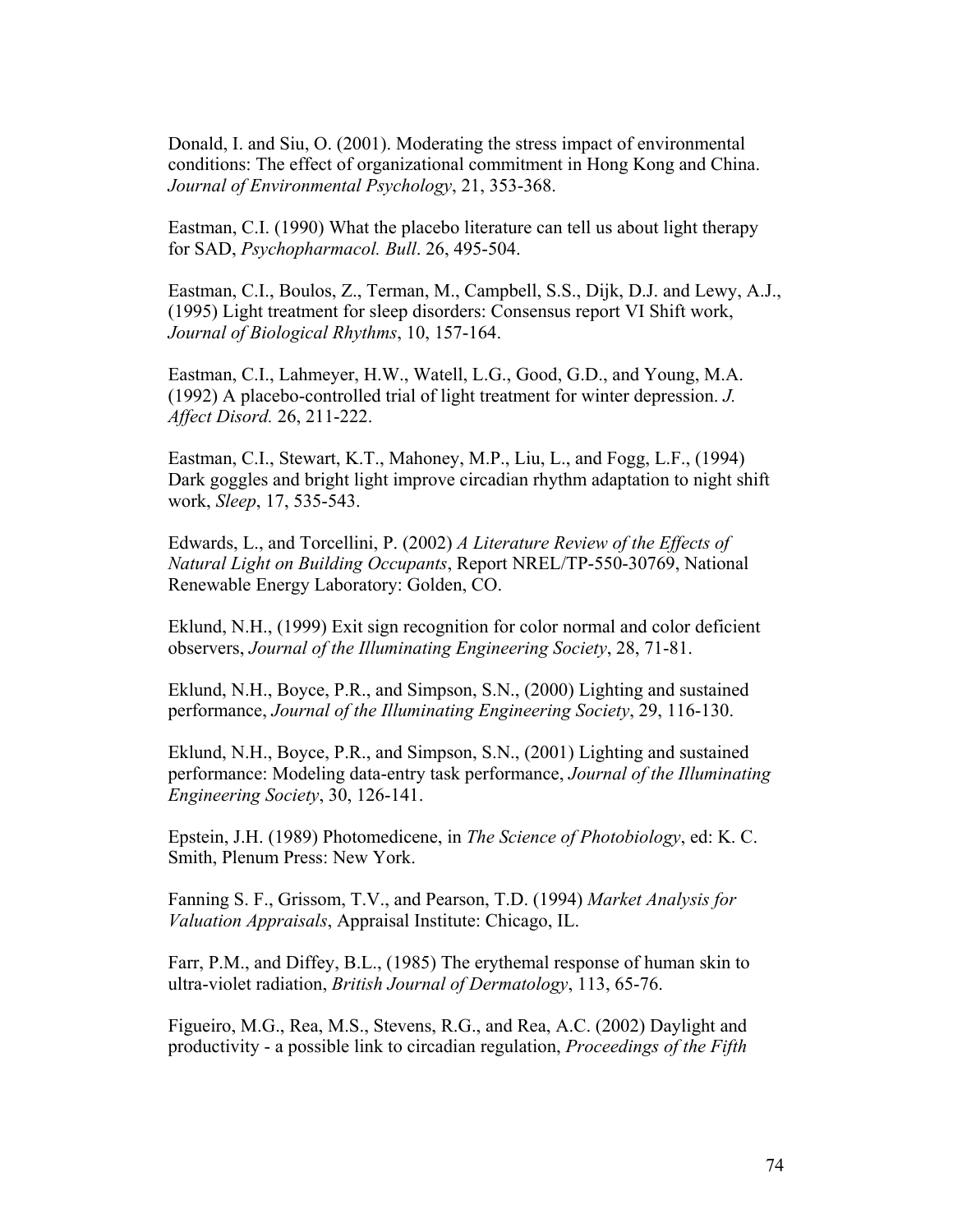Donald, I. and Siu, O. (2001). Moderating the stress impact of environmental conditions: The effect of organizational commitment in Hong Kong and China. *Journal of Environmental Psychology*, 21, 353-368.

Eastman, C.I. (1990) What the placebo literature can tell us about light therapy for SAD, *Psychopharmacol. Bull*. 26, 495-504.

Eastman, C.I., Boulos, Z., Terman, M., Campbell, S.S., Dijk, D.J. and Lewy, A.J., (1995) Light treatment for sleep disorders: Consensus report VI Shift work, *Journal of Biological Rhythms*, 10, 157-164.

Eastman, C.I., Lahmeyer, H.W., Watell, L.G., Good, G.D., and Young, M.A. (1992) A placebo-controlled trial of light treatment for winter depression. *J. Affect Disord.* 26, 211-222.

Eastman, C.I., Stewart, K.T., Mahoney, M.P., Liu, L., and Fogg, L.F., (1994) Dark goggles and bright light improve circadian rhythm adaptation to night shift work, *Sleep*, 17, 535-543.

Edwards, L., and Torcellini, P. (2002) *A Literature Review of the Effects of Natural Light on Building Occupants*, Report NREL/TP-550-30769, National Renewable Energy Laboratory: Golden, CO.

Eklund, N.H., (1999) Exit sign recognition for color normal and color deficient observers, *Journal of the Illuminating Engineering Society*, 28, 71-81.

Eklund, N.H., Boyce, P.R., and Simpson, S.N., (2000) Lighting and sustained performance, *Journal of the Illuminating Engineering Society*, 29, 116-130.

Eklund, N.H., Boyce, P.R., and Simpson, S.N., (2001) Lighting and sustained performance: Modeling data-entry task performance, *Journal of the Illuminating Engineering Society*, 30, 126-141.

Epstein, J.H. (1989) Photomedicene, in *The Science of Photobiology*, ed: K. C. Smith, Plenum Press: New York.

Fanning S. F., Grissom, T.V., and Pearson, T.D. (1994) *Market Analysis for Valuation Appraisals*, Appraisal Institute: Chicago, IL.

Farr, P.M., and Diffey, B.L., (1985) The erythemal response of human skin to ultra-violet radiation, *British Journal of Dermatology*, 113, 65-76.

Figueiro, M.G., Rea, M.S., Stevens, R.G., and Rea, A.C. (2002) Daylight and productivity - a possible link to circadian regulation, *Proceedings of the Fifth*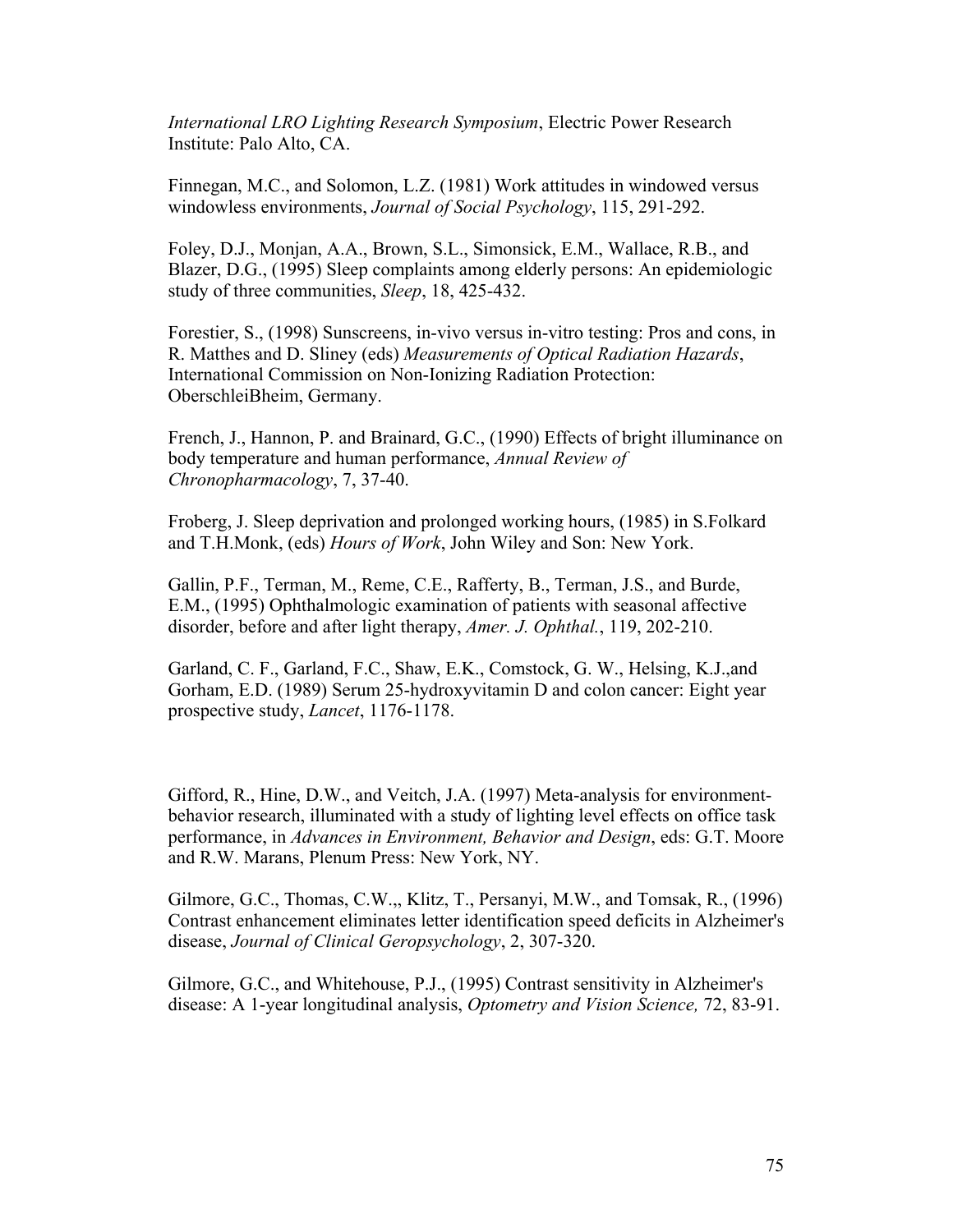*International LRO Lighting Research Symposium*, Electric Power Research Institute: Palo Alto, CA.

Finnegan, M.C., and Solomon, L.Z. (1981) Work attitudes in windowed versus windowless environments, *Journal of Social Psychology*, 115, 291-292.

Foley, D.J., Monjan, A.A., Brown, S.L., Simonsick, E.M., Wallace, R.B., and Blazer, D.G., (1995) Sleep complaints among elderly persons: An epidemiologic study of three communities, *Sleep*, 18, 425-432.

Forestier, S., (1998) Sunscreens, in-vivo versus in-vitro testing: Pros and cons, in R. Matthes and D. Sliney (eds) *Measurements of Optical Radiation Hazards*, International Commission on Non-Ionizing Radiation Protection: OberschleiBheim, Germany.

French, J., Hannon, P. and Brainard, G.C., (1990) Effects of bright illuminance on body temperature and human performance, *Annual Review of Chronopharmacology*, 7, 37-40.

Froberg, J. Sleep deprivation and prolonged working hours, (1985) in S.Folkard and T.H.Monk, (eds) *Hours of Work*, John Wiley and Son: New York.

Gallin, P.F., Terman, M., Reme, C.E., Rafferty, B., Terman, J.S., and Burde, E.M., (1995) Ophthalmologic examination of patients with seasonal affective disorder, before and after light therapy, *Amer. J. Ophthal.*, 119, 202-210.

Garland, C. F., Garland, F.C., Shaw, E.K., Comstock, G. W., Helsing, K.J.,and Gorham, E.D. (1989) Serum 25-hydroxyvitamin D and colon cancer: Eight year prospective study, *Lancet*, 1176-1178.

Gifford, R., Hine, D.W., and Veitch, J.A. (1997) Meta-analysis for environment-behavior research, illuminated with a study of lighting level effects on office task performance, in *Advances in Environment, Behavior and Design*, eds: G.T. Moore and R.W. Marans, Plenum Press: New York, NY.

Gilmore, G.C., Thomas, C.W.,, Klitz, T., Persanyi, M.W., and Tomsak, R., (1996) Contrast enhancement eliminates letter identification speed deficits in Alzheimer's disease, *Journal of Clinical Geropsychology*, 2, 307-320.

Gilmore, G.C., and Whitehouse, P.J., (1995) Contrast sensitivity in Alzheimer's disease: A 1-year longitudinal analysis, *Optometry and Vision Science,* 72, 83-91.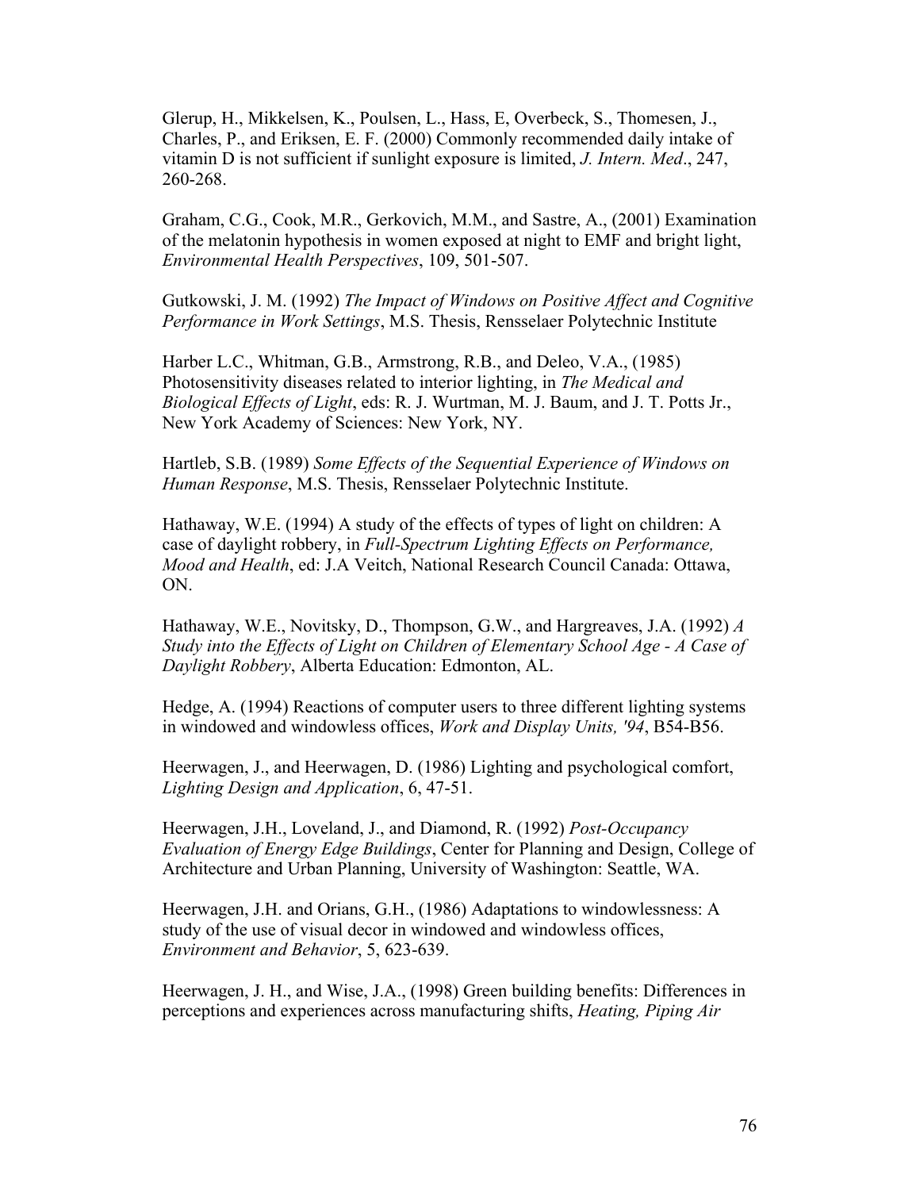Glerup, H., Mikkelsen, K., Poulsen, L., Hass, E, Overbeck, S., Thomesen, J., Charles, P., and Eriksen, E. F. (2000) Commonly recommended daily intake of vitamin D is not sufficient if sunlight exposure is limited, *J. Intern. Med*., 247, 260-268.

Graham, C.G., Cook, M.R., Gerkovich, M.M., and Sastre, A., (2001) Examination of the melatonin hypothesis in women exposed at night to EMF and bright light, *Environmental Health Perspectives*, 109, 501-507.

Gutkowski, J. M. (1992) *The Impact of Windows on Positive Affect and Cognitive Performance in Work Settings*, M.S. Thesis, Rensselaer Polytechnic Institute

Harber L.C., Whitman, G.B., Armstrong, R.B., and Deleo, V.A., (1985) Photosensitivity diseases related to interior lighting, in *The Medical and Biological Effects of Light*, eds: R. J. Wurtman, M. J. Baum, and J. T. Potts Jr., New York Academy of Sciences: New York, NY.

Hartleb, S.B. (1989) *Some Effects of the Sequential Experience of Windows on Human Response*, M.S. Thesis, Rensselaer Polytechnic Institute.

Hathaway, W.E. (1994) A study of the effects of types of light on children: A case of daylight robbery, in *Full-Spectrum Lighting Effects on Performance, Mood and Health*, ed: J.A Veitch, National Research Council Canada: Ottawa, ON.

Hathaway, W.E., Novitsky, D., Thompson, G.W., and Hargreaves, J.A. (1992) *A Study into the Effects of Light on Children of Elementary School Age - A Case of Daylight Robbery*, Alberta Education: Edmonton, AL.

Hedge, A. (1994) Reactions of computer users to three different lighting systems in windowed and windowless offices, *Work and Display Units, '94*, B54-B56.

Heerwagen, J., and Heerwagen, D. (1986) Lighting and psychological comfort, *Lighting Design and Application*, 6, 47-51.

Heerwagen, J.H., Loveland, J., and Diamond, R. (1992) *Post-Occupancy Evaluation of Energy Edge Buildings*, Center for Planning and Design, College of Architecture and Urban Planning, University of Washington: Seattle, WA.

Heerwagen, J.H. and Orians, G.H., (1986) Adaptations to windowlessness: A study of the use of visual decor in windowed and windowless offices, *Environment and Behavior*, 5, 623-639.

Heerwagen, J. H., and Wise, J.A., (1998) Green building benefits: Differences in perceptions and experiences across manufacturing shifts, *Heating, Piping Air*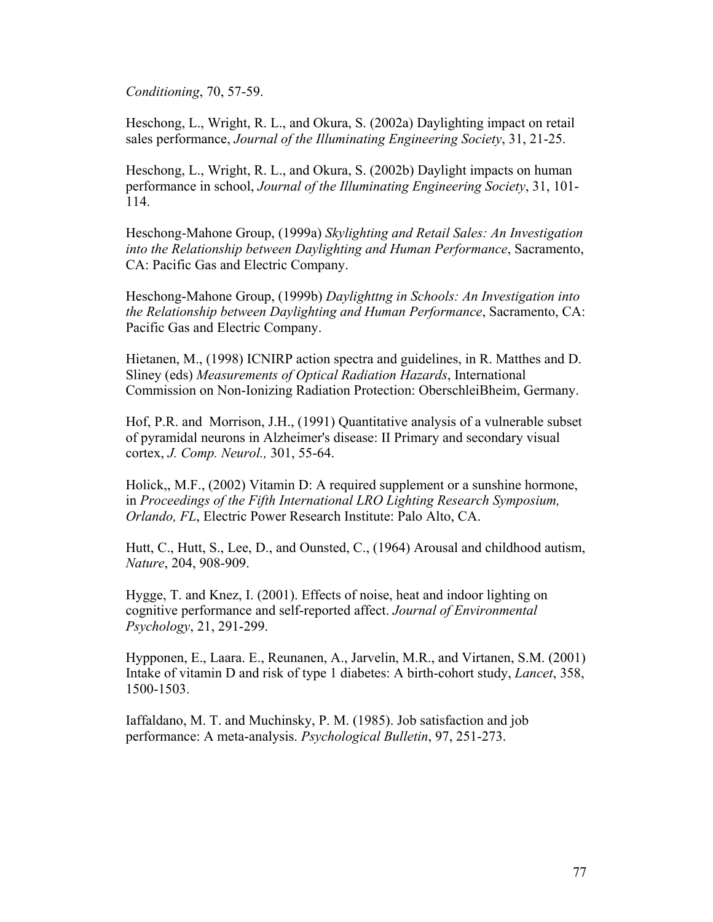*Conditioning*, 70, 57-59.

Heschong, L., Wright, R. L., and Okura, S. (2002a) Daylighting impact on retail sales performance, *Journal of the Illuminating Engineering Society*, 31, 21-25.

Heschong, L., Wright, R. L., and Okura, S. (2002b) Daylight impacts on human performance in school, *Journal of the Illuminating Engineering Society*, 31, 101-114.

Heschong-Mahone Group, (1999a) *Skylighting and Retail Sales: An Investigation into the Relationship between Daylighting and Human Performance*, Sacramento, CA: Pacific Gas and Electric Company.

Heschong-Mahone Group, (1999b) *Daylighttng in Schools: An Investigation into the Relationship between Daylighting and Human Performance*, Sacramento, CA: Pacific Gas and Electric Company.

Hietanen, M., (1998) ICNIRP action spectra and guidelines, in R. Matthes and D. Sliney (eds) *Measurements of Optical Radiation Hazards*, International Commission on Non-Ionizing Radiation Protection: OberschleiBheim, Germany.

Hof, P.R. and Morrison, J.H., (1991) Quantitative analysis of a vulnerable subset of pyramidal neurons in Alzheimer's disease: II Primary and secondary visual cortex, *J. Comp. Neurol.,* 301, 55-64.

Holick,, M.F., (2002) Vitamin D: A required supplement or a sunshine hormone, in *Proceedings of the Fifth International LRO Lighting Research Symposium, Orlando, FL*, Electric Power Research Institute: Palo Alto, CA.

Hutt, C., Hutt, S., Lee, D., and Ounsted, C., (1964) Arousal and childhood autism, *Nature*, 204, 908-909.

Hygge, T. and Knez, I. (2001). Effects of noise, heat and indoor lighting on cognitive performance and self-reported affect. *Journal of Environmental Psychology*, 21, 291-299.

Hypponen, E., Laara. E., Reunanen, A., Jarvelin, M.R., and Virtanen, S.M. (2001) Intake of vitamin D and risk of type 1 diabetes: A birth-cohort study, *Lancet*, 358, 1500-1503.

Iaffaldano, M. T. and Muchinsky, P. M. (1985). Job satisfaction and job performance: A meta-analysis. *Psychological Bulletin*, 97, 251-273.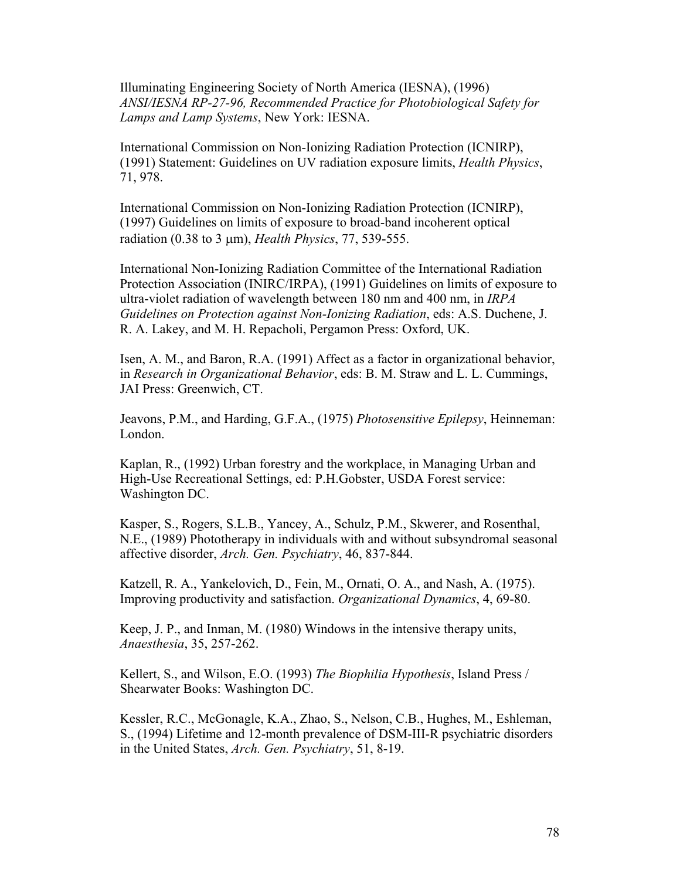Illuminating Engineering Society of North America (IESNA), (1996) *ANSI/IESNA RP-27-96, Recommended Practice for Photobiological Safety for Lamps and Lamp Systems*, New York: IESNA.

International Commission on Non-Ionizing Radiation Protection (ICNIRP), (1991) Statement: Guidelines on UV radiation exposure limits, *Health Physics*, 71, 978.

International Commission on Non-Ionizing Radiation Protection (ICNIRP), (1997) Guidelines on limits of exposure to broad-band incoherent optical radiation (0.38 to 3 μm), *Health Physics*, 77, 539-555.

International Non-Ionizing Radiation Committee of the International Radiation Protection Association (INIRC/IRPA), (1991) Guidelines on limits of exposure to ultra-violet radiation of wavelength between 180 nm and 400 nm, in *IRPA Guidelines on Protection against Non-Ionizing Radiation*, eds: A.S. Duchene, J. R. A. Lakey, and M. H. Repacholi, Pergamon Press: Oxford, UK.

Isen, A. M., and Baron, R.A. (1991) Affect as a factor in organizational behavior, in *Research in Organizational Behavior*, eds: B. M. Straw and L. L. Cummings, JAI Press: Greenwich, CT.

Jeavons, P.M., and Harding, G.F.A., (1975) *Photosensitive Epilepsy*, Heinneman: London.

Kaplan, R., (1992) Urban forestry and the workplace, in Managing Urban and High-Use Recreational Settings, ed: P.H.Gobster, USDA Forest service: Washington DC.

Kasper, S., Rogers, S.L.B., Yancey, A., Schulz, P.M., Skwerer, and Rosenthal, N.E., (1989) Phototherapy in individuals with and without subsyndromal seasonal affective disorder, *Arch. Gen. Psychiatry*, 46, 837-844.

Katzell, R. A., Yankelovich, D., Fein, M., Ornati, O. A., and Nash, A. (1975). Improving productivity and satisfaction. *Organizational Dynamics*, 4, 69-80.

Keep, J. P., and Inman, M. (1980) Windows in the intensive therapy units, *Anaesthesia*, 35, 257-262.

Kellert, S., and Wilson, E.O. (1993) *The Biophilia Hypothesis*, Island Press / Shearwater Books: Washington DC.

Kessler, R.C., McGonagle, K.A., Zhao, S., Nelson, C.B., Hughes, M., Eshleman, S., (1994) Lifetime and 12-month prevalence of DSM-III-R psychiatric disorders in the United States, *Arch. Gen. Psychiatry*, 51, 8-19.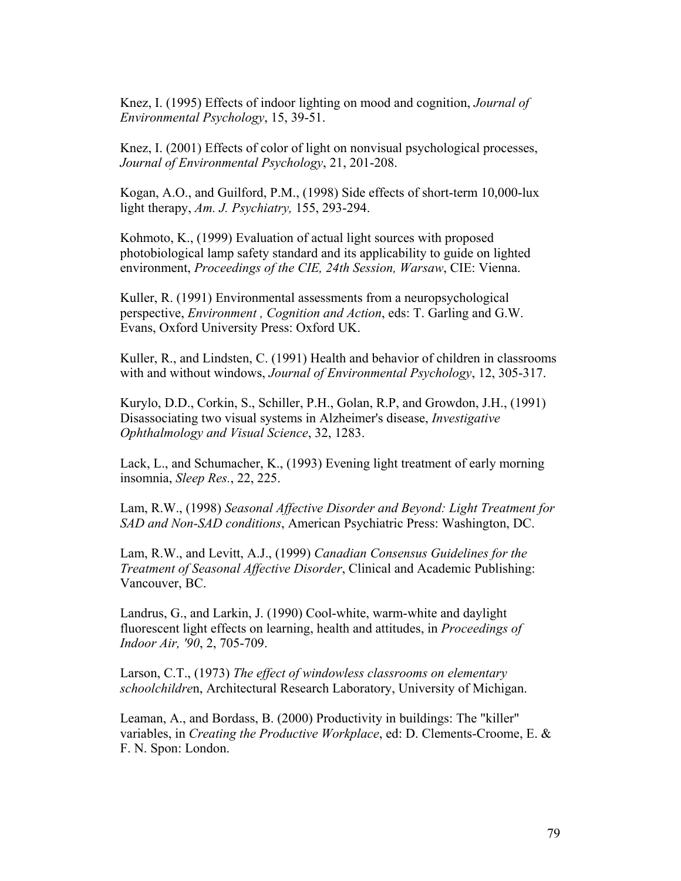Knez, I. (1995) Effects of indoor lighting on mood and cognition, *Journal of Environmental Psychology*, 15, 39-51.

Knez, I. (2001) Effects of color of light on nonvisual psychological processes, *Journal of Environmental Psychology*, 21, 201-208.

Kogan, A.O., and Guilford, P.M., (1998) Side effects of short-term 10,000-lux light therapy, *Am. J. Psychiatry,* 155, 293-294.

Kohmoto, K., (1999) Evaluation of actual light sources with proposed photobiological lamp safety standard and its applicability to guide on lighted environment, *Proceedings of the CIE, 24th Session, Warsaw*, CIE: Vienna.

Kuller, R. (1991) Environmental assessments from a neuropsychological perspective, *Environment , Cognition and Action*, eds: T. Garling and G.W. Evans, Oxford University Press: Oxford UK.

Kuller, R., and Lindsten, C. (1991) Health and behavior of children in classrooms with and without windows, *Journal of Environmental Psychology*, 12, 305-317.

Kurylo, D.D., Corkin, S., Schiller, P.H., Golan, R.P, and Growdon, J.H., (1991) Disassociating two visual systems in Alzheimer's disease, *Investigative Ophthalmology and Visual Science*, 32, 1283.

Lack, L., and Schumacher, K., (1993) Evening light treatment of early morning insomnia, *Sleep Res.*, 22, 225.

Lam, R.W., (1998) *Seasonal Affective Disorder and Beyond: Light Treatment for SAD and Non-SAD conditions*, American Psychiatric Press: Washington, DC.

Lam, R.W., and Levitt, A.J., (1999) *Canadian Consensus Guidelines for the Treatment of Seasonal Affective Disorder*, Clinical and Academic Publishing: Vancouver, BC.

Landrus, G., and Larkin, J. (1990) Cool-white, warm-white and daylight fluorescent light effects on learning, health and attitudes, in *Proceedings of Indoor Air, '90*, 2, 705-709.

Larson, C.T., (1973) *The effect of windowless classrooms on elementary schoolchildre*n, Architectural Research Laboratory, University of Michigan.

Leaman, A., and Bordass, B. (2000) Productivity in buildings: The "killer" variables, in *Creating the Productive Workplace*, ed: D. Clements-Croome, E. & F. N. Spon: London.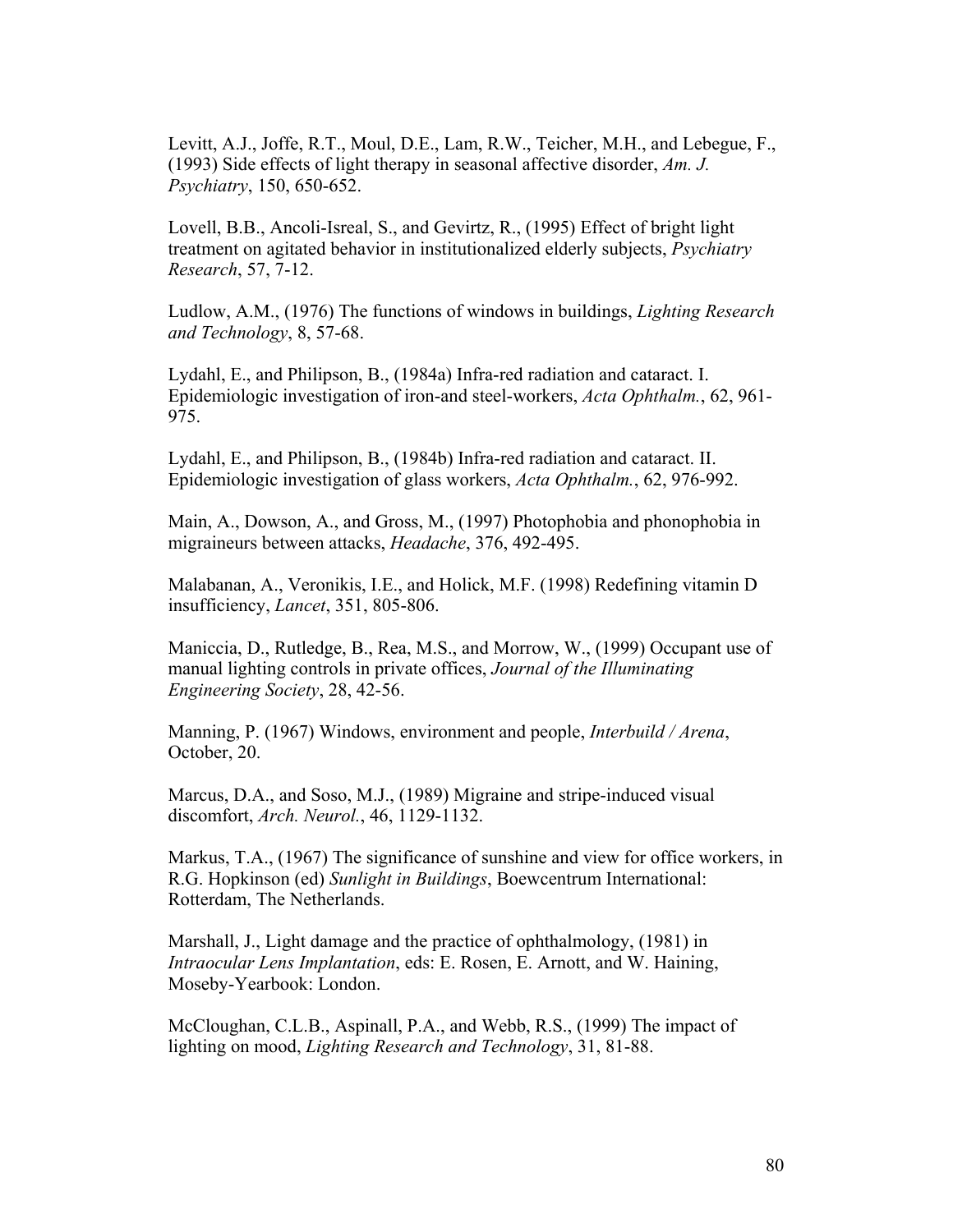Levitt, A.J., Joffe, R.T., Moul, D.E., Lam, R.W., Teicher, M.H., and Lebegue, F., (1993) Side effects of light therapy in seasonal affective disorder, *Am. J. Psychiatry*, 150, 650-652.

Lovell, B.B., Ancoli-Isreal, S., and Gevirtz, R., (1995) Effect of bright light treatment on agitated behavior in institutionalized elderly subjects, *Psychiatry Research*, 57, 7-12.

Ludlow, A.M., (1976) The functions of windows in buildings, *Lighting Research and Technology*, 8, 57-68.

Lydahl, E., and Philipson, B., (1984a) Infra-red radiation and cataract. I. Epidemiologic investigation of iron-and steel-workers, *Acta Ophthalm.*, 62, 961-975.

Lydahl, E., and Philipson, B., (1984b) Infra-red radiation and cataract. II. Epidemiologic investigation of glass workers, *Acta Ophthalm.*, 62, 976-992.

Main, A., Dowson, A., and Gross, M., (1997) Photophobia and phonophobia in migraineurs between attacks, *Headache*, 376, 492-495.

Malabanan, A., Veronikis, I.E., and Holick, M.F. (1998) Redefining vitamin D insufficiency, *Lancet*, 351, 805-806.

Maniccia, D., Rutledge, B., Rea, M.S., and Morrow, W., (1999) Occupant use of manual lighting controls in private offices, *Journal of the Illuminating Engineering Society*, 28, 42-56.

Manning, P. (1967) Windows, environment and people, *Interbuild / Arena*, October, 20.

Marcus, D.A., and Soso, M.J., (1989) Migraine and stripe-induced visual discomfort, *Arch. Neurol.*, 46, 1129-1132.

Markus, T.A., (1967) The significance of sunshine and view for office workers, in R.G. Hopkinson (ed) *Sunlight in Buildings*, Boewcentrum International: Rotterdam, The Netherlands.

Marshall, J., Light damage and the practice of ophthalmology, (1981) in *Intraocular Lens Implantation*, eds: E. Rosen, E. Arnott, and W. Haining, Moseby-Yearbook: London.

McCloughan, C.L.B., Aspinall, P.A., and Webb, R.S., (1999) The impact of lighting on mood, *Lighting Research and Technology*, 31, 81-88.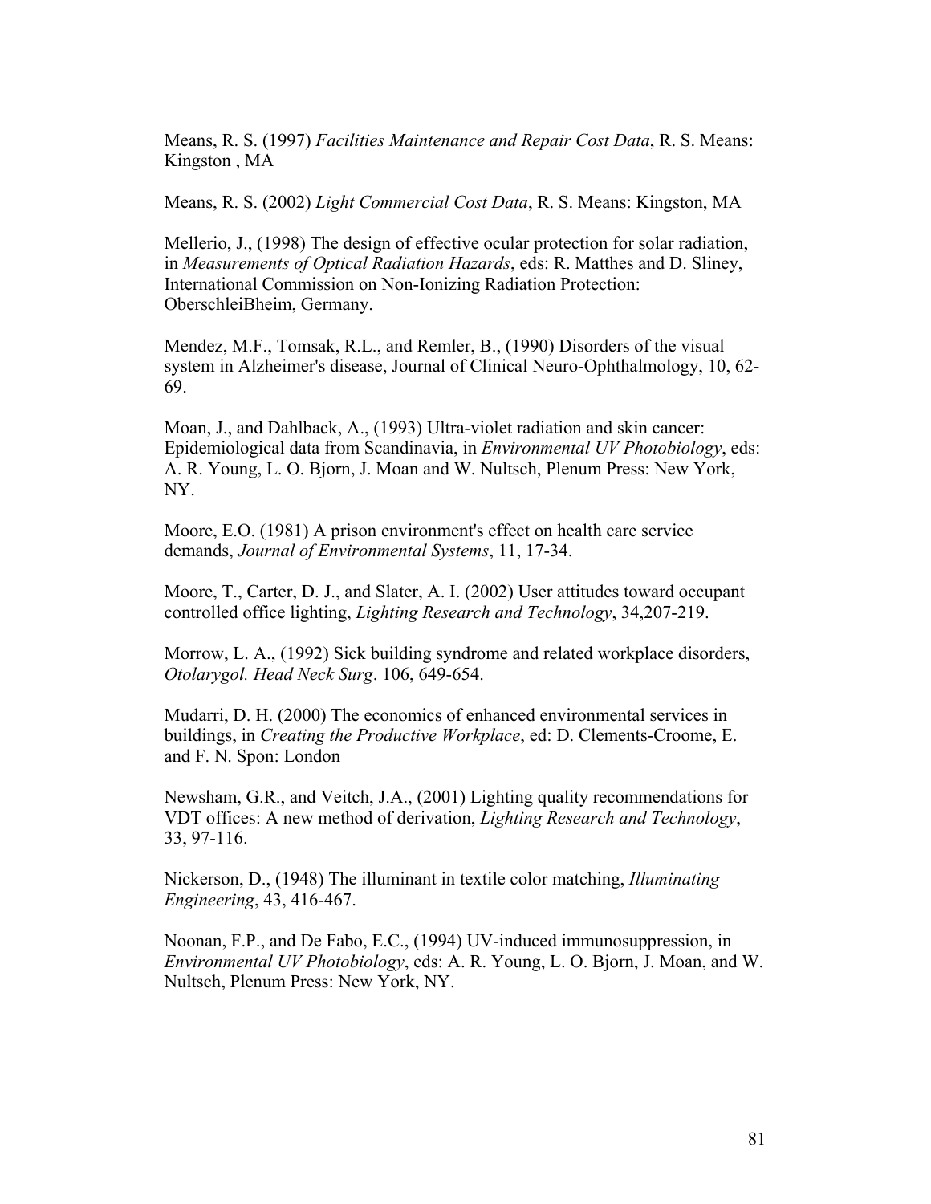Means, R. S. (1997) *Facilities Maintenance and Repair Cost Data*, R. S. Means: Kingston , MA

Means, R. S. (2002) *Light Commercial Cost Data*, R. S. Means: Kingston, MA

Mellerio, J., (1998) The design of effective ocular protection for solar radiation, in *Measurements of Optical Radiation Hazards*, eds: R. Matthes and D. Sliney, International Commission on Non-Ionizing Radiation Protection: OberschleiBheim, Germany.

Mendez, M.F., Tomsak, R.L., and Remler, B., (1990) Disorders of the visual system in Alzheimer's disease, Journal of Clinical Neuro-Ophthalmology, 10, 62-69.

Moan, J., and Dahlback, A., (1993) Ultra-violet radiation and skin cancer: Epidemiological data from Scandinavia, in *Environmental UV Photobiology*, eds: A. R. Young, L. O. Bjorn, J. Moan and W. Nultsch, Plenum Press: New York, NY.

Moore, E.O. (1981) A prison environment's effect on health care service demands, *Journal of Environmental Systems*, 11, 17-34.

Moore, T., Carter, D. J., and Slater, A. I. (2002) User attitudes toward occupant controlled office lighting, *Lighting Research and Technology*, 34,207-219.

Morrow, L. A., (1992) Sick building syndrome and related workplace disorders, *Otolarygol. Head Neck Surg*. 106, 649-654.

Mudarri, D. H. (2000) The economics of enhanced environmental services in buildings, in *Creating the Productive Workplace*, ed: D. Clements-Croome, E. and F. N. Spon: London

Newsham, G.R., and Veitch, J.A., (2001) Lighting quality recommendations for VDT offices: A new method of derivation, *Lighting Research and Technology*, 33, 97-116.

Nickerson, D., (1948) The illuminant in textile color matching, *Illuminating Engineering*, 43, 416-467.

Noonan, F.P., and De Fabo, E.C., (1994) UV-induced immunosuppression, in *Environmental UV Photobiology*, eds: A. R. Young, L. O. Bjorn, J. Moan, and W. Nultsch, Plenum Press: New York, NY.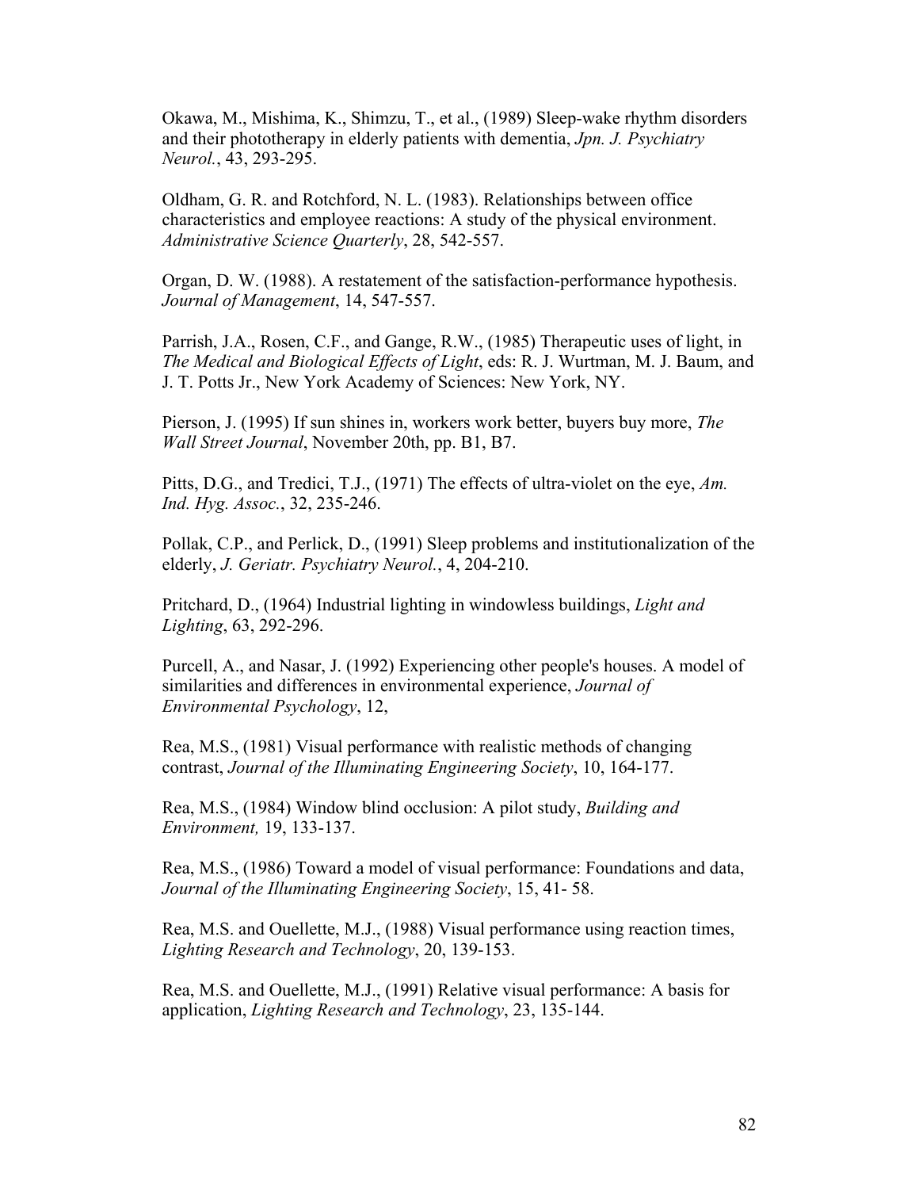Okawa, M., Mishima, K., Shimzu, T., et al., (1989) Sleep-wake rhythm disorders and their phototherapy in elderly patients with dementia, *Jpn. J. Psychiatry Neurol.*, 43, 293-295.

Oldham, G. R. and Rotchford, N. L. (1983). Relationships between office characteristics and employee reactions: A study of the physical environment. *Administrative Science Quarterly*, 28, 542-557.

Organ, D. W. (1988). A restatement of the satisfaction-performance hypothesis. *Journal of Management*, 14, 547-557.

Parrish, J.A., Rosen, C.F., and Gange, R.W., (1985) Therapeutic uses of light, in *The Medical and Biological Effects of Light*, eds: R. J. Wurtman, M. J. Baum, and J. T. Potts Jr., New York Academy of Sciences: New York, NY.

Pierson, J. (1995) If sun shines in, workers work better, buyers buy more, *The Wall Street Journal*, November 20th, pp. B1, B7.

Pitts, D.G., and Tredici, T.J., (1971) The effects of ultra-violet on the eye, *Am. Ind. Hyg. Assoc.*, 32, 235-246.

Pollak, C.P., and Perlick, D., (1991) Sleep problems and institutionalization of the elderly, *J. Geriatr. Psychiatry Neurol.*, 4, 204-210.

Pritchard, D., (1964) Industrial lighting in windowless buildings, *Light and Lighting*, 63, 292-296.

Purcell, A., and Nasar, J. (1992) Experiencing other people's houses. A model of similarities and differences in environmental experience, *Journal of Environmental Psychology*, 12,

Rea, M.S., (1981) Visual performance with realistic methods of changing contrast, *Journal of the Illuminating Engineering Society*, 10, 164-177.

Rea, M.S., (1984) Window blind occlusion: A pilot study, *Building and Environment,* 19, 133-137.

Rea, M.S., (1986) Toward a model of visual performance: Foundations and data, *Journal of the Illuminating Engineering Society*, 15, 41- 58.

Rea, M.S. and Ouellette, M.J., (1988) Visual performance using reaction times, *Lighting Research and Technology*, 20, 139-153.

Rea, M.S. and Ouellette, M.J., (1991) Relative visual performance: A basis for application, *Lighting Research and Technology*, 23, 135-144.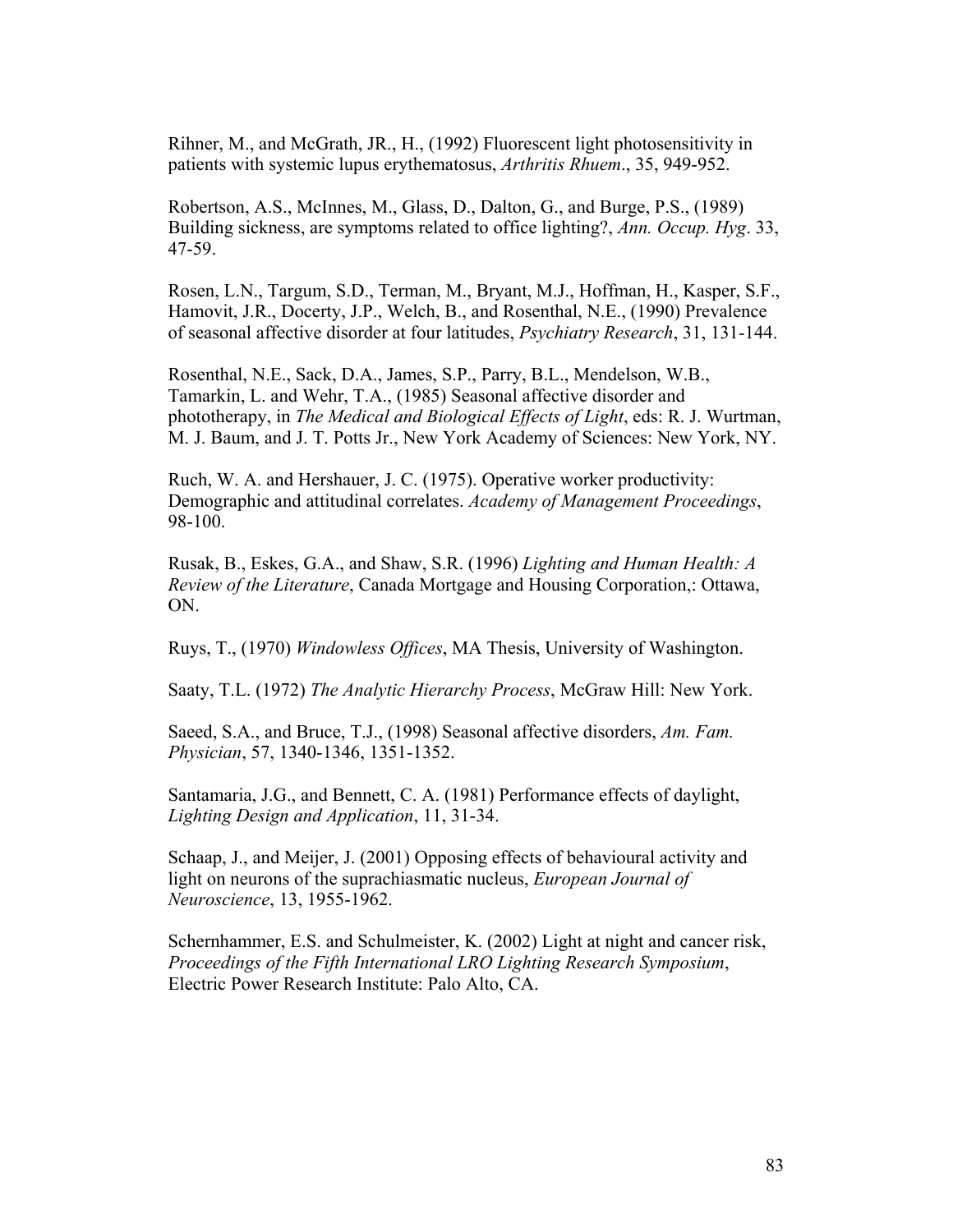Rihner, M., and McGrath, JR., H., (1992) Fluorescent light photosensitivity in patients with systemic lupus erythematosus, *Arthritis Rhuem*., 35, 949-952.

Robertson, A.S., McInnes, M., Glass, D., Dalton, G., and Burge, P.S., (1989) Building sickness, are symptoms related to office lighting?, *Ann. Occup. Hyg*. 33, 47-59.

Rosen, L.N., Targum, S.D., Terman, M., Bryant, M.J., Hoffman, H., Kasper, S.F., Hamovit, J.R., Docerty, J.P., Welch, B., and Rosenthal, N.E., (1990) Prevalence of seasonal affective disorder at four latitudes, *Psychiatry Research*, 31, 131-144.

Rosenthal, N.E., Sack, D.A., James, S.P., Parry, B.L., Mendelson, W.B., Tamarkin, L. and Wehr, T.A., (1985) Seasonal affective disorder and phototherapy, in *The Medical and Biological Effects of Light*, eds: R. J. Wurtman, M. J. Baum, and J. T. Potts Jr., New York Academy of Sciences: New York, NY.

Ruch, W. A. and Hershauer, J. C. (1975). Operative worker productivity: Demographic and attitudinal correlates. *Academy of Management Proceedings*, 98-100.

Rusak, B., Eskes, G.A., and Shaw, S.R. (1996) *Lighting and Human Health: A Review of the Literature*, Canada Mortgage and Housing Corporation,: Ottawa, ON.

Ruys, T., (1970) *Windowless Offices*, MA Thesis, University of Washington.

Saaty, T.L. (1972) *The Analytic Hierarchy Process*, McGraw Hill: New York.

Saeed, S.A., and Bruce, T.J., (1998) Seasonal affective disorders, *Am. Fam. Physician*, 57, 1340-1346, 1351-1352.

Santamaria, J.G., and Bennett, C. A. (1981) Performance effects of daylight, *Lighting Design and Application*, 11, 31-34.

Schaap, J., and Meijer, J. (2001) Opposing effects of behavioural activity and light on neurons of the suprachiasmatic nucleus, *European Journal of Neuroscience*, 13, 1955-1962.

Schernhammer, E.S. and Schulmeister, K. (2002) Light at night and cancer risk, *Proceedings of the Fifth International LRO Lighting Research Symposium*, Electric Power Research Institute: Palo Alto, CA.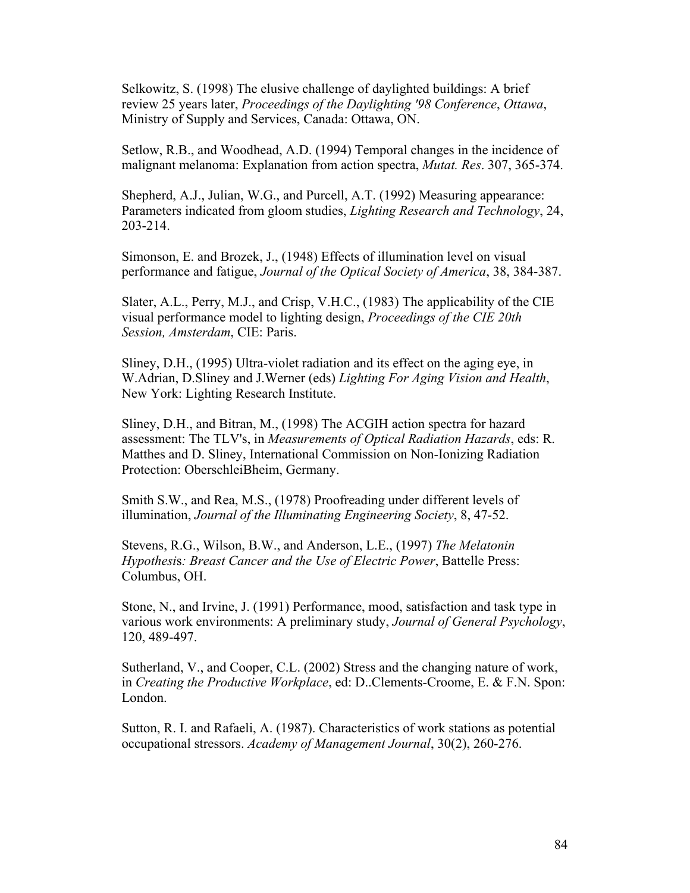Selkowitz, S. (1998) The elusive challenge of daylighted buildings: A brief review 25 years later, *Proceedings of the Daylighting '98 Conference*, *Ottawa*, Ministry of Supply and Services, Canada: Ottawa, ON.

Setlow, R.B., and Woodhead, A.D. (1994) Temporal changes in the incidence of malignant melanoma: Explanation from action spectra, *Mutat. Res*. 307, 365-374.

Shepherd, A.J., Julian, W.G., and Purcell, A.T. (1992) Measuring appearance: Parameters indicated from gloom studies, *Lighting Research and Technology*, 24, 203-214.

Simonson, E. and Brozek, J., (1948) Effects of illumination level on visual performance and fatigue, *Journal of the Optical Society of America*, 38, 384-387.

Slater, A.L., Perry, M.J., and Crisp, V.H.C., (1983) The applicability of the CIE visual performance model to lighting design, *Proceedings of the CIE 20th Session, Amsterdam*, CIE: Paris.

Sliney, D.H., (1995) Ultra-violet radiation and its effect on the aging eye, in W.Adrian, D.Sliney and J.Werner (eds) *Lighting For Aging Vision and Health*, New York: Lighting Research Institute.

Sliney, D.H., and Bitran, M., (1998) The ACGIH action spectra for hazard assessment: The TLV's, in *Measurements of Optical Radiation Hazards*, eds: R. Matthes and D. Sliney, International Commission on Non-Ionizing Radiation Protection: OberschleiBheim, Germany.

Smith S.W., and Rea, M.S., (1978) Proofreading under different levels of illumination, *Journal of the Illuminating Engineering Society*, 8, 47-52.

Stevens, R.G., Wilson, B.W., and Anderson, L.E., (1997) *The Melatonin Hypothesis: Breast Cancer and the Use of Electric Power*, Battelle Press: Columbus, OH.

Stone, N., and Irvine, J. (1991) Performance, mood, satisfaction and task type in various work environments: A preliminary study, *Journal of General Psychology*, 120, 489-497.

Sutherland, V., and Cooper, C.L. (2002) Stress and the changing nature of work, in *Creating the Productive Workplace*, ed: D..Clements-Croome, E. & F.N. Spon: London.

Sutton, R. I. and Rafaeli, A. (1987). Characteristics of work stations as potential occupational stressors. *Academy of Management Journal*, 30(2), 260-276.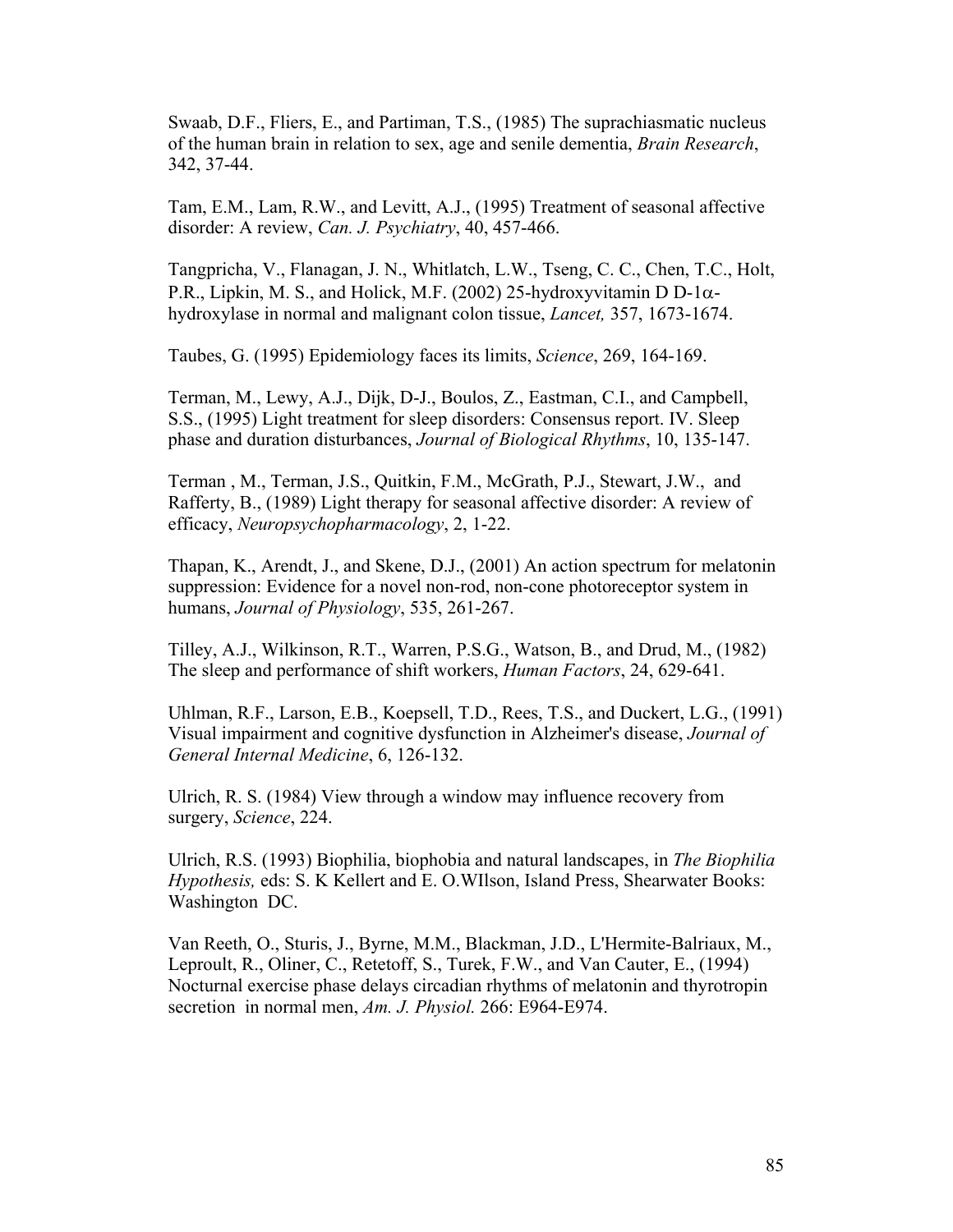Swaab, D.F., Fliers, E., and Partiman, T.S., (1985) The suprachiasmatic nucleus of the human brain in relation to sex, age and senile dementia, *Brain Research*, 342, 37-44.

Tam, E.M., Lam, R.W., and Levitt, A.J., (1995) Treatment of seasonal affective disorder: A review, *Can. J. Psychiatry*, 40, 457-466.

Tangpricha, V., Flanagan, J. N., Whitlatch, L.W., Tseng, C. C., Chen, T.C., Holt, P.R., Lipkin, M. S., and Holick, M.F. (2002) 25-hydroxyvitamin D D-1$\alpha$-hydroxylase in normal and malignant colon tissue, *Lancet,* 357, 1673-1674.

Taubes, G. (1995) Epidemiology faces its limits, *Science*, 269, 164-169.

Terman, M., Lewy, A.J., Dijk, D-J., Boulos, Z., Eastman, C.I., and Campbell, S.S., (1995) Light treatment for sleep disorders: Consensus report. IV. Sleep phase and duration disturbances, *Journal of Biological Rhythms*, 10, 135-147.

Terman , M., Terman, J.S., Quitkin, F.M., McGrath, P.J., Stewart, J.W., and Rafferty, B., (1989) Light therapy for seasonal affective disorder: A review of efficacy, *Neuropsychopharmacology*, 2, 1-22.

Thapan, K., Arendt, J., and Skene, D.J., (2001) An action spectrum for melatonin suppression: Evidence for a novel non-rod, non-cone photoreceptor system in humans, *Journal of Physiology*, 535, 261-267.

Tilley, A.J., Wilkinson, R.T., Warren, P.S.G., Watson, B., and Drud, M., (1982) The sleep and performance of shift workers, *Human Factors*, 24, 629-641.

Uhlman, R.F., Larson, E.B., Koepsell, T.D., Rees, T.S., and Duckert, L.G., (1991) Visual impairment and cognitive dysfunction in Alzheimer's disease, *Journal of General Internal Medicine*, 6, 126-132.

Ulrich, R. S. (1984) View through a window may influence recovery from surgery, *Science*, 224.

Ulrich, R.S. (1993) Biophilia, biophobia and natural landscapes, in *The Biophilia Hypothesis,* eds: S. K Kellert and E. O.WIlson, Island Press, Shearwater Books: Washington DC.

Van Reeth, O., Sturis, J., Byrne, M.M., Blackman, J.D., L'Hermite-Balriaux, M., Leproult, R., Oliner, C., Retetoff, S., Turek, F.W., and Van Cauter, E., (1994) Nocturnal exercise phase delays circadian rhythms of melatonin and thyrotropin secretion in normal men, *Am. J. Physiol.* 266: E964-E974.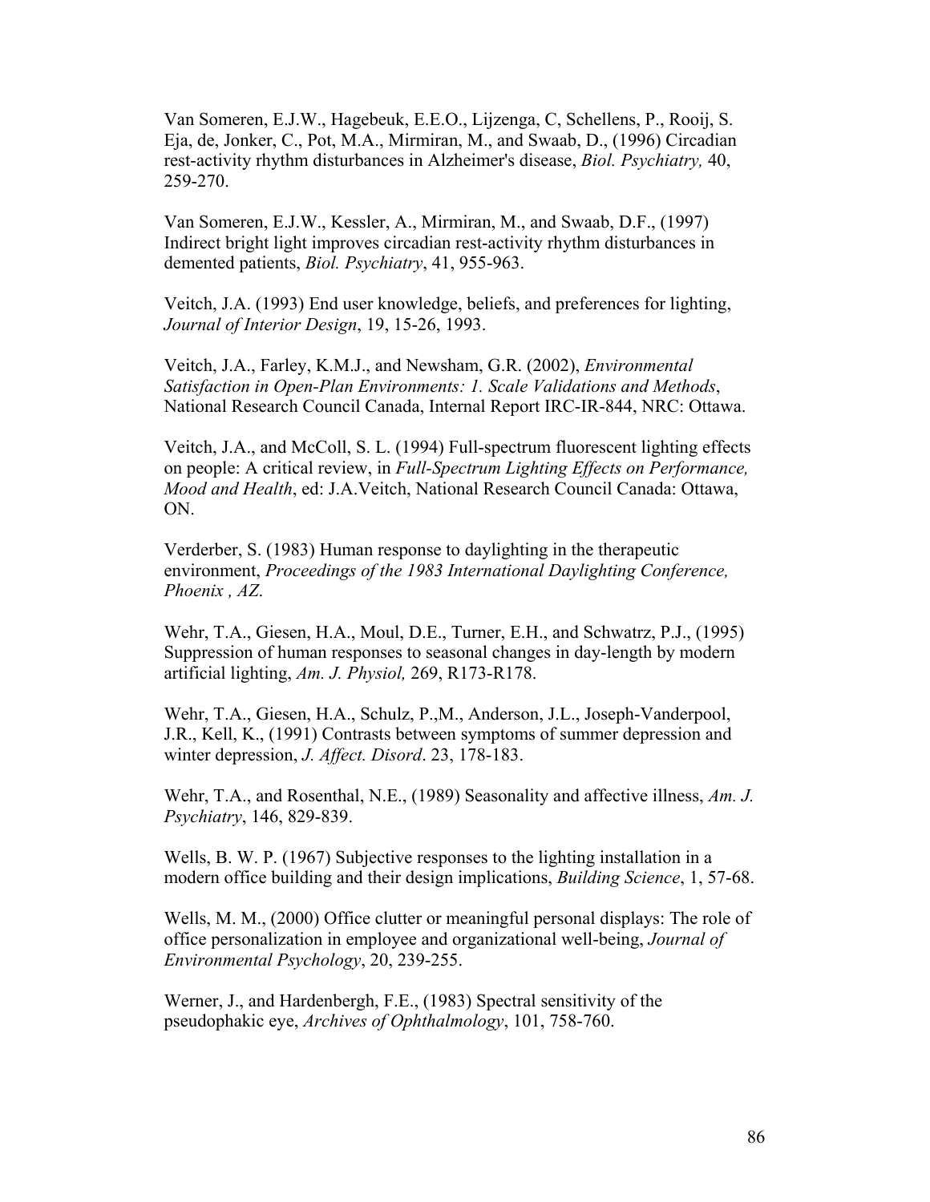Van Someren, E.J.W., Hagebeuk, E.E.O., Lijzenga, C, Schellens, P., Rooij, S. Eja, de, Jonker, C., Pot, M.A., Mirmiran, M., and Swaab, D., (1996) Circadian rest-activity rhythm disturbances in Alzheimer's disease, *Biol. Psychiatry,* 40, 259-270.

Van Someren, E.J.W., Kessler, A., Mirmiran, M., and Swaab, D.F., (1997) Indirect bright light improves circadian rest-activity rhythm disturbances in demented patients, *Biol. Psychiatry*, 41, 955-963.

Veitch, J.A. (1993) End user knowledge, beliefs, and preferences for lighting, *Journal of Interior Design*, 19, 15-26, 1993.

Veitch, J.A., Farley, K.M.J., and Newsham, G.R. (2002), *Environmental Satisfaction in Open-Plan Environments: 1. Scale Validations and Methods*, National Research Council Canada, Internal Report IRC-IR-844, NRC: Ottawa.

Veitch, J.A., and McColl, S. L. (1994) Full-spectrum fluorescent lighting effects on people: A critical review, in *Full-Spectrum Lighting Effects on Performance, Mood and Health*, ed: J.A.Veitch, National Research Council Canada: Ottawa, ON.

Verderber, S. (1983) Human response to daylighting in the therapeutic environment, *Proceedings of the 1983 International Daylighting Conference, Phoenix , AZ*.

Wehr, T.A., Giesen, H.A., Moul, D.E., Turner, E.H., and Schwatrz, P.J., (1995) Suppression of human responses to seasonal changes in day-length by modern artificial lighting, *Am. J. Physiol,* 269, R173-R178.

Wehr, T.A., Giesen, H.A., Schulz, P.,M., Anderson, J.L., Joseph-Vanderpool, J.R., Kell, K., (1991) Contrasts between symptoms of summer depression and winter depression, *J. Affect. Disord*. 23, 178-183.

Wehr, T.A., and Rosenthal, N.E., (1989) Seasonality and affective illness, *Am. J. Psychiatry*, 146, 829-839.

Wells, B. W. P. (1967) Subjective responses to the lighting installation in a modern office building and their design implications, *Building Science*, 1, 57-68.

Wells, M. M., (2000) Office clutter or meaningful personal displays: The role of office personalization in employee and organizational well-being, *Journal of Environmental Psychology*, 20, 239-255.

Werner, J., and Hardenbergh, F.E., (1983) Spectral sensitivity of the pseudophakic eye, *Archives of Ophthalmology*, 101, 758-760.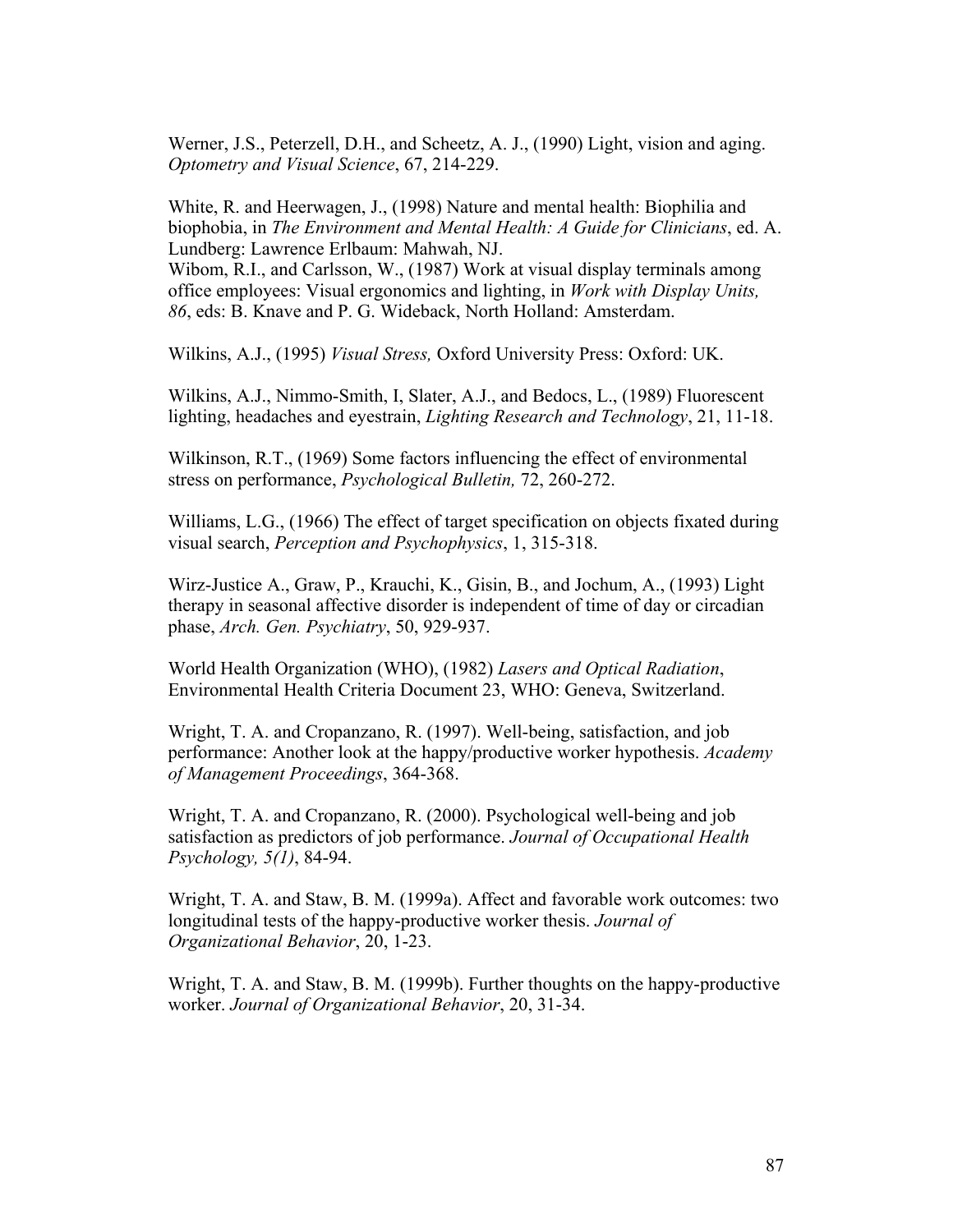Werner, J.S., Peterzell, D.H., and Scheetz, A. J., (1990) Light, vision and aging. *Optometry and Visual Science*, 67, 214-229.

White, R. and Heerwagen, J., (1998) Nature and mental health: Biophilia and biophobia, in *The Environment and Mental Health: A Guide for Clinicians*, ed. A. Lundberg: Lawrence Erlbaum: Mahwah, NJ.
Wibom, R.I., and Carlsson, W., (1987) Work at visual display terminals among office employees: Visual ergonomics and lighting, in *Work with Display Units, 86*, eds: B. Knave and P. G. Wideback, North Holland: Amsterdam.

Wilkins, A.J., (1995) *Visual Stress,* Oxford University Press: Oxford: UK.

Wilkins, A.J., Nimmo-Smith, I, Slater, A.J., and Bedocs, L., (1989) Fluorescent lighting, headaches and eyestrain, *Lighting Research and Technology*, 21, 11-18.

Wilkinson, R.T., (1969) Some factors influencing the effect of environmental stress on performance, *Psychological Bulletin,* 72, 260-272.

Williams, L.G., (1966) The effect of target specification on objects fixated during visual search, *Perception and Psychophysics*, 1, 315-318.

Wirz-Justice A., Graw, P., Krauchi, K., Gisin, B., and Jochum, A., (1993) Light therapy in seasonal affective disorder is independent of time of day or circadian phase, *Arch. Gen. Psychiatry*, 50, 929-937.

World Health Organization (WHO), (1982) *Lasers and Optical Radiation*, Environmental Health Criteria Document 23, WHO: Geneva, Switzerland.

Wright, T. A. and Cropanzano, R. (1997). Well-being, satisfaction, and job performance: Another look at the happy/productive worker hypothesis. *Academy of Management Proceedings*, 364-368.

Wright, T. A. and Cropanzano, R. (2000). Psychological well-being and job satisfaction as predictors of job performance. *Journal of Occupational Health Psychology, 5(1)*, 84-94.

Wright, T. A. and Staw, B. M. (1999a). Affect and favorable work outcomes: two longitudinal tests of the happy-productive worker thesis. *Journal of Organizational Behavior*, 20, 1-23.

Wright, T. A. and Staw, B. M. (1999b). Further thoughts on the happy-productive worker. *Journal of Organizational Behavior*, 20, 31-34.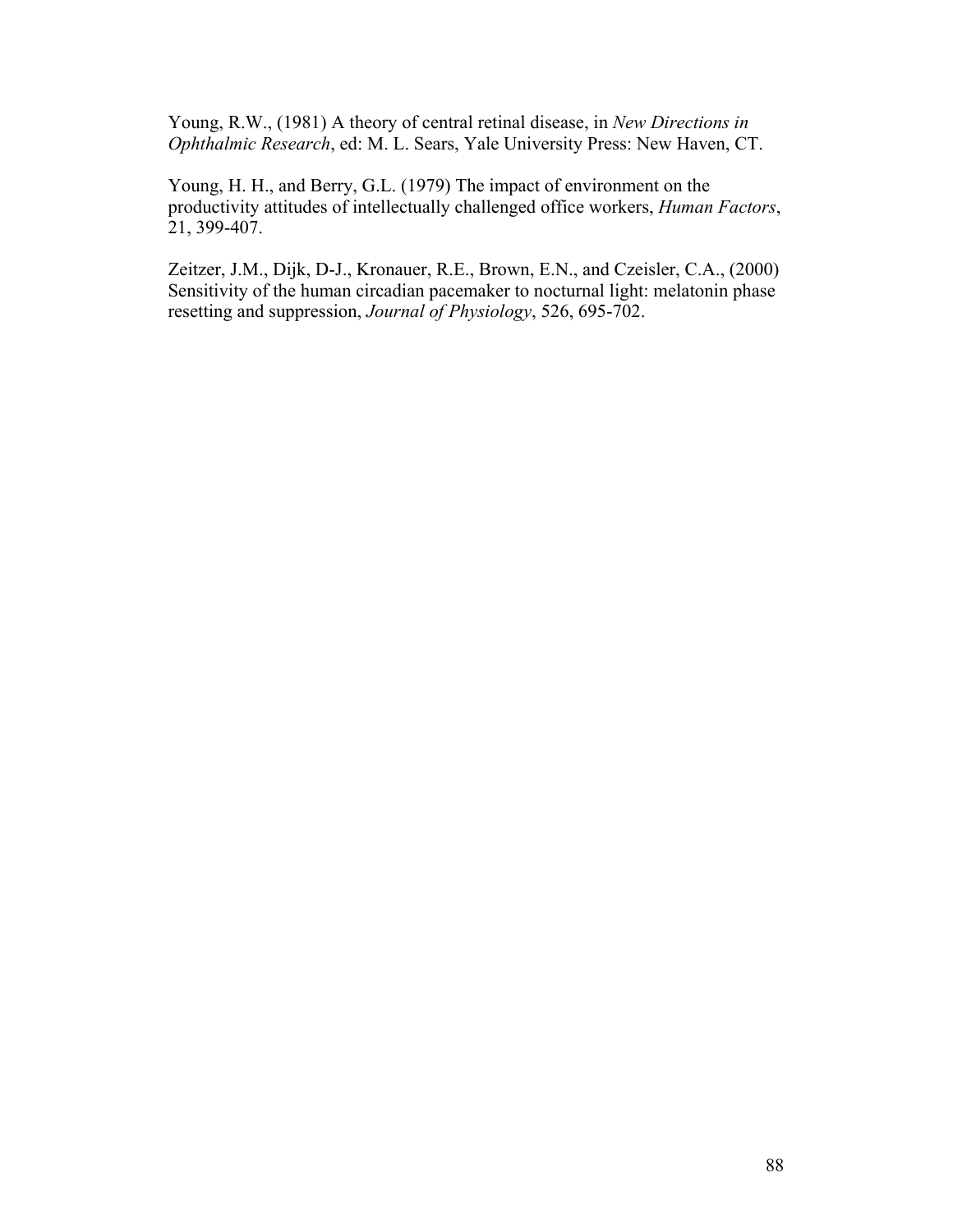Young, R.W., (1981) A theory of central retinal disease, in *New Directions in Ophthalmic Research*, ed: M. L. Sears, Yale University Press: New Haven, CT.

Young, H. H., and Berry, G.L. (1979) The impact of environment on the productivity attitudes of intellectually challenged office workers, *Human Factors*, 21, 399-407.

Zeitzer, J.M., Dijk, D-J., Kronauer, R.E., Brown, E.N., and Czeisler, C.A., (2000) Sensitivity of the human circadian pacemaker to nocturnal light: melatonin phase resetting and suppression, *Journal of Physiology*, 526, 695-702.